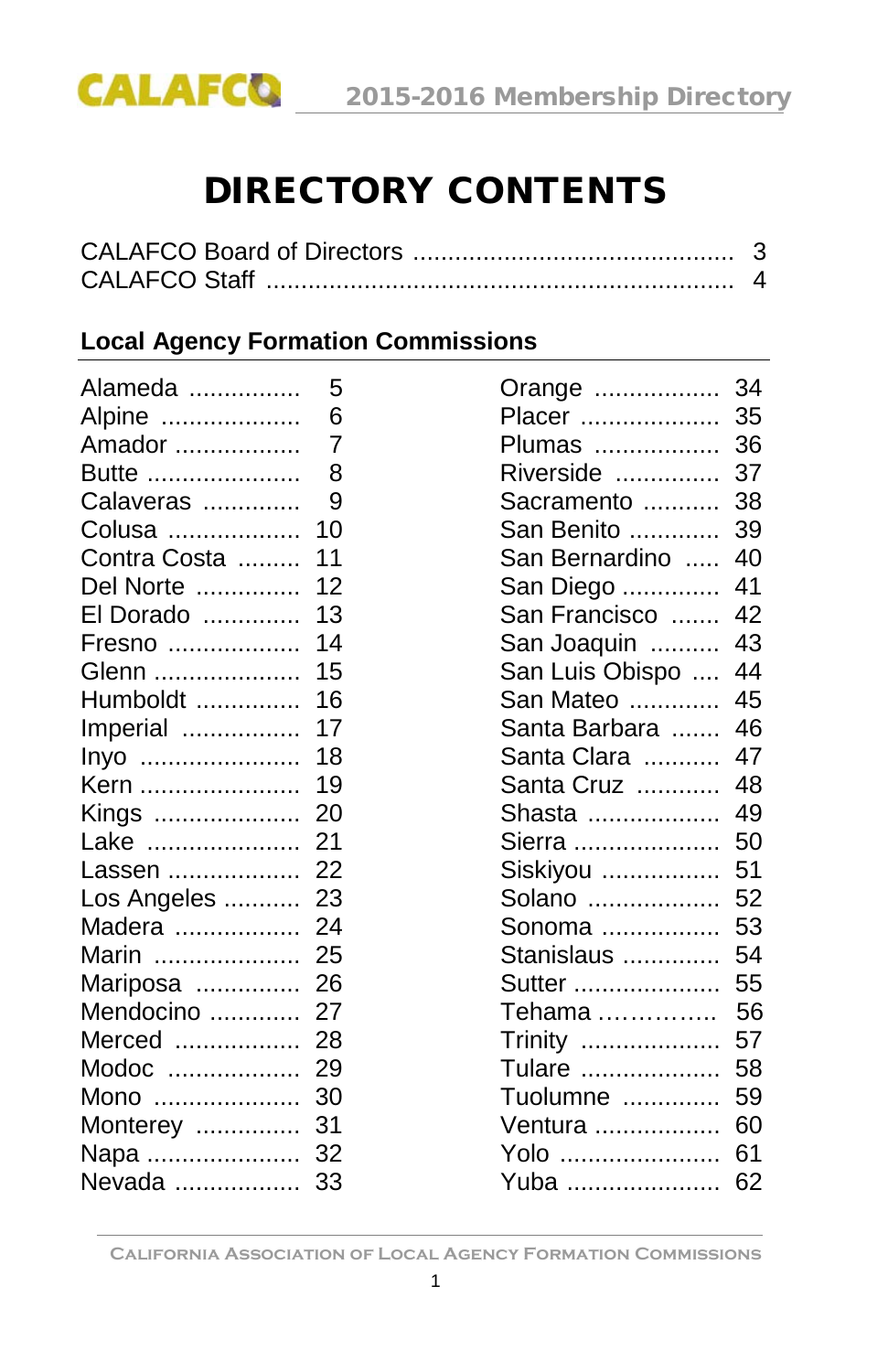# DIRECTORY CONTENTS

CALAFCO Board of Directors .............................................. 3
CALAFCO Staff ................................................................. 4

**Local Agency Formation Commissions**

| | |
|---|---|
| Alameda | 5 |
| Alpine | 6 |
| Amador | 7 |
| Butte | 8 |
| Calaveras | 9 |
| Colusa | 10 |
| Contra Costa | 11 |
| Del Norte | 12 |
| El Dorado | 13 |
| Fresno | 14 |
| Glenn | 15 |
| Humboldt | 16 |
| Imperial | 17 |
| Inyo | 18 |
| Kern | 19 |
| Kings | 20 |
| Lake | 21 |
| Lassen | 22 |
| Los Angeles | 23 |
| Madera | 24 |
| Marin | 25 |
| Mariposa | 26 |
| Mendocino | 27 |
| Merced | 28 |
| Modoc | 29 |
| Mono | 30 |
| Monterey | 31 |
| Napa | 32 |
| Nevada | 33 |
| Orange | 34 |
| Placer | 35 |
| Plumas | 36 |
| Riverside | 37 |
| Sacramento | 38 |
| San Benito | 39 |
| San Bernardino | 40 |
| San Diego | 41 |
| San Francisco | 42 |
| San Joaquin | 43 |
| San Luis Obispo | 44 |
| San Mateo | 45 |
| Santa Barbara | 46 |
| Santa Clara | 47 |
| Santa Cruz | 48 |
| Shasta | 49 |
| Sierra | 50 |
| Siskiyou | 51 |
| Solano | 52 |
| Sonoma | 53 |
| Stanislaus | 54 |
| Sutter | 55 |
| Tehama | 56 |
| Trinity | 57 |
| Tulare | 58 |
| Tuolumne | 59 |
| Ventura | 60 |
| Yolo | 61 |
| Yuba | 62 |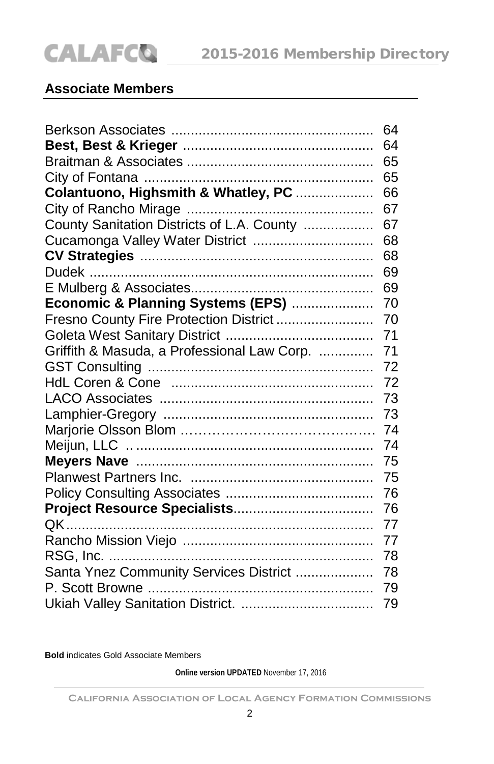## Associate Members

| | |
|---|---|
| Berkson Associates | 64 |
| **Best, Best & Krieger** | 64 |
| Braitman & Associates | 65 |
| City of Fontana | 65 |
| **Colantuono, Highsmith & Whatley, PC** | 66 |
| City of Rancho Mirage | 67 |
| County Sanitation Districts of L.A. County | 67 |
| Cucamonga Valley Water District | 68 |
| **CV Strategies** | 68 |
| Dudek | 69 |
| E Mulberg & Associates | 69 |
| **Economic & Planning Systems (EPS)** | 70 |
| Fresno County Fire Protection District | 70 |
| Goleta West Sanitary District | 71 |
| Griffith & Masuda, a Professional Law Corp. | 71 |
| GST Consulting | 72 |
| HdL Coren & Cone | 72 |
| LACO Associates | 73 |
| Lamphier-Gregory | 73 |
| Marjorie Olsson Blom | 74 |
| Meijun, LLC | 74 |
| **Meyers Nave** | 75 |
| Planwest Partners Inc. | 75 |
| Policy Consulting Associates | 76 |
| **Project Resource Specialists** | 76 |
| QK | 77 |
| Rancho Mission Viejo | 77 |
| RSG, Inc. | 78 |
| Santa Ynez Community Services District | 78 |
| P. Scott Browne | 79 |
| Ukiah Valley Sanitation District. | 79 |

**Bold** indicates Gold Associate Members

**Online version UPDATED** November 17, 2016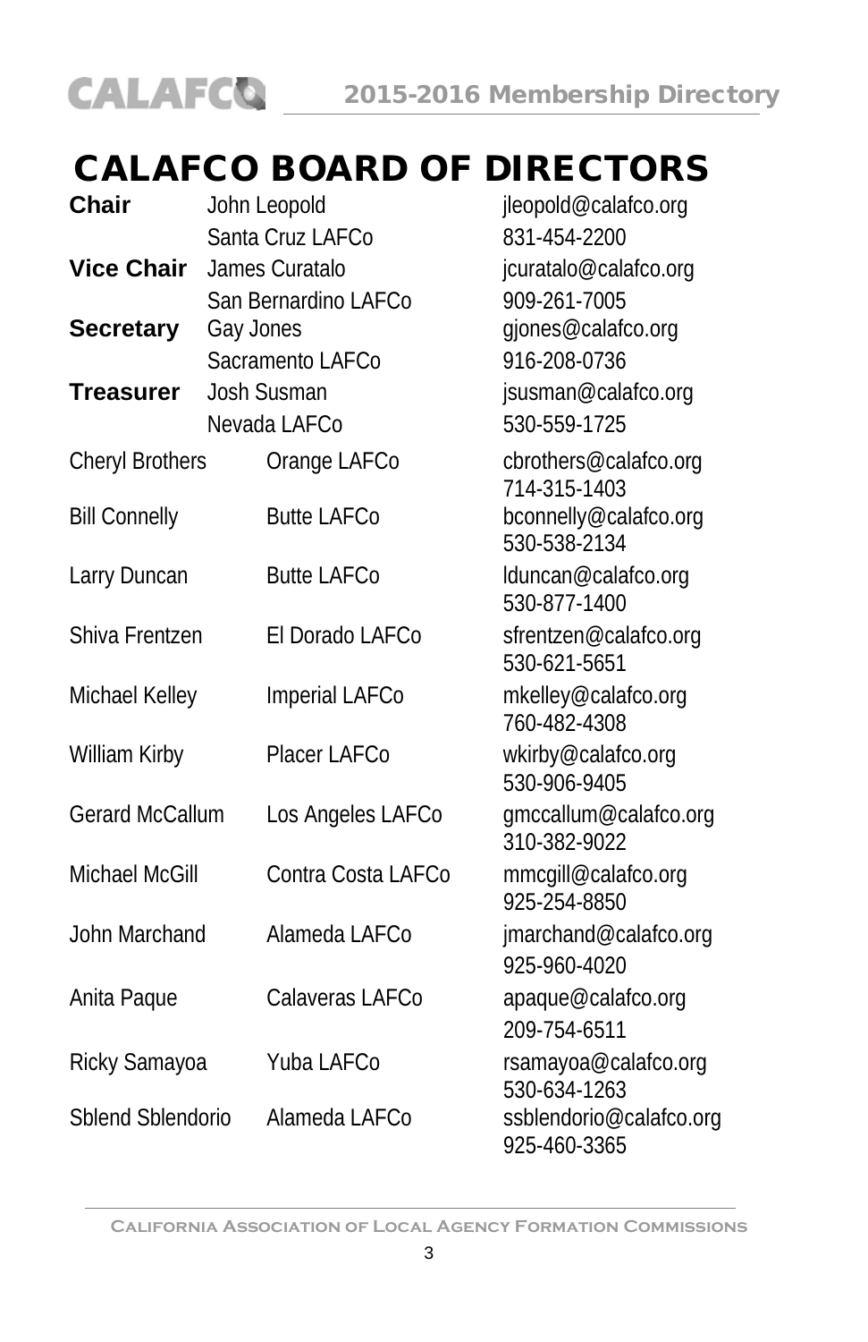# CALAFCO BOARD OF DIRECTORS

| | | |
|---|---|---|
| **Chair** | John Leopold<br>Santa Cruz LAFCo | jleopold@calafco.org<br>831-454-2200 |
| **Vice Chair** | James Curatalo<br>San Bernardino LAFCo | jcuratalo@calafco.org<br>909-261-7005 |
| **Secretary** | Gay Jones<br>Sacramento LAFCo | gjones@calafco.org<br>916-208-0736 |
| **Treasurer** | Josh Susman<br>Nevada LAFCo | jsusman@calafco.org<br>530-559-1725 |

| | | |
|---|---|---|
| Cheryl Brothers | Orange LAFCo | cbrothers@calafco.org<br>714-315-1403 |
| Bill Connelly | Butte LAFCo | bconnelly@calafco.org<br>530-538-2134 |
| Larry Duncan | Butte LAFCo | lduncan@calafco.org<br>530-877-1400 |
| Shiva Frentzen | El Dorado LAFCo | sfrentzen@calafco.org<br>530-621-5651 |
| Michael Kelley | Imperial LAFCo | mkelley@calafco.org<br>760-482-4308 |
| William Kirby | Placer LAFCo | wkirby@calafco.org<br>530-906-9405 |
| Gerard McCallum | Los Angeles LAFCo | gmccallum@calafco.org<br>310-382-9022 |
| Michael McGill | Contra Costa LAFCo | mmcgill@calafco.org<br>925-254-8850 |
| John Marchand | Alameda LAFCo | jmarchand@calafco.org<br>925-960-4020 |
| Anita Paque | Calaveras LAFCo | apaque@calafco.org<br>209-754-6511 |
| Ricky Samayoa | Yuba LAFCo | rsamayoa@calafco.org<br>530-634-1263 |
| Sblend Sblendorio | Alameda LAFCo | ssblendorio@calafco.org<br>925-460-3365 |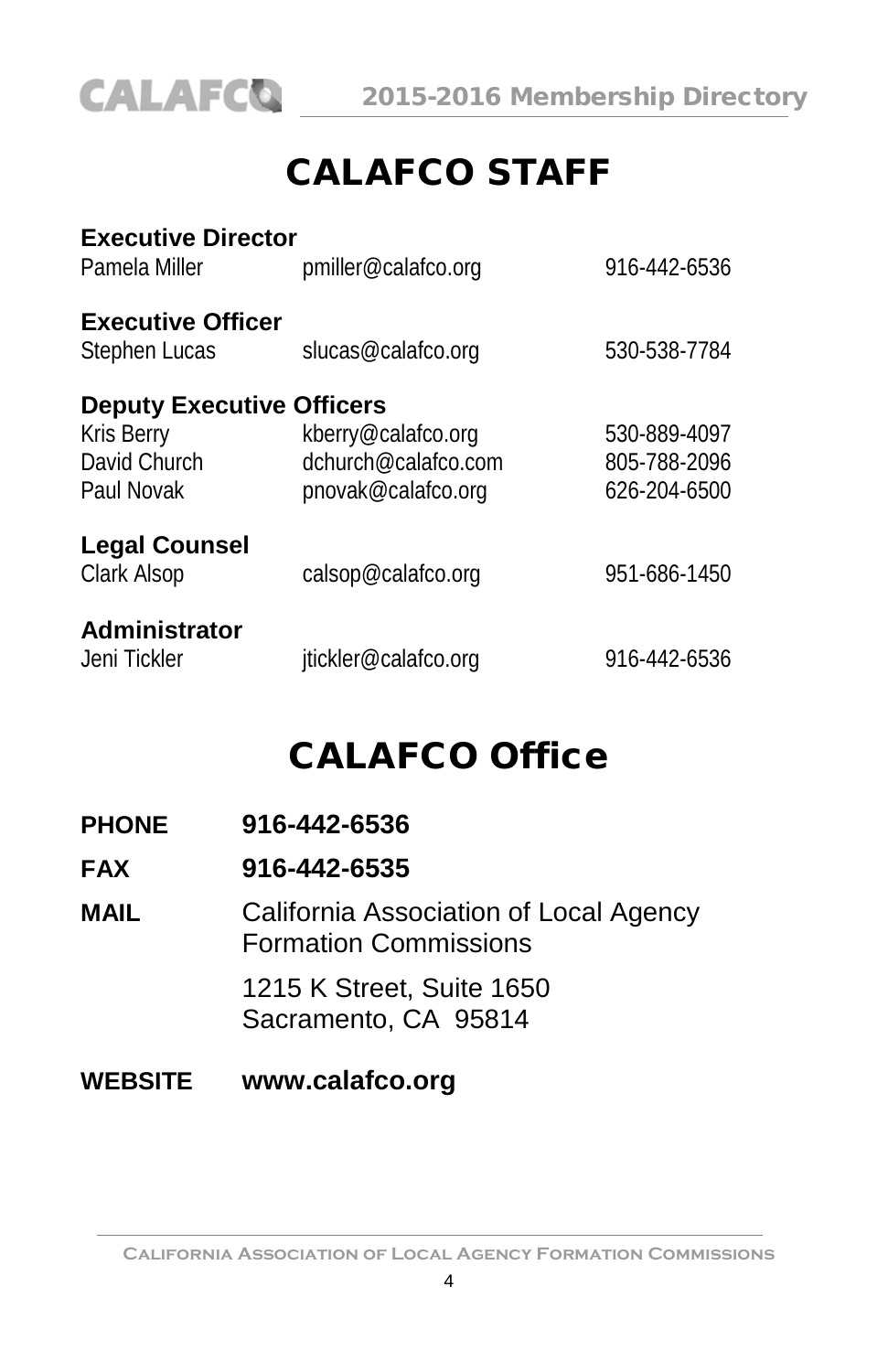# CALAFCO STAFF

**Executive Director**

| | | |
|---|---|---|
| Pamela Miller | pmiller@calafco.org | 916-442-6536 |

**Executive Officer**

| | | |
|---|---|---|
| Stephen Lucas | slucas@calafco.org | 530-538-7784 |

**Deputy Executive Officers**

| | | |
|---|---|---|
| Kris Berry | kberry@calafco.org | 530-889-4097 |
| David Church | dchurch@calafco.com | 805-788-2096 |
| Paul Novak | pnovak@calafco.org | 626-204-6500 |

**Legal Counsel**

| | | |
|---|---|---|
| Clark Alsop | calsop@calafco.org | 951-686-1450 |

**Administrator**

| | | |
|---|---|---|
| Jeni Tickler | jtickler@calafco.org | 916-442-6536 |

# CALAFCO Office

**PHONE** **916-442-6536**

**FAX** **916-442-6535**

**MAIL** California Association of Local Agency Formation Commissions

1215 K Street, Suite 1650
Sacramento, CA 95814

**WEBSITE** **www.calafco.org**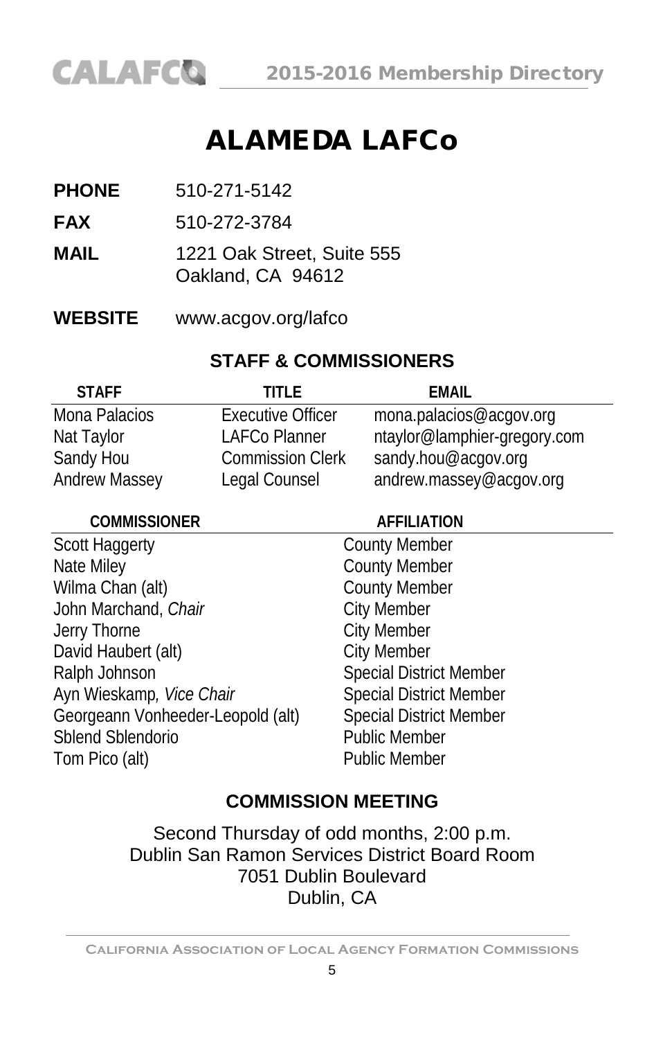# ALAMEDA LAFCo

**PHONE** 510-271-5142

**FAX** 510-272-3784

**MAIL** 1221 Oak Street, Suite 555
Oakland, CA 94612

**WEBSITE** www.acgov.org/lafco

## STAFF & COMMISSIONERS

| STAFF | TITLE | EMAIL |
|---|---|---|
| Mona Palacios | Executive Officer | mona.palacios@acgov.org |
| Nat Taylor | LAFCo Planner | ntaylor@lamphier-gregory.com |
| Sandy Hou | Commission Clerk | sandy.hou@acgov.org |
| Andrew Massey | Legal Counsel | andrew.massey@acgov.org |

| COMMISSIONER | AFFILIATION |
|---|---|
| Scott Haggerty | County Member |
| Nate Miley | County Member |
| Wilma Chan (alt) | County Member |
| John Marchand, *Chair* | City Member |
| Jerry Thorne | City Member |
| David Haubert (alt) | City Member |
| Ralph Johnson | Special District Member |
| Ayn Wieskamp*, Vice Chair* | Special District Member |
| Georgeann Vonheeder-Leopold (alt) | Special District Member |
| Sblend Sblendorio | Public Member |
| Tom Pico (alt) | Public Member |

## COMMISSION MEETING

Second Thursday of odd months, 2:00 p.m.
Dublin San Ramon Services District Board Room
7051 Dublin Boulevard
Dublin, CA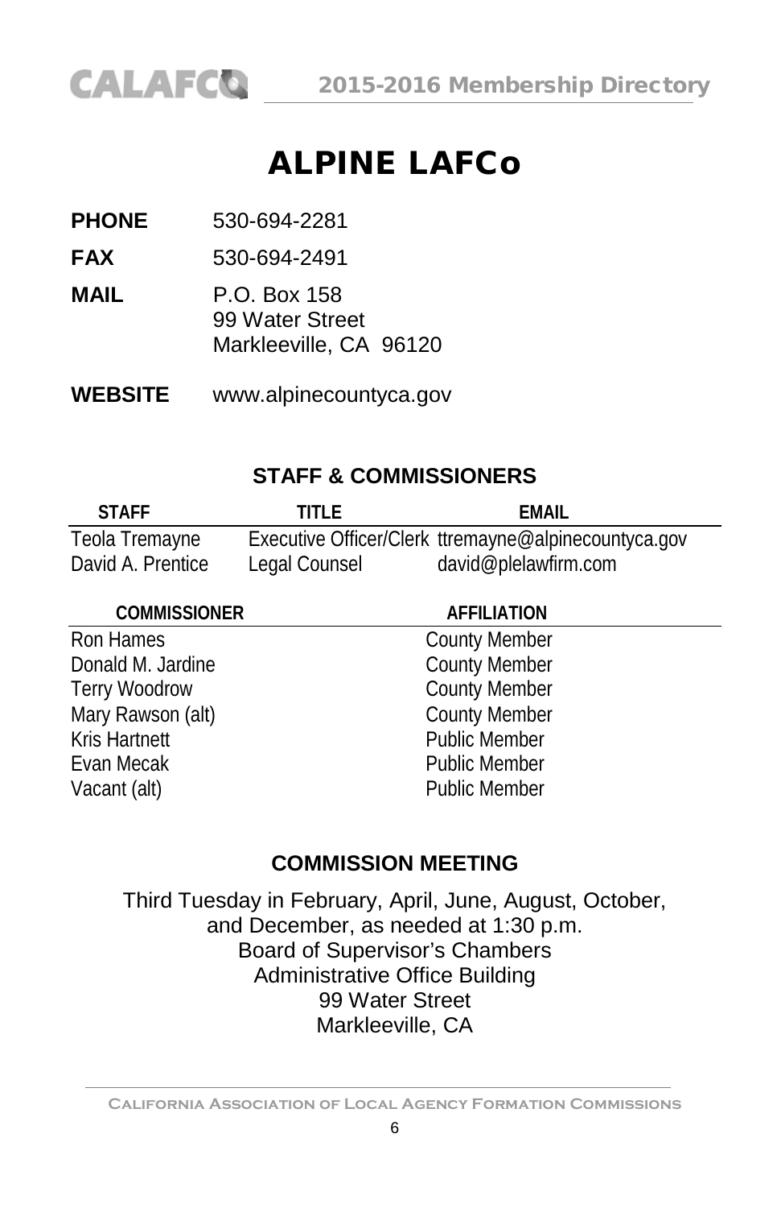# ALPINE LAFCo

**PHONE** 530-694-2281

**FAX** 530-694-2491

**MAIL** P.O. Box 158
99 Water Street
Markleeville, CA 96120

**WEBSITE** www.alpinecountyca.gov

## STAFF & COMMISSIONERS

| STAFF | TITLE | EMAIL |
|---|---|---|
| Teola Tremayne | Executive Officer/Clerk | ttremayne@alpinecountyca.gov |
| David A. Prentice | Legal Counsel | david@plelawfirm.com |

| COMMISSIONER | AFFILIATION |
|---|---|
| Ron Hames | County Member |
| Donald M. Jardine | County Member |
| Terry Woodrow | County Member |
| Mary Rawson (alt) | County Member |
| Kris Hartnett | Public Member |
| Evan Mecak | Public Member |
| Vacant (alt) | Public Member |

## COMMISSION MEETING

Third Tuesday in February, April, June, August, October, and December, as needed at 1:30 p.m.
Board of Supervisor's Chambers
Administrative Office Building
99 Water Street
Markleeville, CA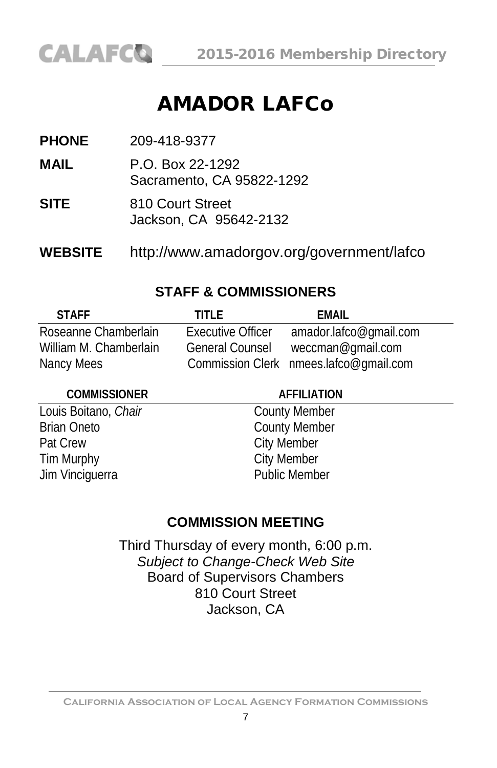# AMADOR LAFCo

**PHONE** 209-418-9377

**MAIL** P.O. Box 22-1292
Sacramento, CA 95822-1292

**SITE** 810 Court Street
Jackson, CA 95642-2132

**WEBSITE** http://www.amadorgov.org/government/lafco

## STAFF & COMMISSIONERS

| STAFF | TITLE | EMAIL |
|---|---|---|
| Roseanne Chamberlain | Executive Officer | amador.lafco@gmail.com |
| William M. Chamberlain | General Counsel | weccman@gmail.com |
| Nancy Mees | Commission Clerk | nmees.lafco@gmail.com |

| COMMISSIONER | AFFILIATION |
|---|---|
| Louis Boitano, *Chair* | County Member |
| Brian Oneto | County Member |
| Pat Crew | City Member |
| Tim Murphy | City Member |
| Jim Vinciguerra | Public Member |

## COMMISSION MEETING

Third Thursday of every month, 6:00 p.m.
*Subject to Change-Check Web Site*
Board of Supervisors Chambers
810 Court Street
Jackson, CA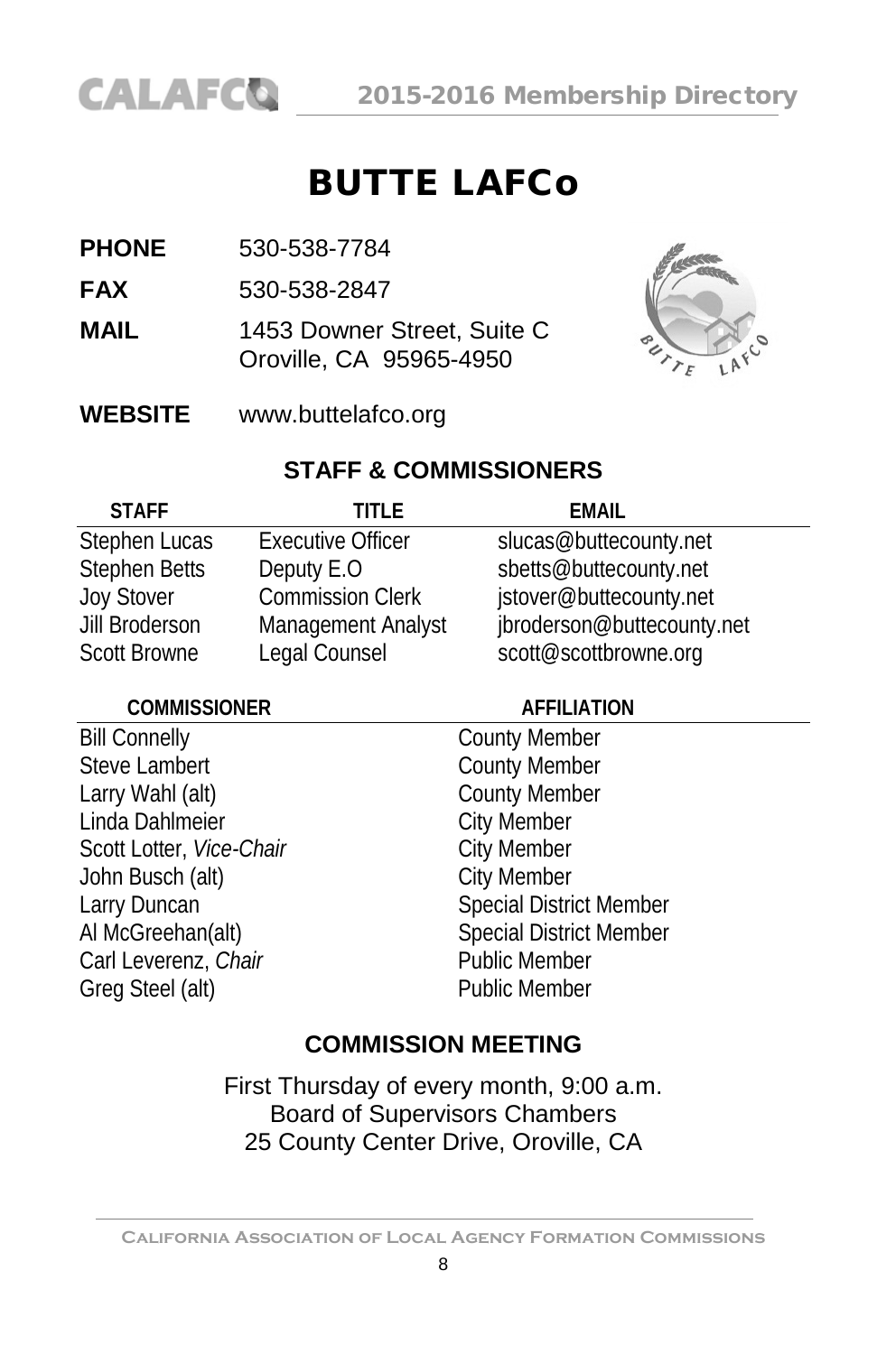# BUTTE LAFCo

**PHONE** 530-538-7784

**FAX** 530-538-2847

**MAIL** 1453 Downer Street, Suite C
Oroville, CA 95965-4950

**WEBSITE** www.buttelafco.org

## STAFF & COMMISSIONERS

| STAFF | TITLE | EMAIL |
|---|---|---|
| Stephen Lucas | Executive Officer | slucas@buttecounty.net |
| Stephen Betts | Deputy E.O | sbetts@buttecounty.net |
| Joy Stover | Commission Clerk | jstover@buttecounty.net |
| Jill Broderson | Management Analyst | jbroderson@buttecounty.net |
| Scott Browne | Legal Counsel | scott@scottbrowne.org |

| COMMISSIONER | AFFILIATION |
|---|---|
| Bill Connelly | County Member |
| Steve Lambert | County Member |
| Larry Wahl (alt) | County Member |
| Linda Dahlmeier | City Member |
| Scott Lotter, *Vice-Chair* | City Member |
| John Busch (alt) | City Member |
| Larry Duncan | Special District Member |
| Al McGreehan(alt) | Special District Member |
| Carl Leverenz, *Chair* | Public Member |
| Greg Steel (alt) | Public Member |

## COMMISSION MEETING

First Thursday of every month, 9:00 a.m.
Board of Supervisors Chambers
25 County Center Drive, Oroville, CA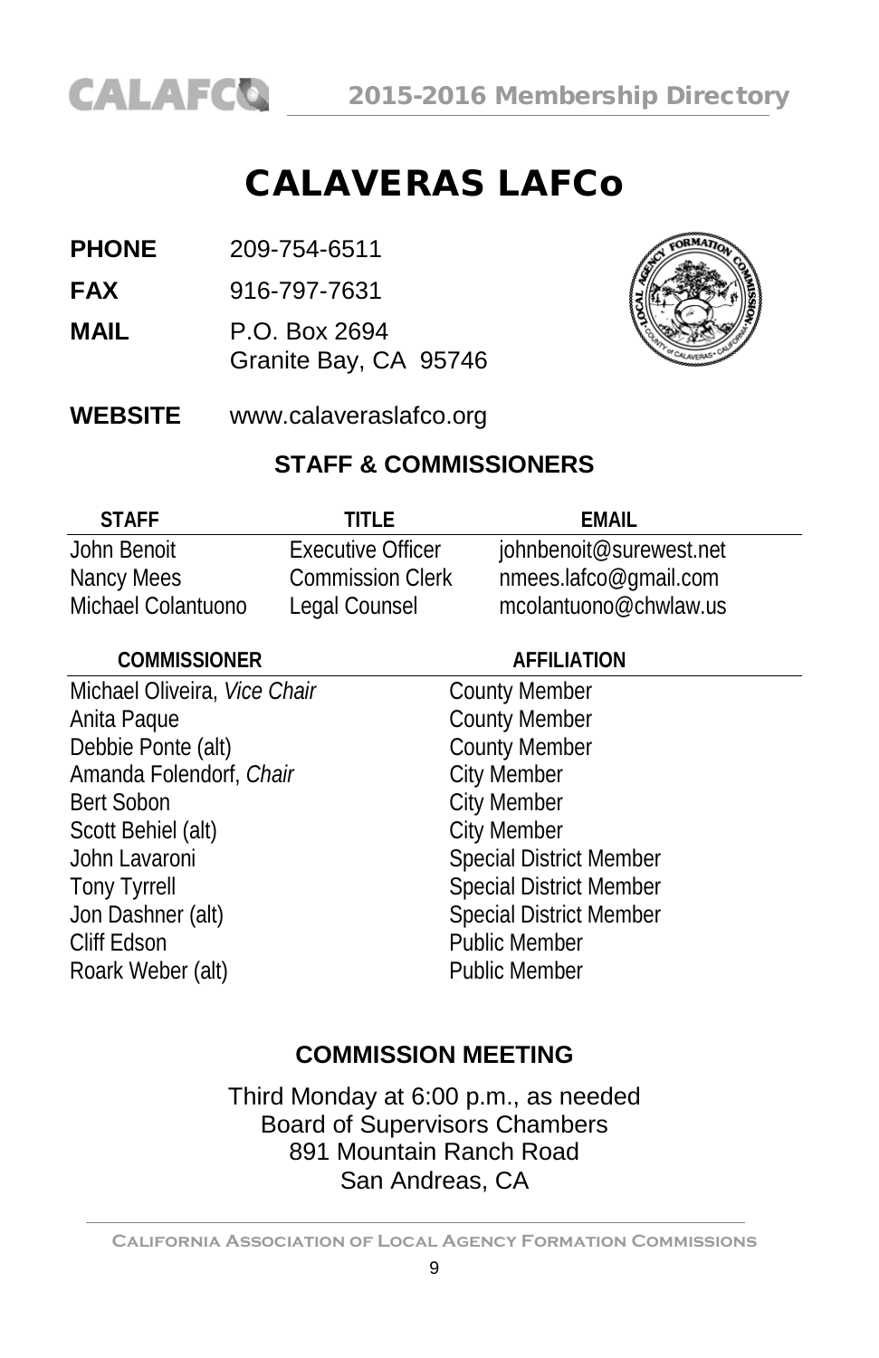# CALAVERAS LAFCo

**PHONE** 209-754-6511

**FAX** 916-797-7631

**MAIL** P.O. Box 2694
Granite Bay, CA 95746

**WEBSITE** www.calaveraslafco.org

## STAFF & COMMISSIONERS

| STAFF | TITLE | EMAIL |
|---|---|---|
| John Benoit | Executive Officer | johnbenoit@surewest.net |
| Nancy Mees | Commission Clerk | nmees.lafco@gmail.com |
| Michael Colantuono | Legal Counsel | mcolantuono@chwlaw.us |

| COMMISSIONER | AFFILIATION |
|---|---|
| Michael Oliveira, *Vice Chair* | County Member |
| Anita Paque | County Member |
| Debbie Ponte (alt) | County Member |
| Amanda Folendorf, *Chair* | City Member |
| Bert Sobon | City Member |
| Scott Behiel (alt) | City Member |
| John Lavaroni | Special District Member |
| Tony Tyrrell | Special District Member |
| Jon Dashner (alt) | Special District Member |
| Cliff Edson | Public Member |
| Roark Weber (alt) | Public Member |

## COMMISSION MEETING

Third Monday at 6:00 p.m., as needed
Board of Supervisors Chambers
891 Mountain Ranch Road
San Andreas, CA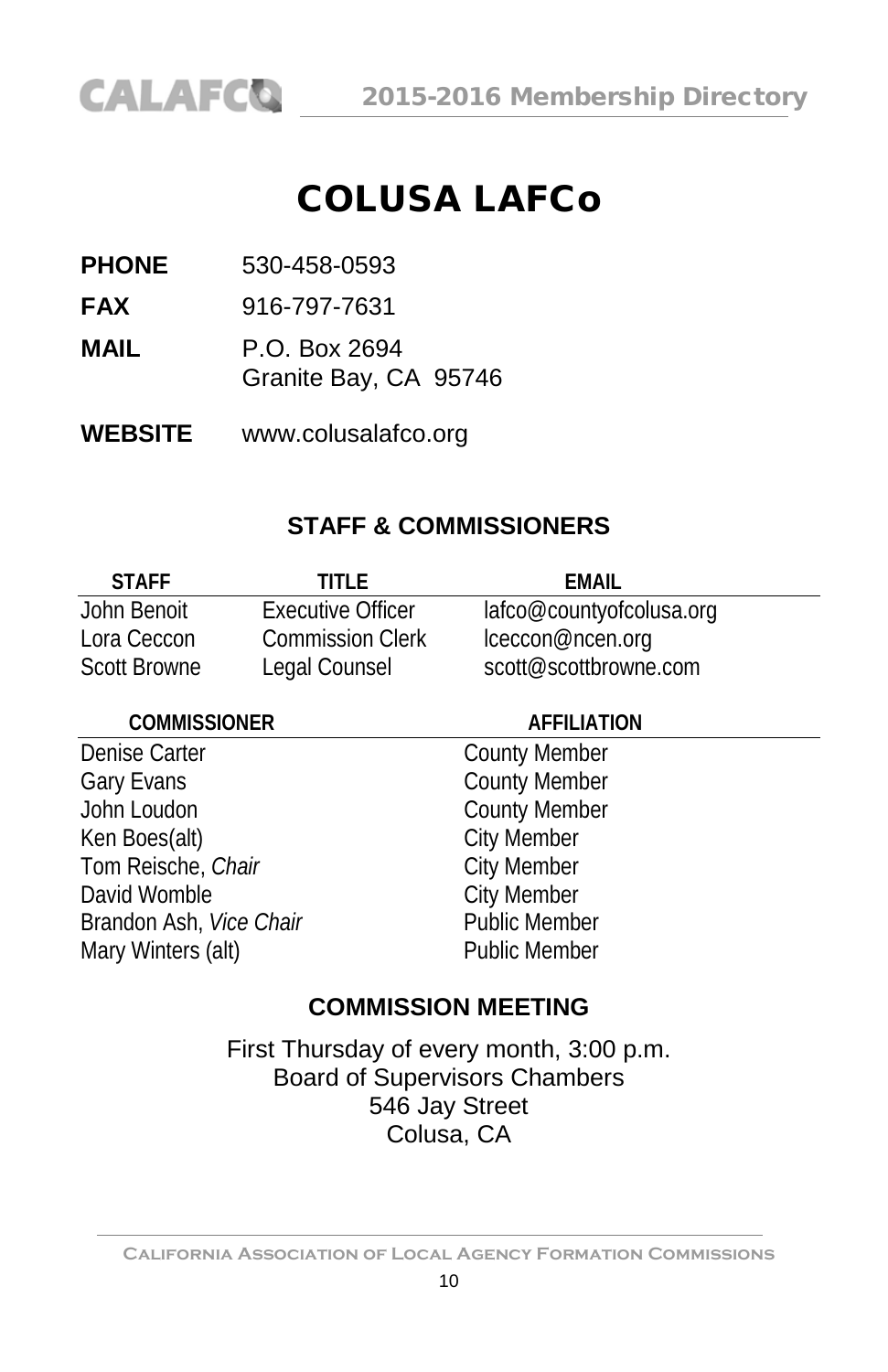# COLUSA LAFCo

**PHONE** 530-458-0593

**FAX** 916-797-7631

**MAIL** P.O. Box 2694
Granite Bay, CA 95746

**WEBSITE** www.colusalafco.org

## STAFF & COMMISSIONERS

| STAFF | TITLE | EMAIL |
|---|---|---|
| John Benoit | Executive Officer | lafco@countyofcolusa.org |
| Lora Ceccon | Commission Clerk | lceccon@ncen.org |
| Scott Browne | Legal Counsel | scott@scottbrowne.com |

| COMMISSIONER | AFFILIATION |
|---|---|
| Denise Carter | County Member |
| Gary Evans | County Member |
| John Loudon | County Member |
| Ken Boes(alt) | City Member |
| Tom Reische, *Chair* | City Member |
| David Womble | City Member |
| Brandon Ash, *Vice Chair* | Public Member |
| Mary Winters (alt) | Public Member |

## COMMISSION MEETING

First Thursday of every month, 3:00 p.m.
Board of Supervisors Chambers
546 Jay Street
Colusa, CA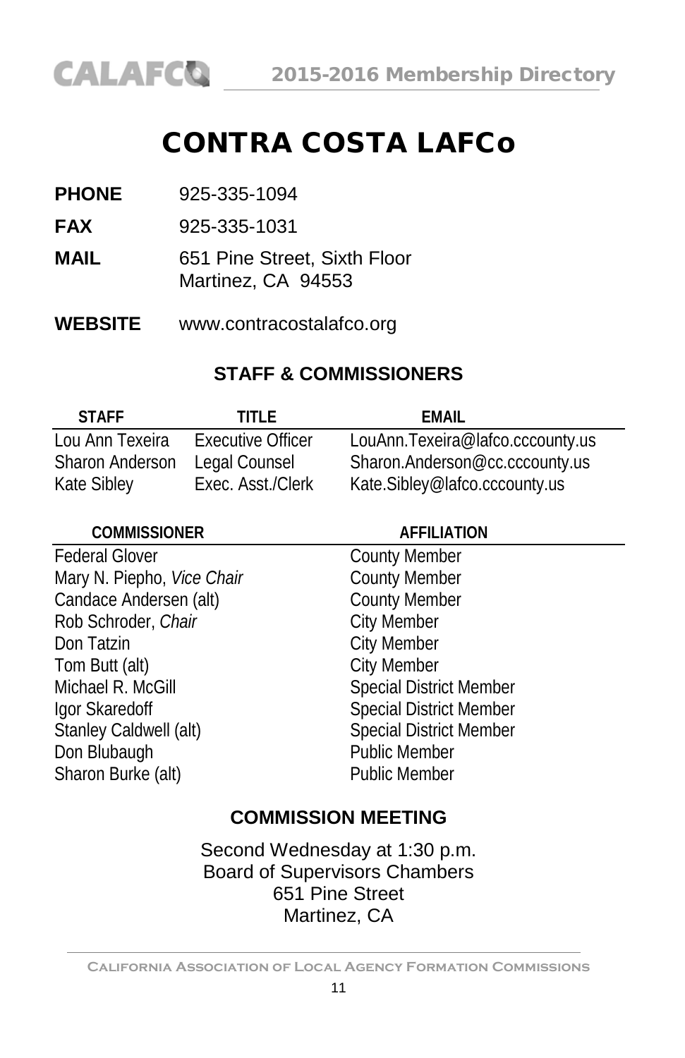# CONTRA COSTA LAFCo

**PHONE** 925-335-1094

**FAX** 925-335-1031

**MAIL** 651 Pine Street, Sixth Floor
Martinez, CA 94553

**WEBSITE** www.contracostalafco.org

## STAFF & COMMISSIONERS

| STAFF | TITLE | EMAIL |
|---|---|---|
| Lou Ann Texeira | Executive Officer | LouAnn.Texeira@lafco.cccounty.us |
| Sharon Anderson | Legal Counsel | Sharon.Anderson@cc.cccounty.us |
| Kate Sibley | Exec. Asst./Clerk | Kate.Sibley@lafco.cccounty.us |

| COMMISSIONER | AFFILIATION |
|---|---|
| Federal Glover | County Member |
| Mary N. Piepho, *Vice Chair* | County Member |
| Candace Andersen (alt) | County Member |
| Rob Schroder, *Chair* | City Member |
| Don Tatzin | City Member |
| Tom Butt (alt) | City Member |
| Michael R. McGill | Special District Member |
| Igor Skaredoff | Special District Member |
| Stanley Caldwell (alt) | Special District Member |
| Don Blubaugh | Public Member |
| Sharon Burke (alt) | Public Member |

## COMMISSION MEETING

Second Wednesday at 1:30 p.m.
Board of Supervisors Chambers
651 Pine Street
Martinez, CA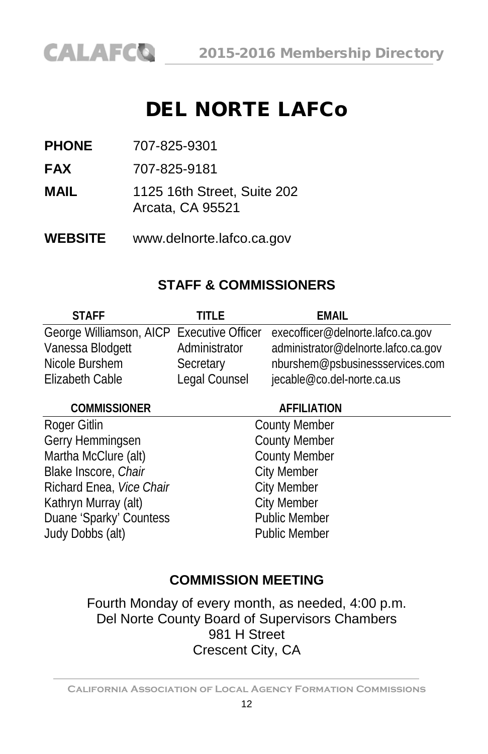# DEL NORTE LAFCo

**PHONE** 707-825-9301

**FAX** 707-825-9181

**MAIL** 1125 16th Street, Suite 202
Arcata, CA 95521

**WEBSITE** www.delnorte.lafco.ca.gov

## STAFF & COMMISSIONERS

| STAFF | TITLE | EMAIL |
|---|---|---|
| George Williamson, AICP | Executive Officer | execofficer@delnorte.lafco.ca.gov |
| Vanessa Blodgett | Administrator | administrator@delnorte.lafco.ca.gov |
| Nicole Burshem | Secretary | nburshem@psbusinessservices.com |
| Elizabeth Cable | Legal Counsel | jecable@co.del-norte.ca.us |

| COMMISSIONER | AFFILIATION |
|---|---|
| Roger Gitlin | County Member |
| Gerry Hemmingsen | County Member |
| Martha McClure (alt) | County Member |
| Blake Inscore, *Chair* | City Member |
| Richard Enea, *Vice Chair* | City Member |
| Kathryn Murray (alt) | City Member |
| Duane 'Sparky' Countess | Public Member |
| Judy Dobbs (alt) | Public Member |

## COMMISSION MEETING

Fourth Monday of every month, as needed, 4:00 p.m.
Del Norte County Board of Supervisors Chambers
981 H Street
Crescent City, CA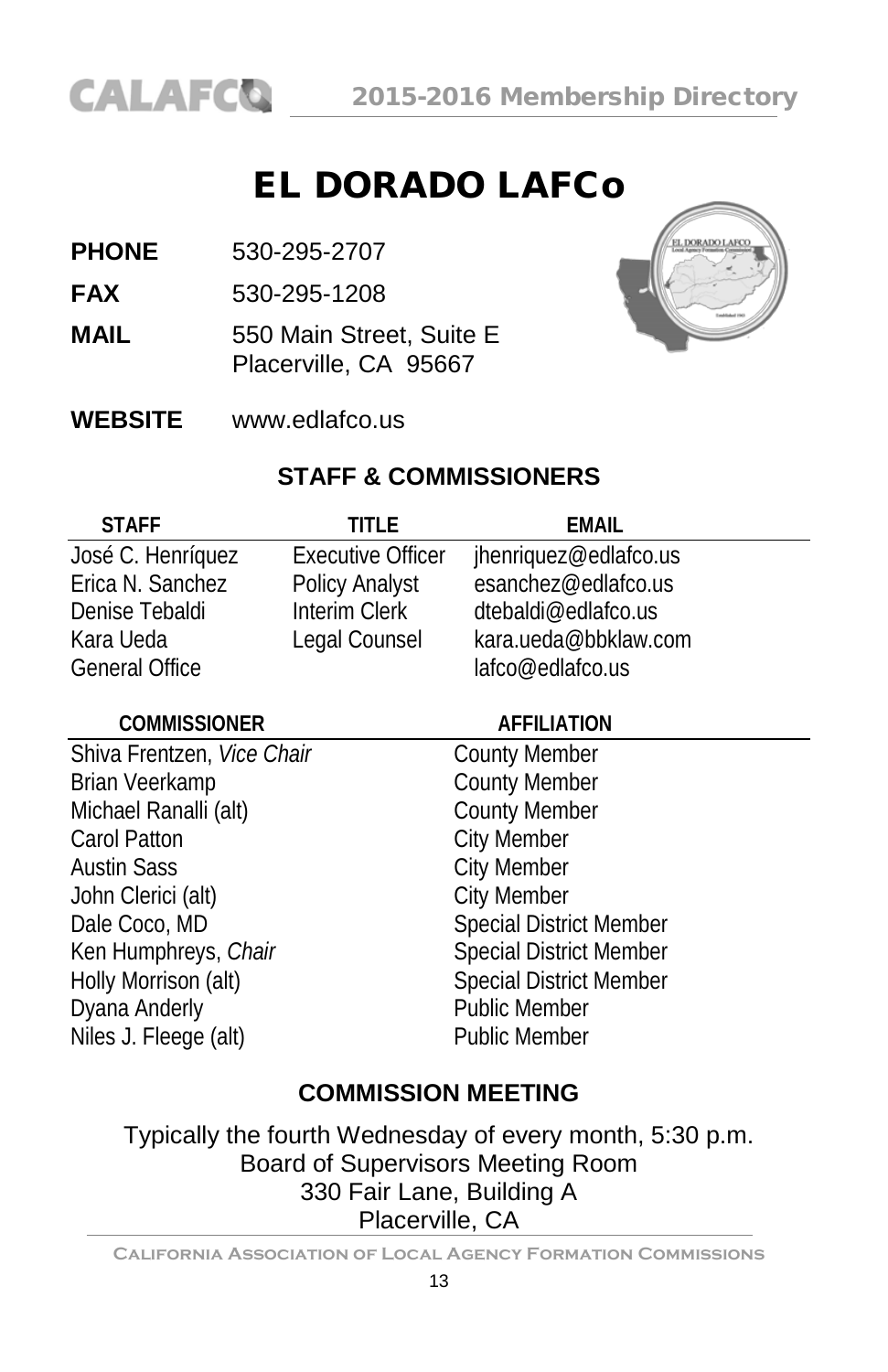# EL DORADO LAFCo

**PHONE** 530-295-2707

**FAX** 530-295-1208

**MAIL** 550 Main Street, Suite E
Placerville, CA 95667

**WEBSITE** www.edlafco.us

## STAFF & COMMISSIONERS

| STAFF | TITLE | EMAIL |
|---|---|---|
| José C. Henríquez | Executive Officer | jhenriquez@edlafco.us |
| Erica N. Sanchez | Policy Analyst | esanchez@edlafco.us |
| Denise Tebaldi | Interim Clerk | dtebaldi@edlafco.us |
| Kara Ueda | Legal Counsel | kara.ueda@bbklaw.com |
| General Office | | lafco@edlafco.us |

| COMMISSIONER | AFFILIATION |
|---|---|
| Shiva Frentzen, *Vice Chair* | County Member |
| Brian Veerkamp | County Member |
| Michael Ranalli (alt) | County Member |
| Carol Patton | City Member |
| Austin Sass | City Member |
| John Clerici (alt) | City Member |
| Dale Coco, MD | Special District Member |
| Ken Humphreys, *Chair* | Special District Member |
| Holly Morrison (alt) | Special District Member |
| Dyana Anderly | Public Member |
| Niles J. Fleege (alt) | Public Member |

## COMMISSION MEETING

Typically the fourth Wednesday of every month, 5:30 p.m.
Board of Supervisors Meeting Room
330 Fair Lane, Building A
Placerville, CA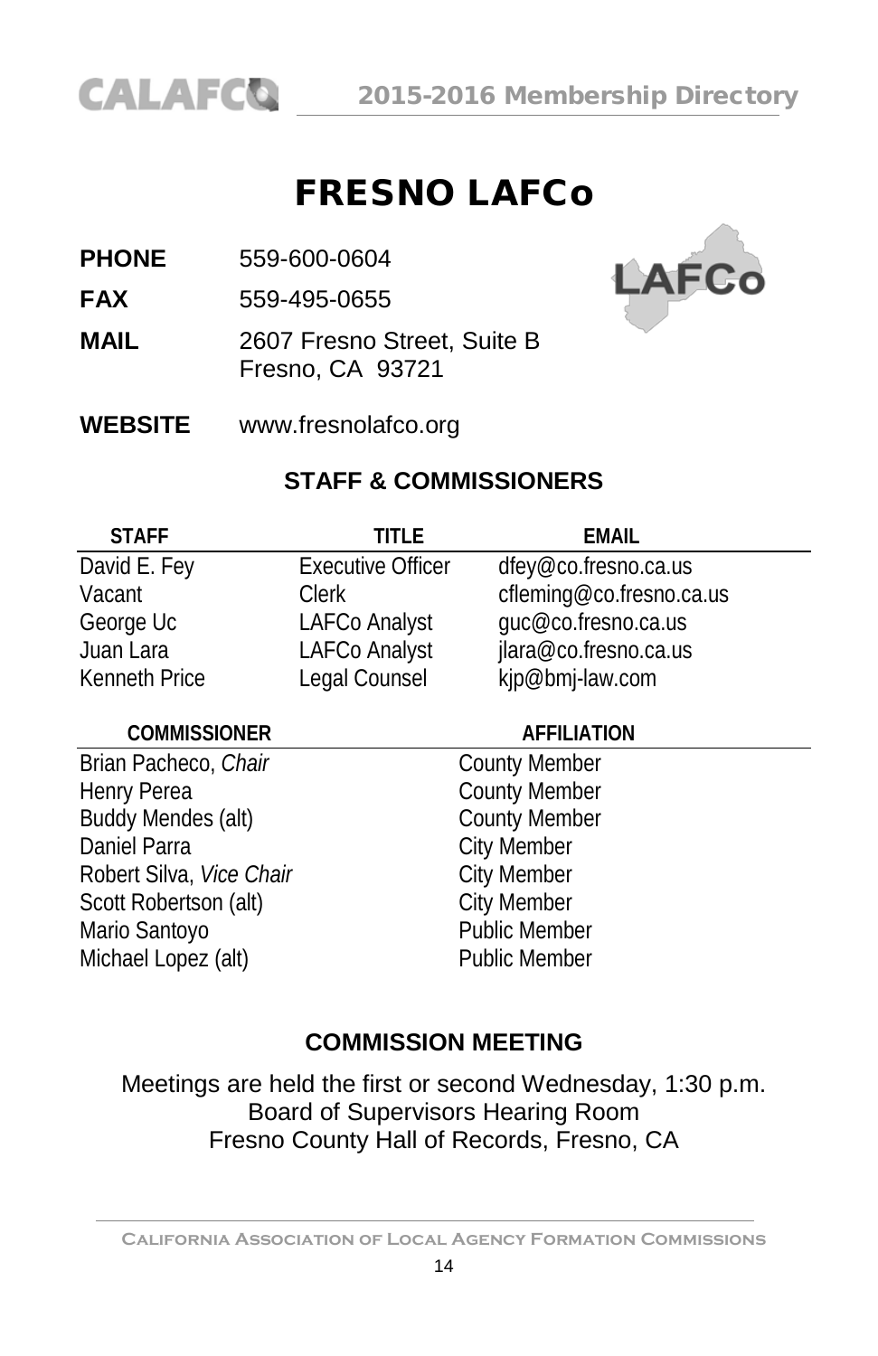# FRESNO LAFCo

**PHONE** 559-600-0604

**FAX** 559-495-0655

**MAIL** 2607 Fresno Street, Suite B
Fresno, CA 93721

**WEBSITE** www.fresnolafco.org

## STAFF & COMMISSIONERS

| STAFF | TITLE | EMAIL |
|---|---|---|
| David E. Fey | Executive Officer | dfey@co.fresno.ca.us |
| Vacant | Clerk | cfleming@co.fresno.ca.us |
| George Uc | LAFCo Analyst | guc@co.fresno.ca.us |
| Juan Lara | LAFCo Analyst | jlara@co.fresno.ca.us |
| Kenneth Price | Legal Counsel | kjp@bmj-law.com |

| COMMISSIONER | AFFILIATION |
|---|---|
| Brian Pacheco, *Chair* | County Member |
| Henry Perea | County Member |
| Buddy Mendes (alt) | County Member |
| Daniel Parra | City Member |
| Robert Silva, *Vice Chair* | City Member |
| Scott Robertson (alt) | City Member |
| Mario Santoyo | Public Member |
| Michael Lopez (alt) | Public Member |

## COMMISSION MEETING

Meetings are held the first or second Wednesday, 1:30 p.m.
Board of Supervisors Hearing Room
Fresno County Hall of Records, Fresno, CA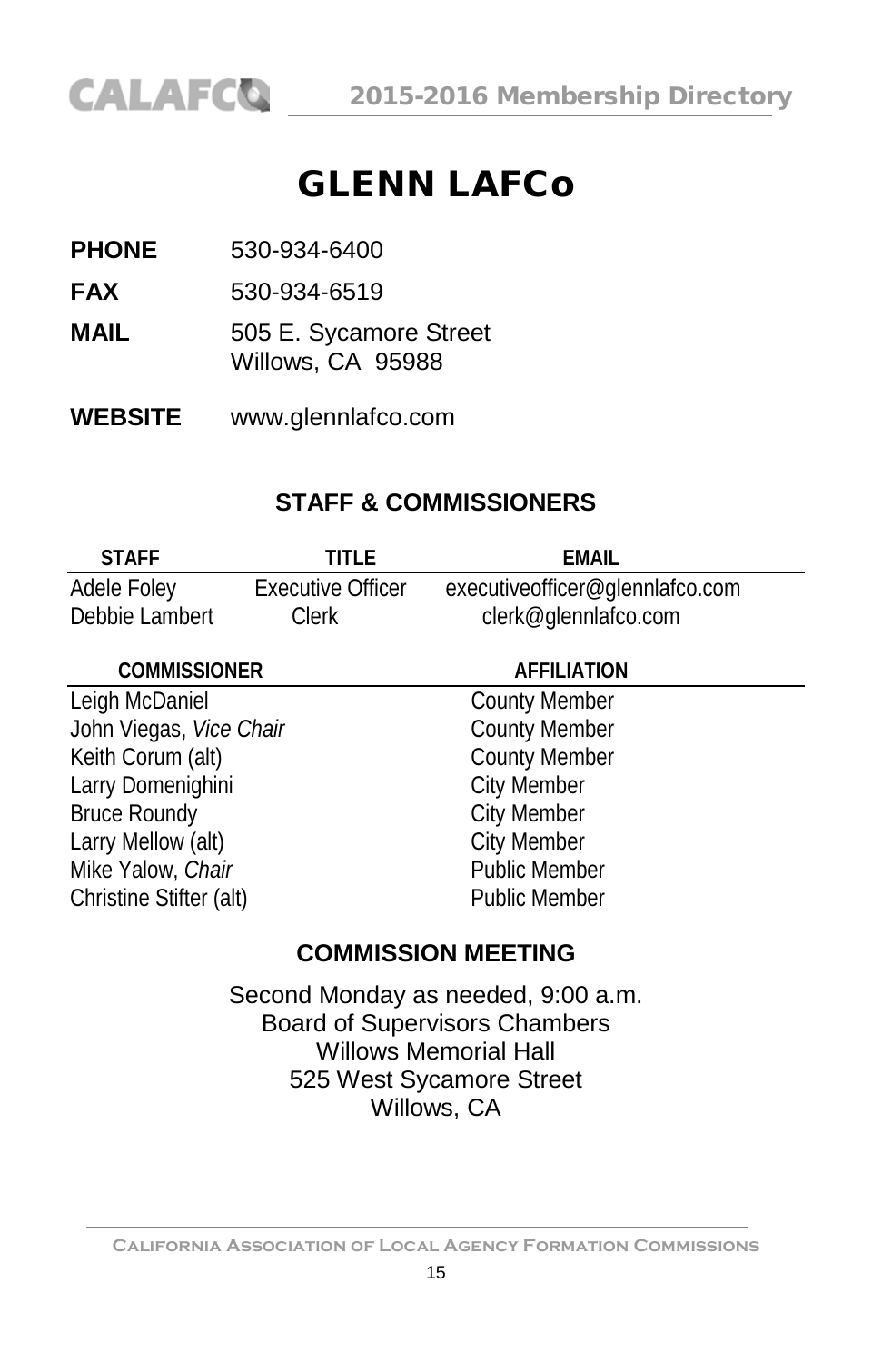# GLENN LAFCo

**PHONE** 530-934-6400

**FAX** 530-934-6519

**MAIL** 505 E. Sycamore Street
Willows, CA 95988

**WEBSITE** www.glennlafco.com

## STAFF & COMMISSIONERS

| STAFF | TITLE | EMAIL |
|---|---|---|
| Adele Foley | Executive Officer | executiveofficer@glennlafco.com |
| Debbie Lambert | Clerk | clerk@glennlafco.com |

| COMMISSIONER | AFFILIATION |
|---|---|
| Leigh McDaniel | County Member |
| John Viegas, *Vice Chair* | County Member |
| Keith Corum (alt) | County Member |
| Larry Domenighini | City Member |
| Bruce Roundy | City Member |
| Larry Mellow (alt) | City Member |
| Mike Yalow, *Chair* | Public Member |
| Christine Stifter (alt) | Public Member |

## COMMISSION MEETING

Second Monday as needed, 9:00 a.m.
Board of Supervisors Chambers
Willows Memorial Hall
525 West Sycamore Street
Willows, CA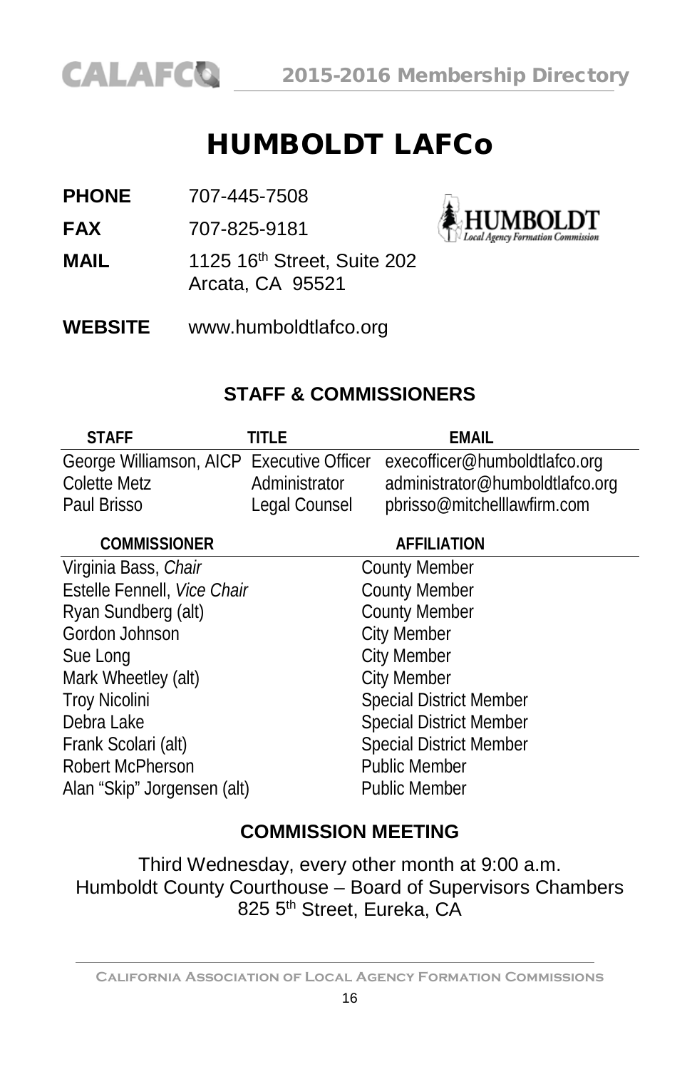# HUMBOLDT LAFCo

**PHONE** 707-445-7508

**FAX** 707-825-9181

**MAIL** 1125 16th Street, Suite 202
Arcata, CA 95521

**WEBSITE** www.humboldtlafco.org

## STAFF & COMMISSIONERS

| STAFF | TITLE | EMAIL |
|---|---|---|
| George Williamson, AICP | Executive Officer | execofficer@humboldtlafco.org |
| Colette Metz | Administrator | administrator@humboldtlafco.org |
| Paul Brisso | Legal Counsel | pbrisso@mitchelllawfirm.com |

| COMMISSIONER | AFFILIATION |
|---|---|
| Virginia Bass, *Chair* | County Member |
| Estelle Fennell, *Vice Chair* | County Member |
| Ryan Sundberg (alt) | County Member |
| Gordon Johnson | City Member |
| Sue Long | City Member |
| Mark Wheetley (alt) | City Member |
| Troy Nicolini | Special District Member |
| Debra Lake | Special District Member |
| Frank Scolari (alt) | Special District Member |
| Robert McPherson | Public Member |
| Alan "Skip" Jorgensen (alt) | Public Member |

## COMMISSION MEETING

Third Wednesday, every other month at 9:00 a.m.
Humboldt County Courthouse – Board of Supervisors Chambers
825 5th Street, Eureka, CA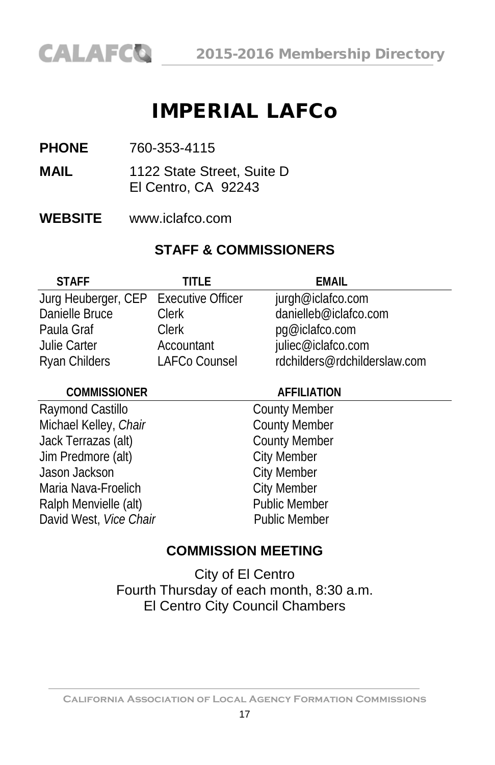# IMPERIAL LAFCo

**PHONE** 760-353-4115

**MAIL** 1122 State Street, Suite D
El Centro, CA 92243

**WEBSITE** www.iclafco.com

## STAFF & COMMISSIONERS

| STAFF | TITLE | EMAIL |
|---|---|---|
| Jurg Heuberger, CEP | Executive Officer | jurgh@iclafco.com |
| Danielle Bruce | Clerk | danielleb@iclafco.com |
| Paula Graf | Clerk | pg@iclafco.com |
| Julie Carter | Accountant | juliec@iclafco.com |
| Ryan Childers | LAFCo Counsel | rdchilders@rdchilderslaw.com |

| COMMISSIONER | AFFILIATION |
|---|---|
| Raymond Castillo | County Member |
| Michael Kelley, *Chair* | County Member |
| Jack Terrazas (alt) | County Member |
| Jim Predmore (alt) | City Member |
| Jason Jackson | City Member |
| Maria Nava-Froelich | City Member |
| Ralph Menvielle (alt) | Public Member |
| David West, *Vice Chair* | Public Member |

## COMMISSION MEETING

City of El Centro
Fourth Thursday of each month, 8:30 a.m.
El Centro City Council Chambers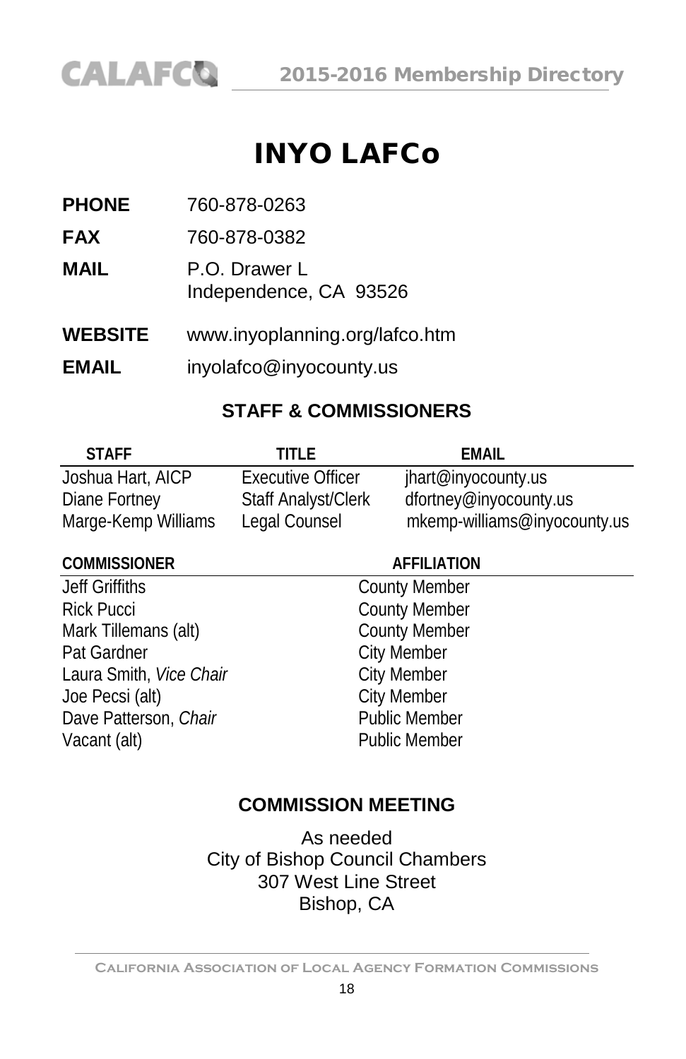# INYO LAFCo

**PHONE** 760-878-0263

**FAX** 760-878-0382

**MAIL** P.O. Drawer L
Independence, CA 93526

**WEBSITE** www.inyoplanning.org/lafco.htm

**EMAIL** inyolafco@inyocounty.us

## STAFF & COMMISSIONERS

| STAFF | TITLE | EMAIL |
|---|---|---|
| Joshua Hart, AICP | Executive Officer | jhart@inyocounty.us |
| Diane Fortney | Staff Analyst/Clerk | dfortney@inyocounty.us |
| Marge-Kemp Williams | Legal Counsel | mkemp-williams@inyocounty.us |

| COMMISSIONER | AFFILIATION |
|---|---|
| Jeff Griffiths | County Member |
| Rick Pucci | County Member |
| Mark Tillemans (alt) | County Member |
| Pat Gardner | City Member |
| Laura Smith, *Vice Chair* | City Member |
| Joe Pecsi (alt) | City Member |
| Dave Patterson, *Chair* | Public Member |
| Vacant (alt) | Public Member |

## COMMISSION MEETING

As needed
City of Bishop Council Chambers
307 West Line Street
Bishop, CA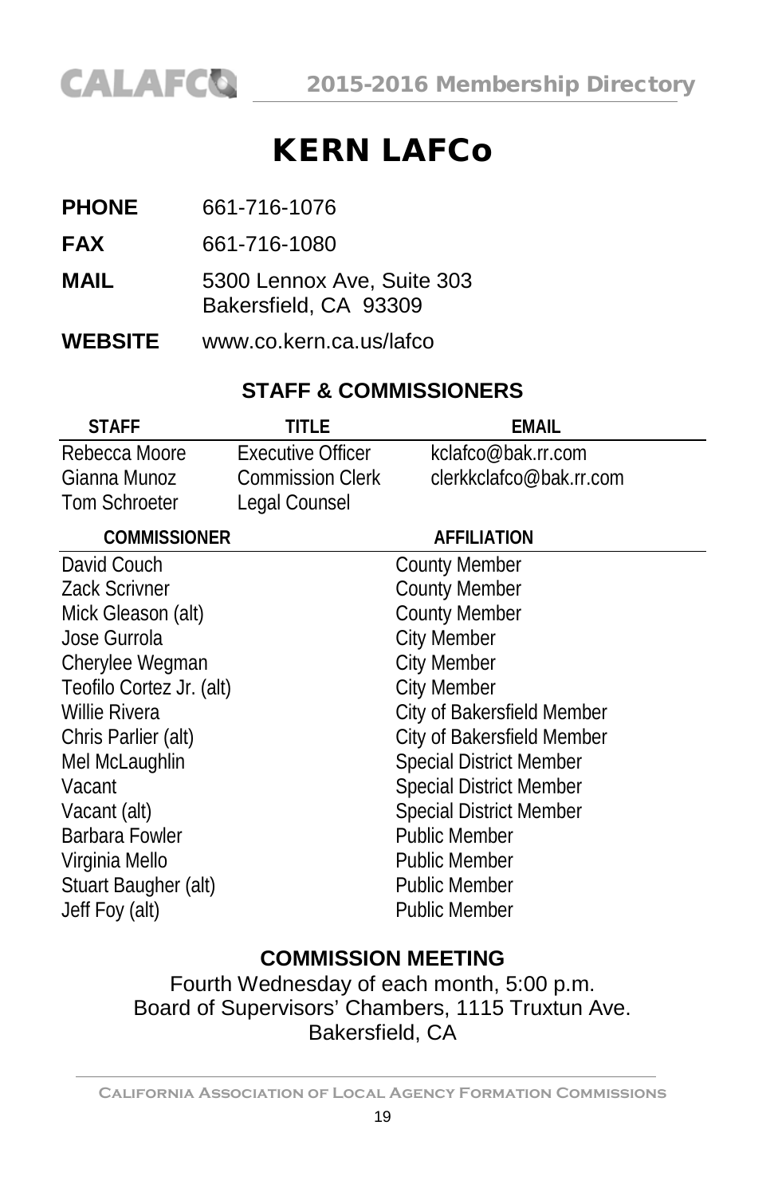# KERN LAFCo

**PHONE** 661-716-1076

**FAX** 661-716-1080

**MAIL** 5300 Lennox Ave, Suite 303
Bakersfield, CA 93309

**WEBSITE** www.co.kern.ca.us/lafco

## STAFF & COMMISSIONERS

| STAFF | TITLE | EMAIL |
|---|---|---|
| Rebecca Moore | Executive Officer | kclafco@bak.rr.com |
| Gianna Munoz | Commission Clerk | clerkkclafco@bak.rr.com |
| Tom Schroeter | Legal Counsel | |

| COMMISSIONER | AFFILIATION |
|---|---|
| David Couch | County Member |
| Zack Scrivner | County Member |
| Mick Gleason (alt) | County Member |
| Jose Gurrola | City Member |
| Cherylee Wegman | City Member |
| Teofilo Cortez Jr. (alt) | City Member |
| Willie Rivera | City of Bakersfield Member |
| Chris Parlier (alt) | City of Bakersfield Member |
| Mel McLaughlin | Special District Member |
| Vacant | Special District Member |
| Vacant (alt) | Special District Member |
| Barbara Fowler | Public Member |
| Virginia Mello | Public Member |
| Stuart Baugher (alt) | Public Member |
| Jeff Foy (alt) | Public Member |

## COMMISSION MEETING

Fourth Wednesday of each month, 5:00 p.m.
Board of Supervisors' Chambers, 1115 Truxtun Ave.
Bakersfield, CA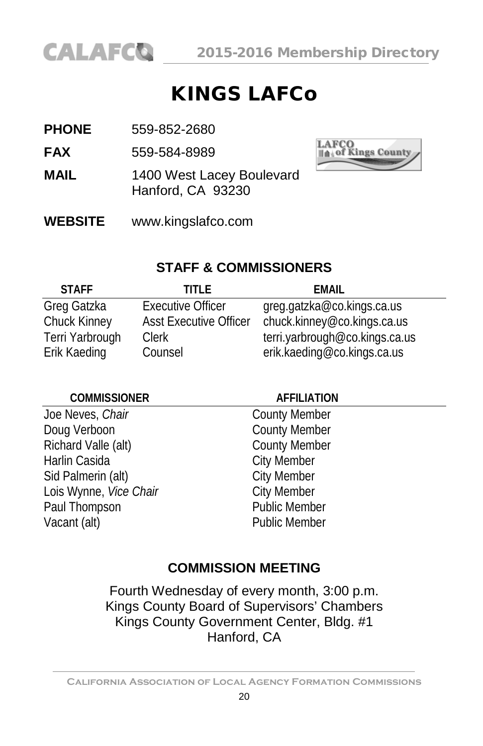# KINGS LAFCo

**PHONE** 559-852-2680

**FAX** 559-584-8989

**MAIL** 1400 West Lacey Boulevard
Hanford, CA 93230

**WEBSITE** www.kingslafco.com

### STAFF & COMMISSIONERS

| STAFF | TITLE | EMAIL |
|---|---|---|
| Greg Gatzka | Executive Officer | greg.gatzka@co.kings.ca.us |
| Chuck Kinney | Asst Executive Officer | chuck.kinney@co.kings.ca.us |
| Terri Yarbrough | Clerk | terri.yarbrough@co.kings.ca.us |
| Erik Kaeding | Counsel | erik.kaeding@co.kings.ca.us |

| COMMISSIONER | AFFILIATION |
|---|---|
| Joe Neves, *Chair* | County Member |
| Doug Verboon | County Member |
| Richard Valle (alt) | County Member |
| Harlin Casida | City Member |
| Sid Palmerin (alt) | City Member |
| Lois Wynne, *Vice Chair* | City Member |
| Paul Thompson | Public Member |
| Vacant (alt) | Public Member |

### COMMISSION MEETING

Fourth Wednesday of every month, 3:00 p.m.
Kings County Board of Supervisors' Chambers
Kings County Government Center, Bldg. #1
Hanford, CA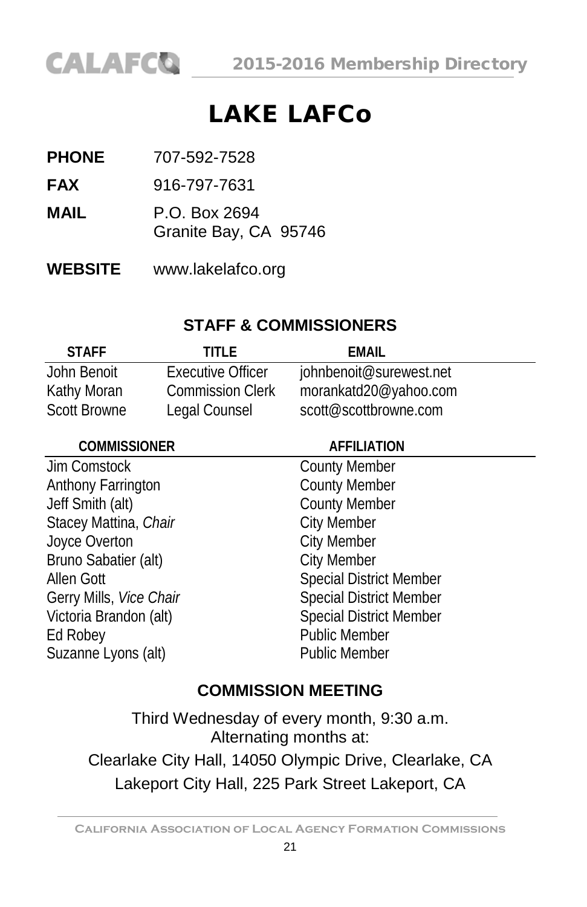# LAKE LAFCo

**PHONE** 707-592-7528

**FAX** 916-797-7631

**MAIL** P.O. Box 2694
Granite Bay, CA 95746

**WEBSITE** www.lakelafco.org

## STAFF & COMMISSIONERS

| STAFF | TITLE | EMAIL |
|---|---|---|
| John Benoit | Executive Officer | johnbenoit@surewest.net |
| Kathy Moran | Commission Clerk | morankatd20@yahoo.com |
| Scott Browne | Legal Counsel | scott@scottbrowne.com |

| COMMISSIONER | AFFILIATION |
|---|---|
| Jim Comstock | County Member |
| Anthony Farrington | County Member |
| Jeff Smith (alt) | County Member |
| Stacey Mattina, *Chair* | City Member |
| Joyce Overton | City Member |
| Bruno Sabatier (alt) | City Member |
| Allen Gott | Special District Member |
| Gerry Mills, *Vice Chair* | Special District Member |
| Victoria Brandon (alt) | Special District Member |
| Ed Robey | Public Member |
| Suzanne Lyons (alt) | Public Member |

## COMMISSION MEETING

Third Wednesday of every month, 9:30 a.m.
Alternating months at:
Clearlake City Hall, 14050 Olympic Drive, Clearlake, CA
Lakeport City Hall, 225 Park Street Lakeport, CA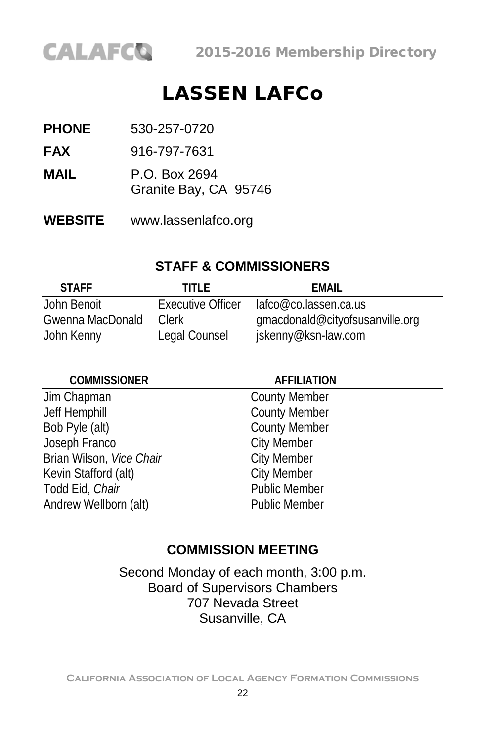# LASSEN LAFCo

**PHONE** 530-257-0720

**FAX** 916-797-7631

**MAIL** P.O. Box 2694
Granite Bay, CA 95746

**WEBSITE** www.lassenlafco.org

## STAFF & COMMISSIONERS

| STAFF | TITLE | EMAIL |
|---|---|---|
| John Benoit | Executive Officer | lafco@co.lassen.ca.us |
| Gwenna MacDonald | Clerk | gmacdonald@cityofsusanville.org |
| John Kenny | Legal Counsel | jskenny@ksn-law.com |

| COMMISSIONER | AFFILIATION |
|---|---|
| Jim Chapman | County Member |
| Jeff Hemphill | County Member |
| Bob Pyle (alt) | County Member |
| Joseph Franco | City Member |
| Brian Wilson, *Vice Chair* | City Member |
| Kevin Stafford (alt) | City Member |
| Todd Eid, *Chair* | Public Member |
| Andrew Wellborn (alt) | Public Member |

## COMMISSION MEETING

Second Monday of each month, 3:00 p.m.
Board of Supervisors Chambers
707 Nevada Street
Susanville, CA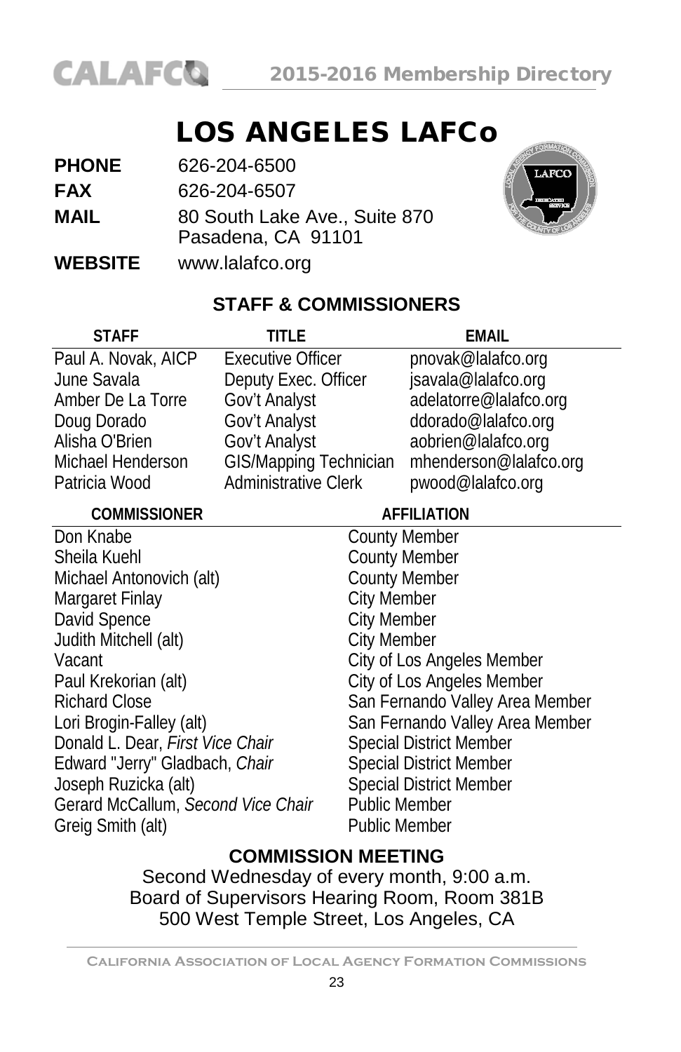# LOS ANGELES LAFCo

**PHONE** 626-204-6500

**FAX** 626-204-6507

**MAIL** 80 South Lake Ave., Suite 870
Pasadena, CA 91101

**WEBSITE** www.lalafco.org

## STAFF & COMMISSIONERS

| STAFF | TITLE | EMAIL |
|---|---|---|
| Paul A. Novak, AICP | Executive Officer | pnovak@lalafco.org |
| June Savala | Deputy Exec. Officer | jsavala@lalafco.org |
| Amber De La Torre | Gov't Analyst | adelatorre@lalafco.org |
| Doug Dorado | Gov't Analyst | ddorado@lalafco.org |
| Alisha O'Brien | Gov't Analyst | aobrien@lalafco.org |
| Michael Henderson | GIS/Mapping Technician | mhenderson@lalafco.org |
| Patricia Wood | Administrative Clerk | pwood@lalafco.org |

| COMMISSIONER | AFFILIATION |
|---|---|
| Don Knabe | County Member |
| Sheila Kuehl | County Member |
| Michael Antonovich (alt) | County Member |
| Margaret Finlay | City Member |
| David Spence | City Member |
| Judith Mitchell (alt) | City Member |
| Vacant | City of Los Angeles Member |
| Paul Krekorian (alt) | City of Los Angeles Member |
| Richard Close | San Fernando Valley Area Member |
| Lori Brogin-Falley (alt) | San Fernando Valley Area Member |
| Donald L. Dear, *First Vice Chair* | Special District Member |
| Edward "Jerry" Gladbach, *Chair* | Special District Member |
| Joseph Ruzicka (alt) | Special District Member |
| Gerard McCallum, *Second Vice Chair* | Public Member |
| Greig Smith (alt) | Public Member |

## COMMISSION MEETING

Second Wednesday of every month, 9:00 a.m.
Board of Supervisors Hearing Room, Room 381B
500 West Temple Street, Los Angeles, CA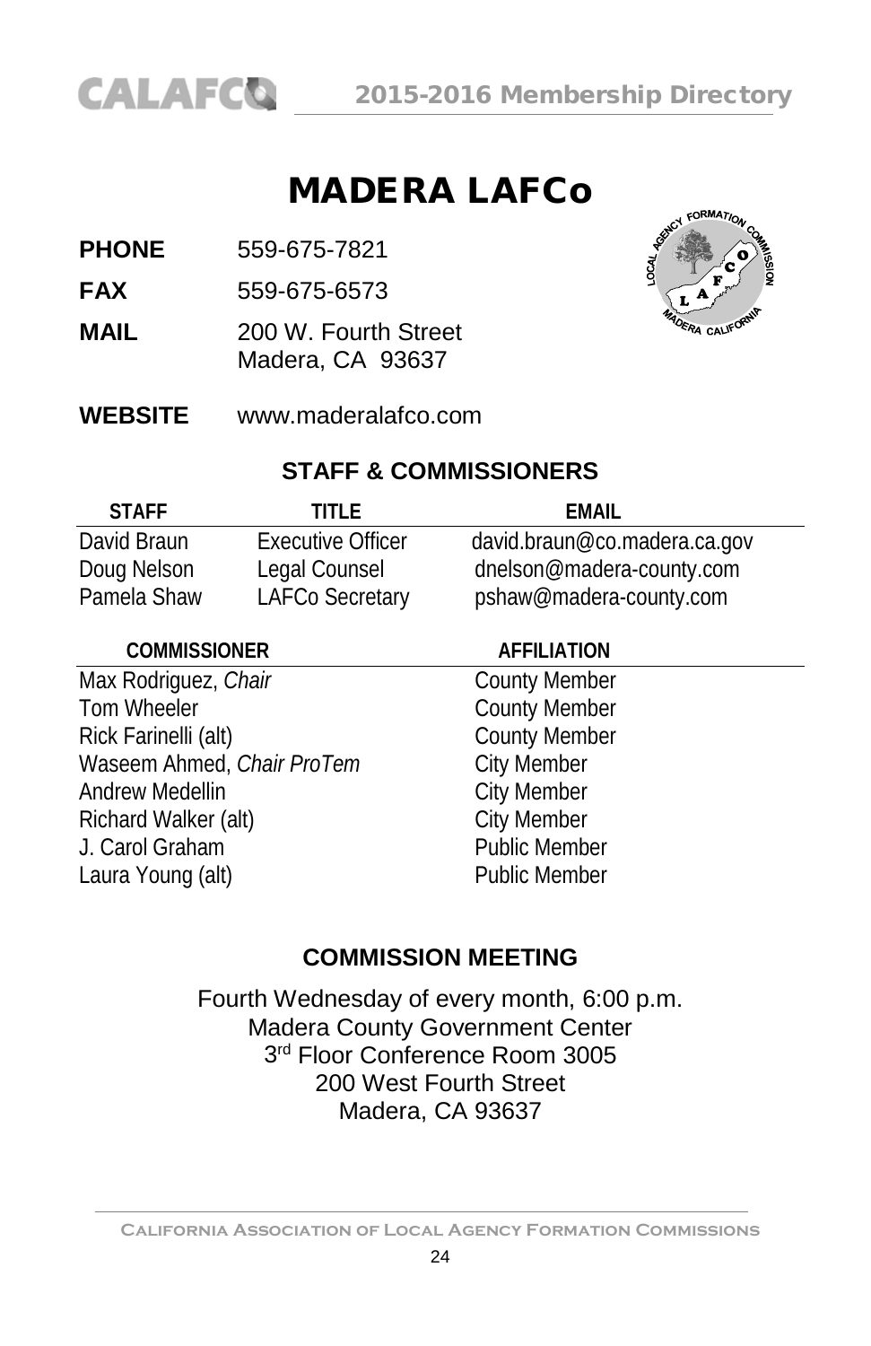# MADERA LAFCo

**PHONE** 559-675-7821

**FAX** 559-675-6573

**MAIL** 200 W. Fourth Street
Madera, CA 93637

**WEBSITE** www.maderalafco.com

## STAFF & COMMISSIONERS

| STAFF | TITLE | EMAIL |
|---|---|---|
| David Braun | Executive Officer | david.braun@co.madera.ca.gov |
| Doug Nelson | Legal Counsel | dnelson@madera-county.com |
| Pamela Shaw | LAFCo Secretary | pshaw@madera-county.com |

| COMMISSIONER | AFFILIATION |
|---|---|
| Max Rodriguez, *Chair* | County Member |
| Tom Wheeler | County Member |
| Rick Farinelli (alt) | County Member |
| Waseem Ahmed, *Chair ProTem* | City Member |
| Andrew Medellin | City Member |
| Richard Walker (alt) | City Member |
| J. Carol Graham | Public Member |
| Laura Young (alt) | Public Member |

## COMMISSION MEETING

Fourth Wednesday of every month, 6:00 p.m.
Madera County Government Center
3rd Floor Conference Room 3005
200 West Fourth Street
Madera, CA 93637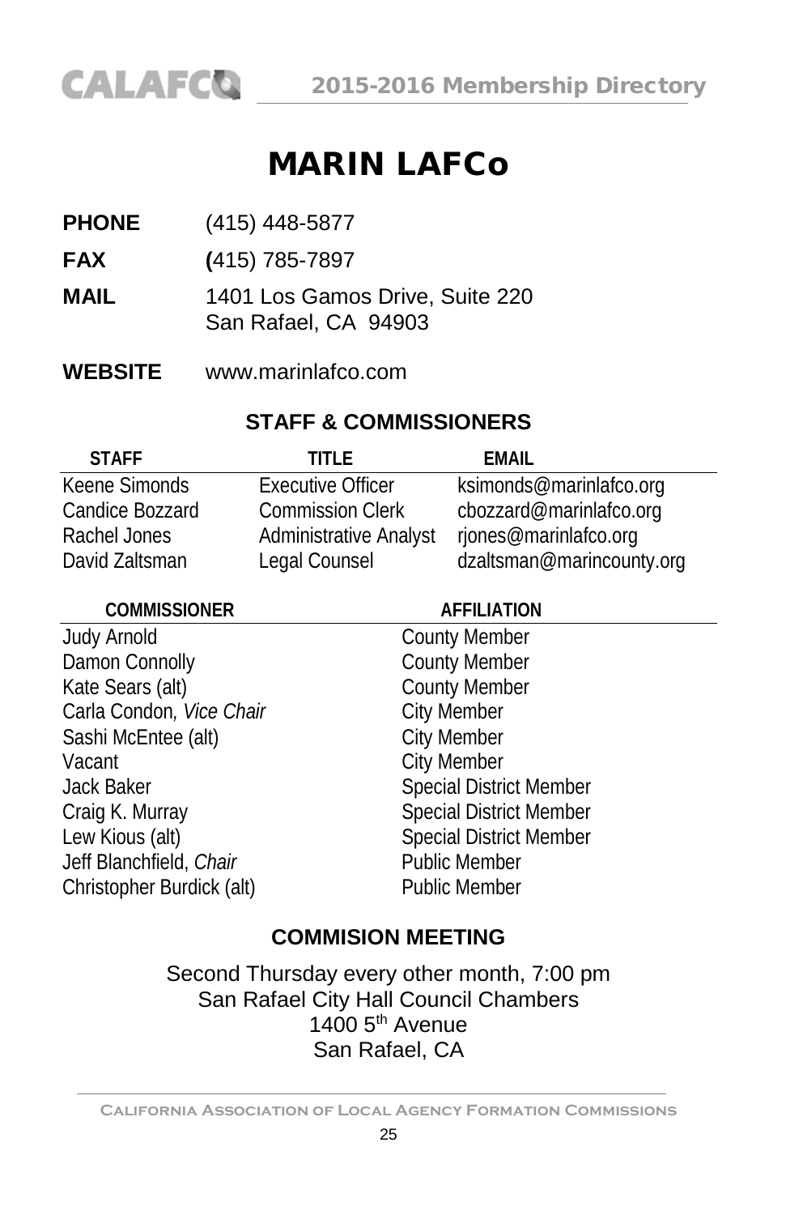# MARIN LAFCo

**PHONE** (415) 448-5877

**FAX** (415) 785-7897

**MAIL** 1401 Los Gamos Drive, Suite 220
San Rafael, CA 94903

**WEBSITE** www.marinlafco.com

## STAFF & COMMISSIONERS

| STAFF | TITLE | EMAIL |
|---|---|---|
| Keene Simonds | Executive Officer | ksimonds@marinlafco.org |
| Candice Bozzard | Commission Clerk | cbozzard@marinlafco.org |
| Rachel Jones | Administrative Analyst | rjones@marinlafco.org |
| David Zaltsman | Legal Counsel | dzaltsman@marincounty.org |

| COMMISSIONER | AFFILIATION |
|---|---|
| Judy Arnold | County Member |
| Damon Connolly | County Member |
| Kate Sears (alt) | County Member |
| Carla Condon, *Vice Chair* | City Member |
| Sashi McEntee (alt) | City Member |
| Vacant | City Member |
| Jack Baker | Special District Member |
| Craig K. Murray | Special District Member |
| Lew Kious (alt) | Special District Member |
| Jeff Blanchfield, *Chair* | Public Member |
| Christopher Burdick (alt) | Public Member |

## COMMISION MEETING

Second Thursday every other month, 7:00 pm
San Rafael City Hall Council Chambers
1400 5th Avenue
San Rafael, CA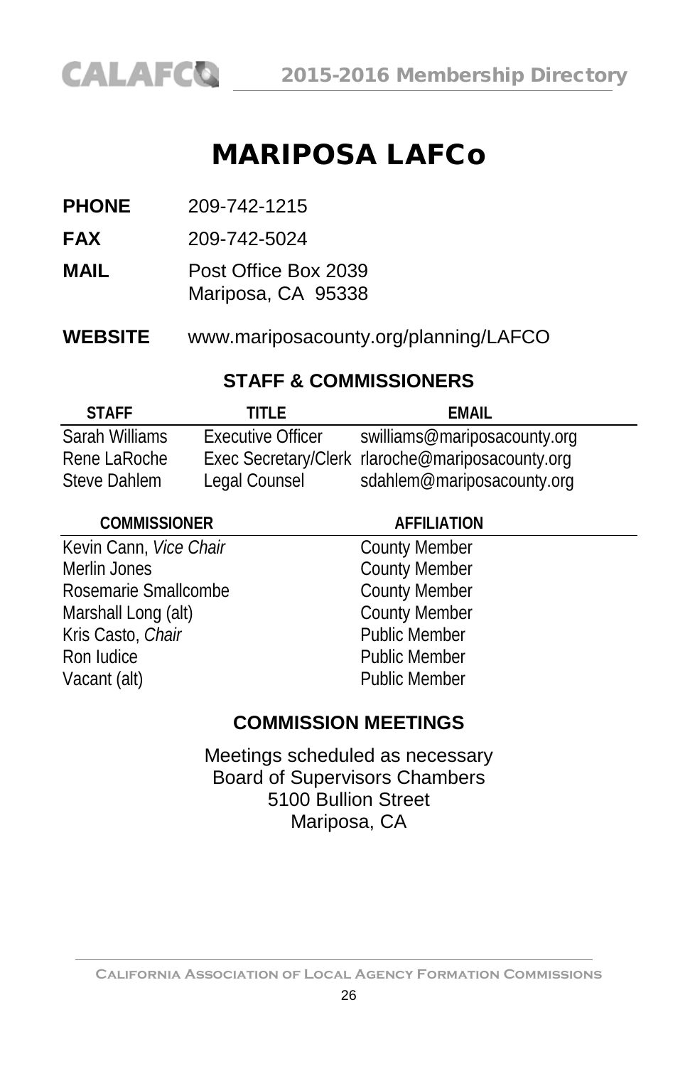# MARIPOSA LAFCo

**PHONE** 209-742-1215

**FAX** 209-742-5024

**MAIL** Post Office Box 2039
Mariposa, CA 95338

**WEBSITE** www.mariposacounty.org/planning/LAFCO

## STAFF & COMMISSIONERS

| STAFF | TITLE | EMAIL |
|---|---|---|
| Sarah Williams | Executive Officer | swilliams@mariposacounty.org |
| Rene LaRoche | Exec Secretary/Clerk | rlaroche@mariposacounty.org |
| Steve Dahlem | Legal Counsel | sdahlem@mariposacounty.org |

| COMMISSIONER | AFFILIATION |
|---|---|
| Kevin Cann, *Vice Chair* | County Member |
| Merlin Jones | County Member |
| Rosemarie Smallcombe | County Member |
| Marshall Long (alt) | County Member |
| Kris Casto, *Chair* | Public Member |
| Ron Iudice | Public Member |
| Vacant (alt) | Public Member |

## COMMISSION MEETINGS

Meetings scheduled as necessary
Board of Supervisors Chambers
5100 Bullion Street
Mariposa, CA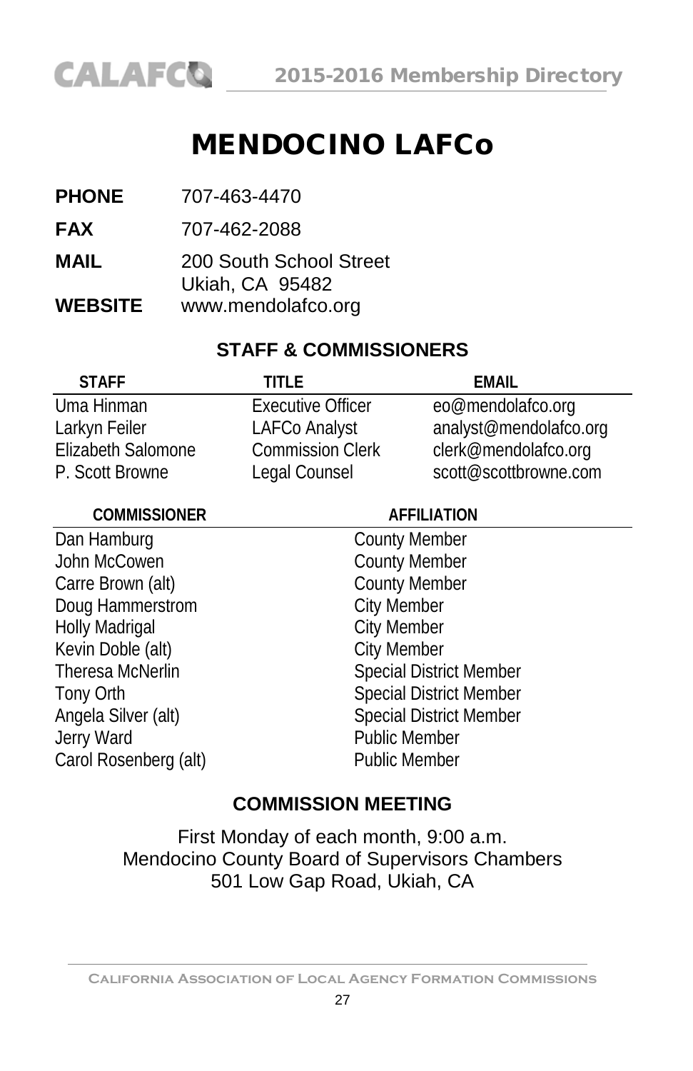# MENDOCINO LAFCo

**PHONE** 707-463-4470

**FAX** 707-462-2088

**MAIL** 200 South School Street
Ukiah, CA 95482

**WEBSITE** www.mendolafco.org

## STAFF & COMMISSIONERS

| STAFF | TITLE | EMAIL |
|---|---|---|
| Uma Hinman | Executive Officer | eo@mendolafco.org |
| Larkyn Feiler | LAFCo Analyst | analyst@mendolafco.org |
| Elizabeth Salomone | Commission Clerk | clerk@mendolafco.org |
| P. Scott Browne | Legal Counsel | scott@scottbrowne.com |

| COMMISSIONER | AFFILIATION |
|---|---|
| Dan Hamburg | County Member |
| John McCowen | County Member |
| Carre Brown (alt) | County Member |
| Doug Hammerstrom | City Member |
| Holly Madrigal | City Member |
| Kevin Doble (alt) | City Member |
| Theresa McNerlin | Special District Member |
| Tony Orth | Special District Member |
| Angela Silver (alt) | Special District Member |
| Jerry Ward | Public Member |
| Carol Rosenberg (alt) | Public Member |

## COMMISSION MEETING

First Monday of each month, 9:00 a.m.
Mendocino County Board of Supervisors Chambers
501 Low Gap Road, Ukiah, CA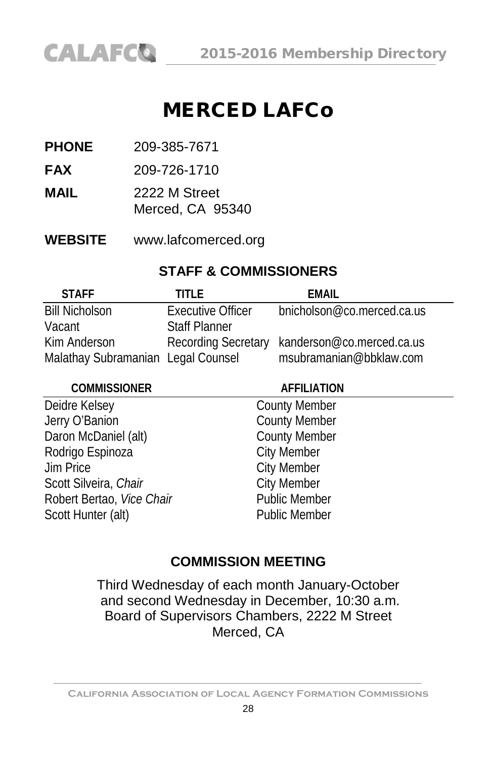# MERCED LAFCo

**PHONE** 209-385-7671

**FAX** 209-726-1710

**MAIL** 2222 M Street
Merced, CA 95340

**WEBSITE** www.lafcomerced.org

## STAFF & COMMISSIONERS

| STAFF | TITLE | EMAIL |
|---|---|---|
| Bill Nicholson | Executive Officer | bnicholson@co.merced.ca.us |
| Vacant | Staff Planner | |
| Kim Anderson | Recording Secretary | kanderson@co.merced.ca.us |
| Malathay Subramanian | Legal Counsel | msubramanian@bbklaw.com |

| COMMISSIONER | AFFILIATION |
|---|---|
| Deidre Kelsey | County Member |
| Jerry O'Banion | County Member |
| Daron McDaniel (alt) | County Member |
| Rodrigo Espinoza | City Member |
| Jim Price | City Member |
| Scott Silveira, *Chair* | City Member |
| Robert Bertao, *Vice Chair* | Public Member |
| Scott Hunter (alt) | Public Member |

## COMMISSION MEETING

Third Wednesday of each month January-October and second Wednesday in December, 10:30 a.m.
Board of Supervisors Chambers, 2222 M Street
Merced, CA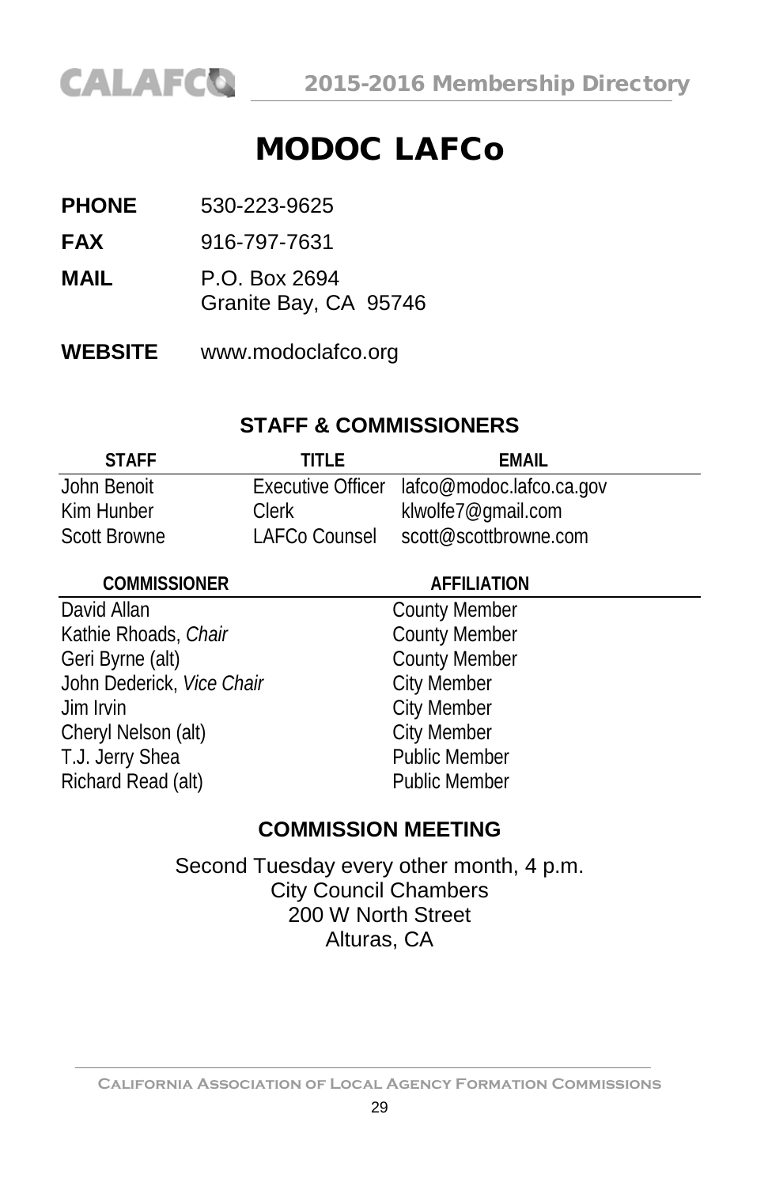# MODOC LAFCo

**PHONE** 530-223-9625

**FAX** 916-797-7631

**MAIL** P.O. Box 2694
Granite Bay, CA 95746

**WEBSITE** www.modoclafco.org

## STAFF & COMMISSIONERS

| STAFF | TITLE | EMAIL |
|---|---|---|
| John Benoit | Executive Officer | lafco@modoc.lafco.ca.gov |
| Kim Hunber | Clerk | klwolfe7@gmail.com |
| Scott Browne | LAFCo Counsel | scott@scottbrowne.com |

| COMMISSIONER | AFFILIATION |
|---|---|
| David Allan | County Member |
| Kathie Rhoads, *Chair* | County Member |
| Geri Byrne (alt) | County Member |
| John Dederick, *Vice Chair* | City Member |
| Jim Irvin | City Member |
| Cheryl Nelson (alt) | City Member |
| T.J. Jerry Shea | Public Member |
| Richard Read (alt) | Public Member |

## COMMISSION MEETING

Second Tuesday every other month, 4 p.m.
City Council Chambers
200 W North Street
Alturas, CA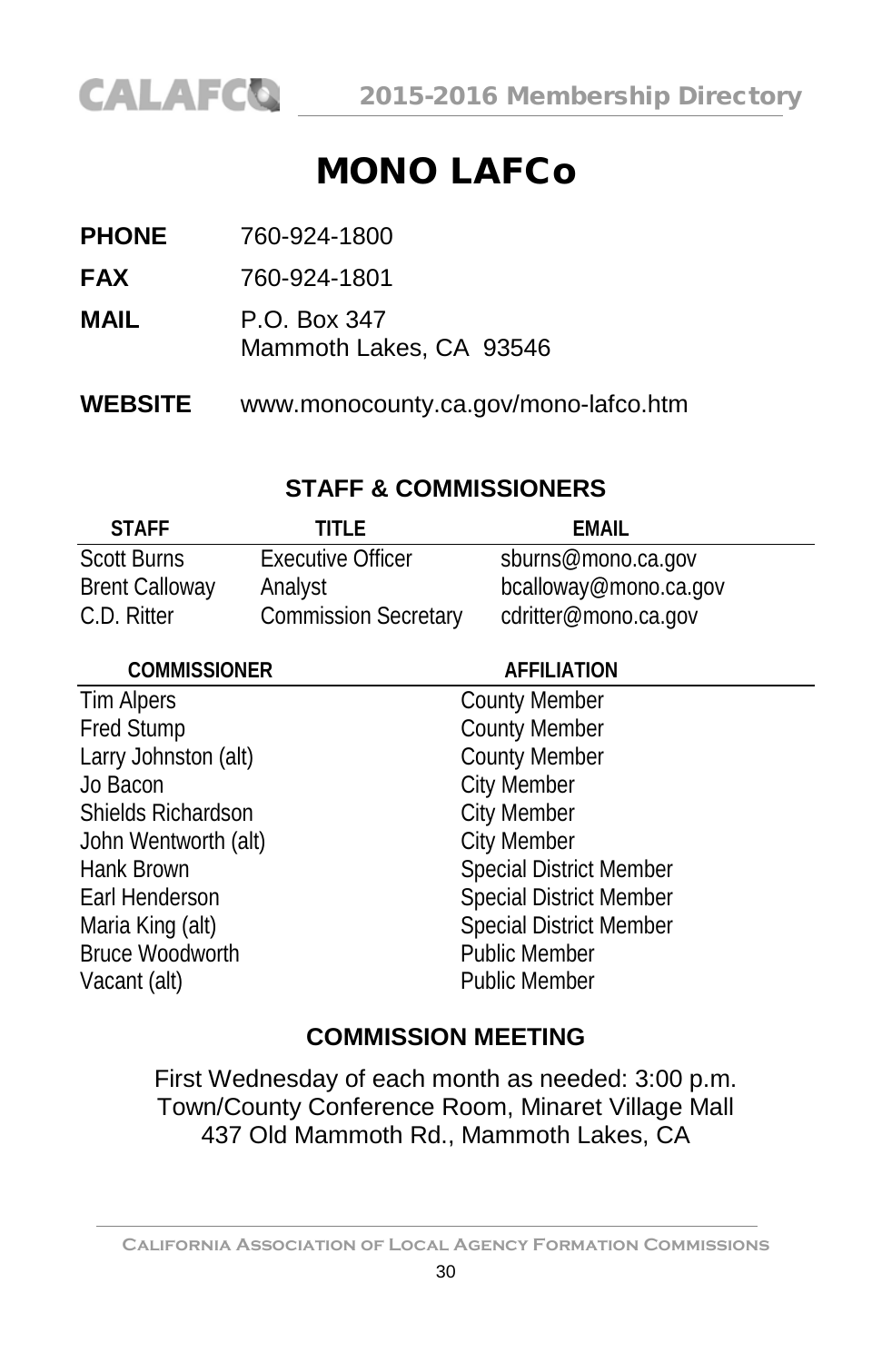# MONO LAFCo

**PHONE** 760-924-1800

**FAX** 760-924-1801

**MAIL** P.O. Box 347
Mammoth Lakes, CA 93546

**WEBSITE** www.monocounty.ca.gov/mono-lafco.htm

## STAFF & COMMISSIONERS

| STAFF | TITLE | EMAIL |
|---|---|---|
| Scott Burns | Executive Officer | sburns@mono.ca.gov |
| Brent Calloway | Analyst | bcalloway@mono.ca.gov |
| C.D. Ritter | Commission Secretary | cdritter@mono.ca.gov |

| COMMISSIONER | AFFILIATION |
|---|---|
| Tim Alpers | County Member |
| Fred Stump | County Member |
| Larry Johnston (alt) | County Member |
| Jo Bacon | City Member |
| Shields Richardson | City Member |
| John Wentworth (alt) | City Member |
| Hank Brown | Special District Member |
| Earl Henderson | Special District Member |
| Maria King (alt) | Special District Member |
| Bruce Woodworth | Public Member |
| Vacant (alt) | Public Member |

## COMMISSION MEETING

First Wednesday of each month as needed: 3:00 p.m.
Town/County Conference Room, Minaret Village Mall
437 Old Mammoth Rd., Mammoth Lakes, CA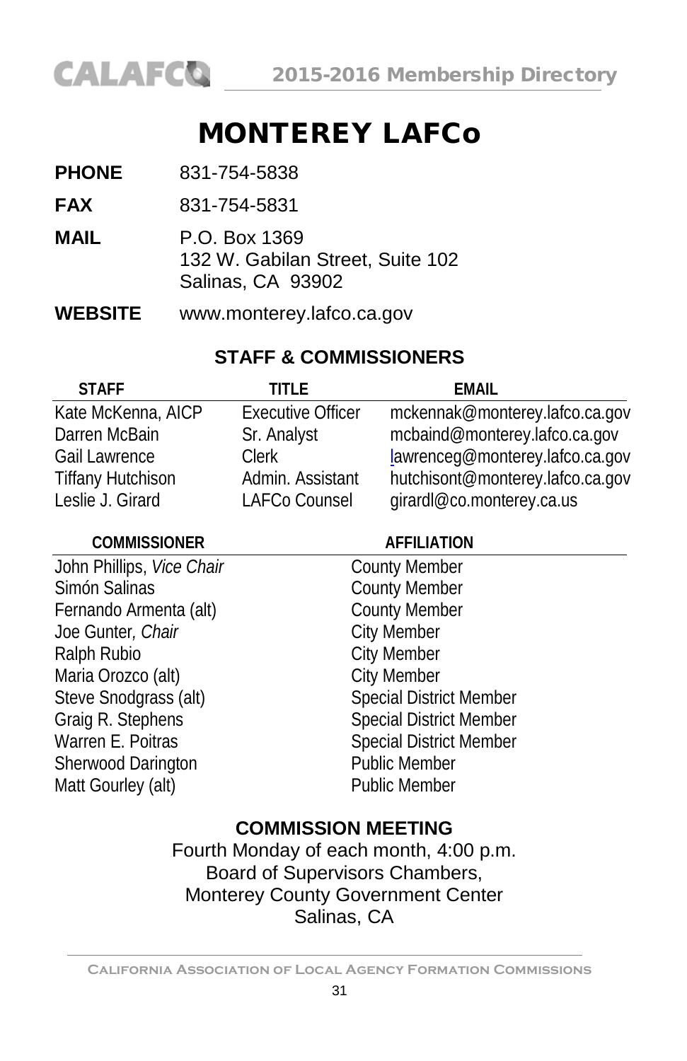# MONTEREY LAFCo

**PHONE** 831-754-5838

**FAX** 831-754-5831

**MAIL** P.O. Box 1369
132 W. Gabilan Street, Suite 102
Salinas, CA 93902

**WEBSITE** www.monterey.lafco.ca.gov

## STAFF & COMMISSIONERS

| STAFF | TITLE | EMAIL |
|---|---|---|
| Kate McKenna, AICP | Executive Officer | mckennak@monterey.lafco.ca.gov |
| Darren McBain | Sr. Analyst | mcbaind@monterey.lafco.ca.gov |
| Gail Lawrence | Clerk | lawrenceg@monterey.lafco.ca.gov |
| Tiffany Hutchison | Admin. Assistant | hutchisont@monterey.lafco.ca.gov |
| Leslie J. Girard | LAFCo Counsel | girardl@co.monterey.ca.us |

| COMMISSIONER | AFFILIATION |
|---|---|
| John Phillips, *Vice Chair* | County Member |
| Simón Salinas | County Member |
| Fernando Armenta (alt) | County Member |
| Joe Gunter*, Chair* | City Member |
| Ralph Rubio | City Member |
| Maria Orozco (alt) | City Member |
| Steve Snodgrass (alt) | Special District Member |
| Graig R. Stephens | Special District Member |
| Warren E. Poitras | Special District Member |
| Sherwood Darington | Public Member |
| Matt Gourley (alt) | Public Member |

## COMMISSION MEETING

Fourth Monday of each month, 4:00 p.m.
Board of Supervisors Chambers,
Monterey County Government Center
Salinas, CA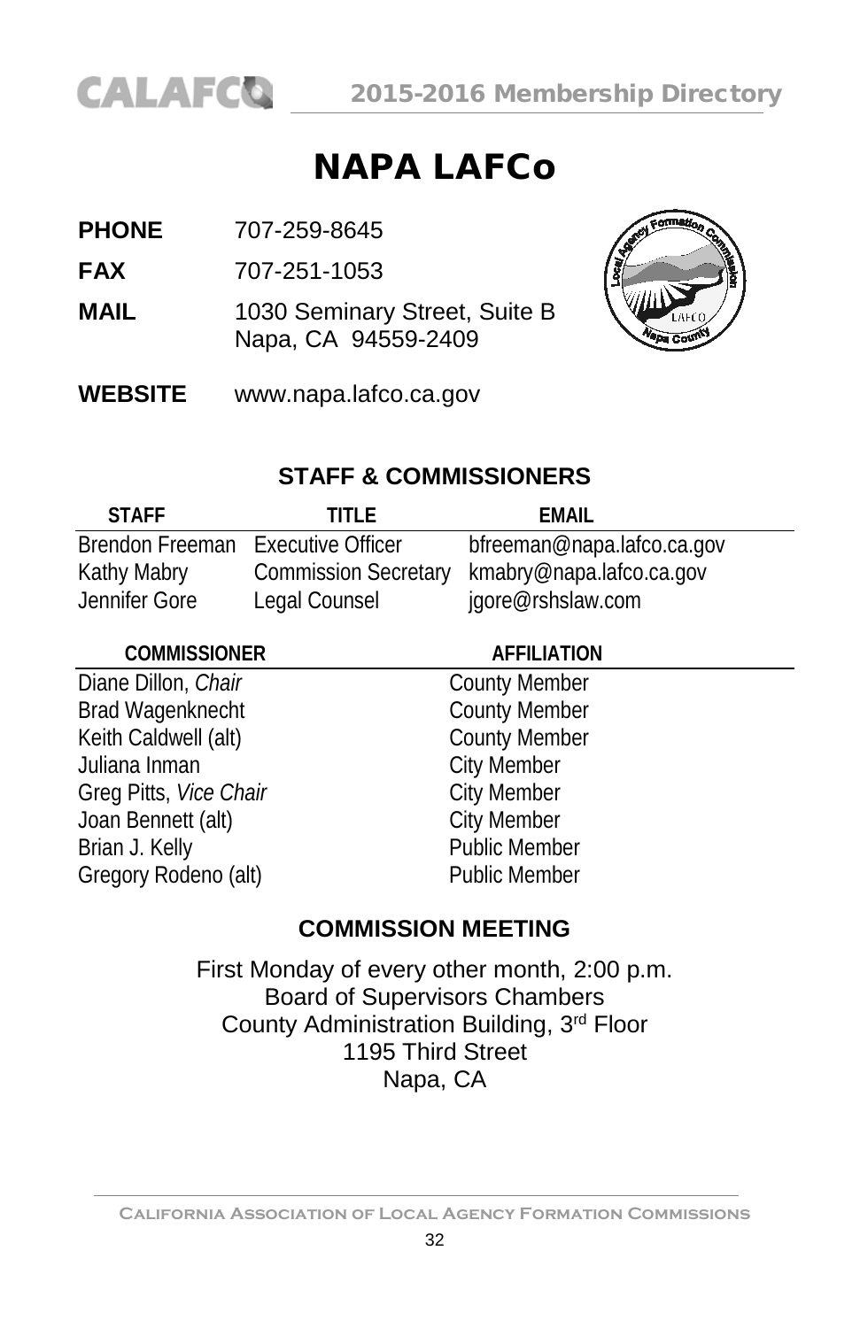# NAPA LAFCo

**PHONE** 707-259-8645

**FAX** 707-251-1053

**MAIL** 1030 Seminary Street, Suite B
Napa, CA 94559-2409

**WEBSITE** www.napa.lafco.ca.gov

## STAFF & COMMISSIONERS

| STAFF | TITLE | EMAIL |
|---|---|---|
| Brendon Freeman | Executive Officer | bfreeman@napa.lafco.ca.gov |
| Kathy Mabry | Commission Secretary | kmabry@napa.lafco.ca.gov |
| Jennifer Gore | Legal Counsel | jgore@rshslaw.com |

| COMMISSIONER | AFFILIATION |
|---|---|
| Diane Dillon, *Chair* | County Member |
| Brad Wagenknecht | County Member |
| Keith Caldwell (alt) | County Member |
| Juliana Inman | City Member |
| Greg Pitts, *Vice Chair* | City Member |
| Joan Bennett (alt) | City Member |
| Brian J. Kelly | Public Member |
| Gregory Rodeno (alt) | Public Member |

## COMMISSION MEETING

First Monday of every other month, 2:00 p.m.
Board of Supervisors Chambers
County Administration Building, 3rd Floor
1195 Third Street
Napa, CA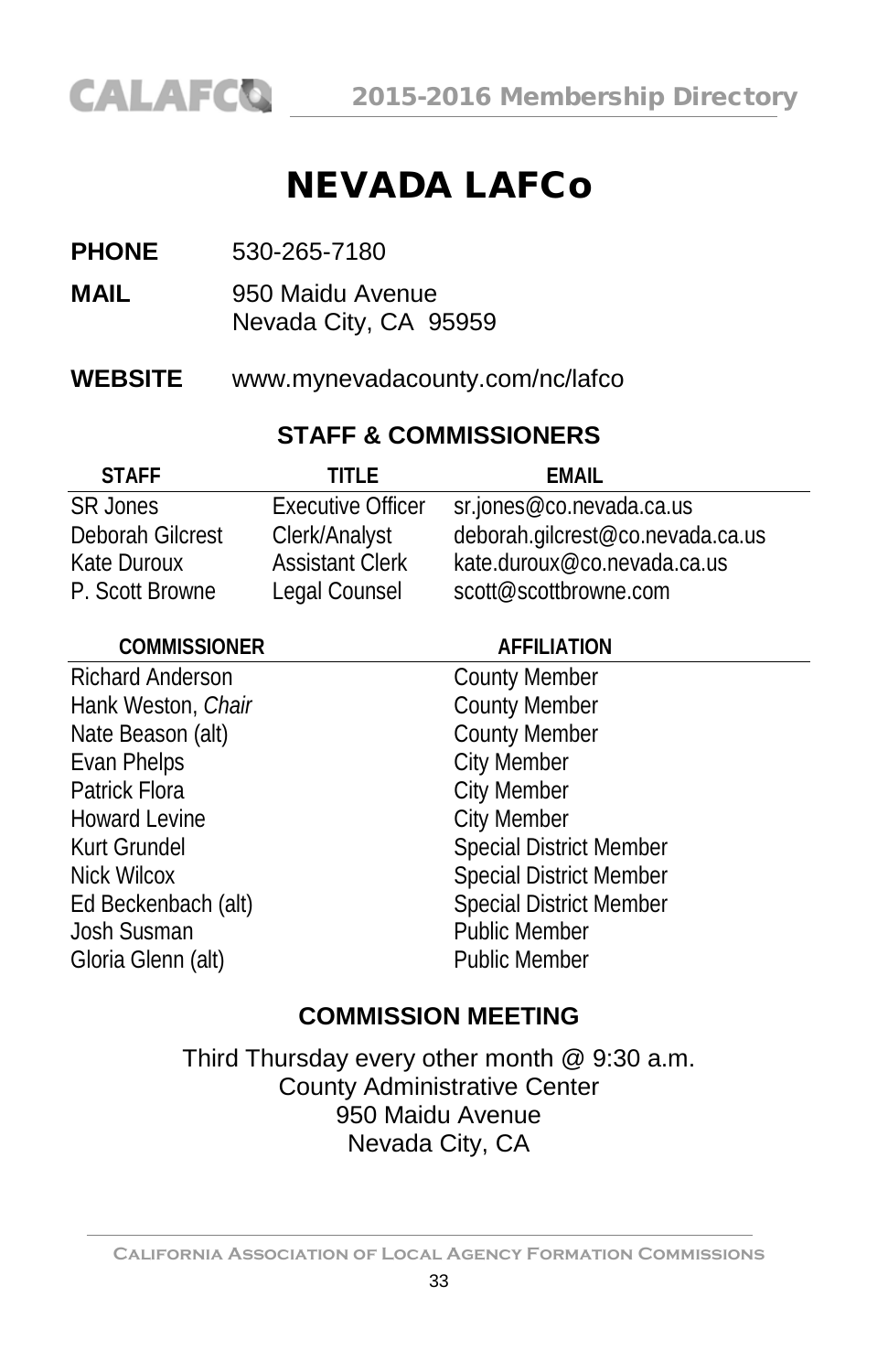# NEVADA LAFCo

**PHONE** 530-265-7180

**MAIL** 950 Maidu Avenue
Nevada City, CA 95959

**WEBSITE** www.mynevadacounty.com/nc/lafco

## STAFF & COMMISSIONERS

| STAFF | TITLE | EMAIL |
|---|---|---|
| SR Jones | Executive Officer | sr.jones@co.nevada.ca.us |
| Deborah Gilcrest | Clerk/Analyst | deborah.gilcrest@co.nevada.ca.us |
| Kate Duroux | Assistant Clerk | kate.duroux@co.nevada.ca.us |
| P. Scott Browne | Legal Counsel | scott@scottbrowne.com |

| COMMISSIONER | AFFILIATION |
|---|---|
| Richard Anderson | County Member |
| Hank Weston, *Chair* | County Member |
| Nate Beason (alt) | County Member |
| Evan Phelps | City Member |
| Patrick Flora | City Member |
| Howard Levine | City Member |
| Kurt Grundel | Special District Member |
| Nick Wilcox | Special District Member |
| Ed Beckenbach (alt) | Special District Member |
| Josh Susman | Public Member |
| Gloria Glenn (alt) | Public Member |

## COMMISSION MEETING

Third Thursday every other month @ 9:30 a.m.
County Administrative Center
950 Maidu Avenue
Nevada City, CA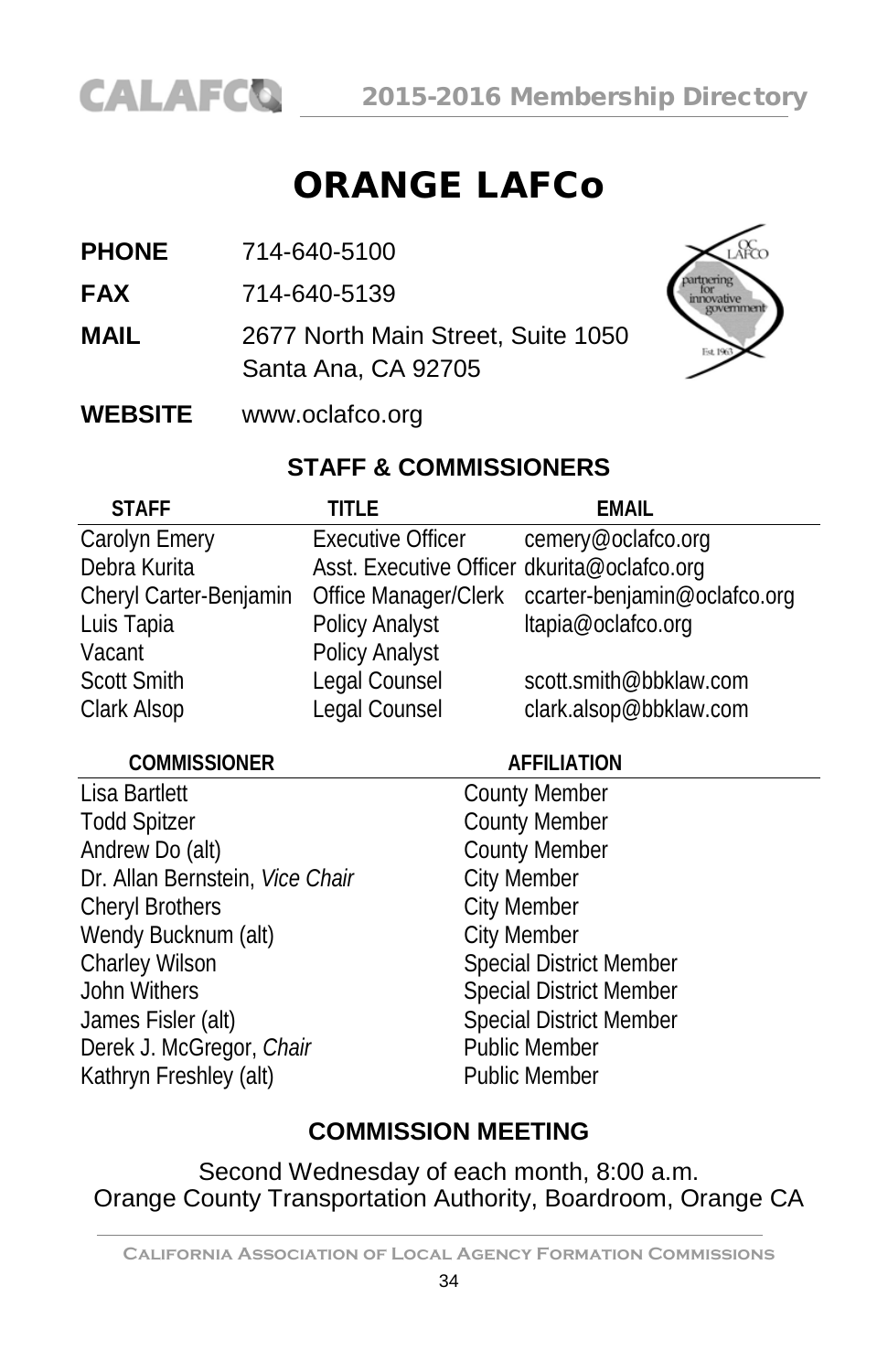# ORANGE LAFCo

**PHONE** 714-640-5100

**FAX** 714-640-5139

**MAIL** 2677 North Main Street, Suite 1050
Santa Ana, CA 92705

**WEBSITE** www.oclafco.org

## STAFF & COMMISSIONERS

| STAFF | TITLE | EMAIL |
|---|---|---|
| Carolyn Emery | Executive Officer | cemery@oclafco.org |
| Debra Kurita | Asst. Executive Officer | dkurita@oclafco.org |
| Cheryl Carter-Benjamin | Office Manager/Clerk | ccarter-benjamin@oclafco.org |
| Luis Tapia | Policy Analyst | ltapia@oclafco.org |
| Vacant | Policy Analyst | |
| Scott Smith | Legal Counsel | scott.smith@bbklaw.com |
| Clark Alsop | Legal Counsel | clark.alsop@bbklaw.com |

| COMMISSIONER | AFFILIATION |
|---|---|
| Lisa Bartlett | County Member |
| Todd Spitzer | County Member |
| Andrew Do (alt) | County Member |
| Dr. Allan Bernstein, *Vice Chair* | City Member |
| Cheryl Brothers | City Member |
| Wendy Bucknum (alt) | City Member |
| Charley Wilson | Special District Member |
| John Withers | Special District Member |
| James Fisler (alt) | Special District Member |
| Derek J. McGregor, *Chair* | Public Member |
| Kathryn Freshley (alt) | Public Member |

## COMMISSION MEETING

Second Wednesday of each month, 8:00 a.m.
Orange County Transportation Authority, Boardroom, Orange CA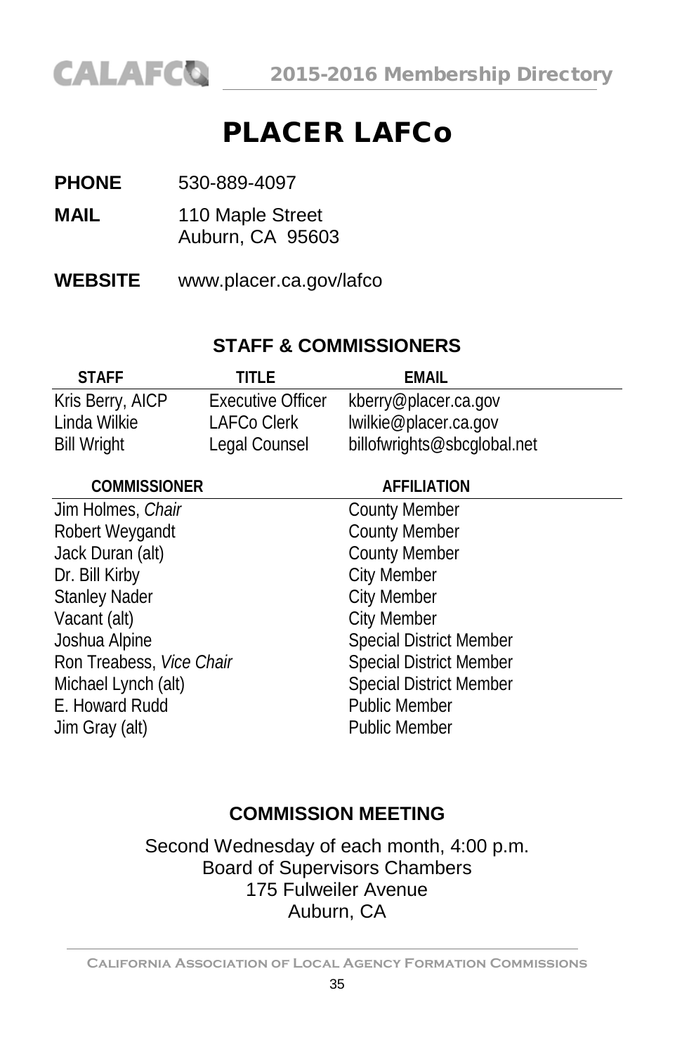# PLACER LAFCo

**PHONE** 530-889-4097

**MAIL** 110 Maple Street
Auburn, CA 95603

**WEBSITE** www.placer.ca.gov/lafco

## STAFF & COMMISSIONERS

| STAFF | TITLE | EMAIL |
|---|---|---|
| Kris Berry, AICP | Executive Officer | kberry@placer.ca.gov |
| Linda Wilkie | LAFCo Clerk | lwilkie@placer.ca.gov |
| Bill Wright | Legal Counsel | billofwrights@sbcglobal.net |

| COMMISSIONER | AFFILIATION |
|---|---|
| Jim Holmes, *Chair* | County Member |
| Robert Weygandt | County Member |
| Jack Duran (alt) | County Member |
| Dr. Bill Kirby | City Member |
| Stanley Nader | City Member |
| Vacant (alt) | City Member |
| Joshua Alpine | Special District Member |
| Ron Treabess, *Vice Chair* | Special District Member |
| Michael Lynch (alt) | Special District Member |
| E. Howard Rudd | Public Member |
| Jim Gray (alt) | Public Member |

## COMMISSION MEETING

Second Wednesday of each month, 4:00 p.m.
Board of Supervisors Chambers
175 Fulweiler Avenue
Auburn, CA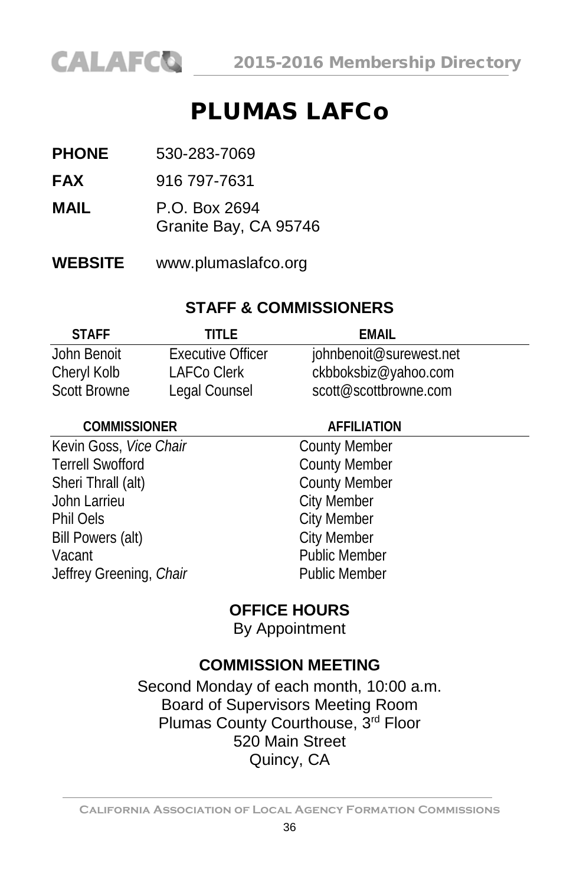# PLUMAS LAFCo

**PHONE** 530-283-7069

**FAX** 916 797-7631

**MAIL** P.O. Box 2694
Granite Bay, CA 95746

**WEBSITE** www.plumaslafco.org

## STAFF & COMMISSIONERS

| STAFF | TITLE | EMAIL |
|---|---|---|
| John Benoit | Executive Officer | johnbenoit@surewest.net |
| Cheryl Kolb | LAFCo Clerk | ckbboksbiz@yahoo.com |
| Scott Browne | Legal Counsel | scott@scottbrowne.com |

| COMMISSIONER | AFFILIATION |
|---|---|
| Kevin Goss, *Vice Chair* | County Member |
| Terrell Swofford | County Member |
| Sheri Thrall (alt) | County Member |
| John Larrieu | City Member |
| Phil Oels | City Member |
| Bill Powers (alt) | City Member |
| Vacant | Public Member |
| Jeffrey Greening, *Chair* | Public Member |

## OFFICE HOURS

By Appointment

## COMMISSION MEETING

Second Monday of each month, 10:00 a.m.
Board of Supervisors Meeting Room
Plumas County Courthouse, 3rd Floor
520 Main Street
Quincy, CA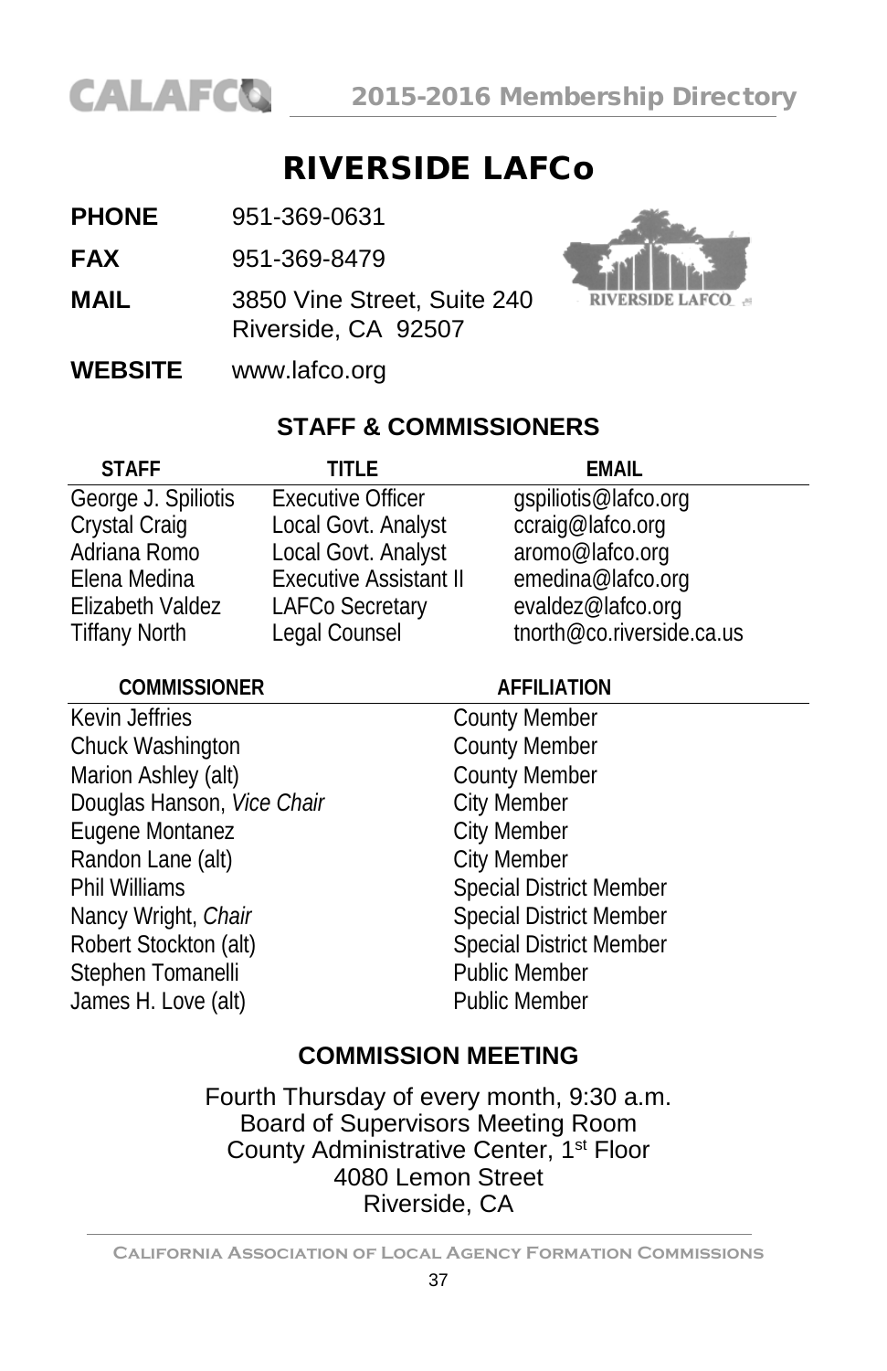# RIVERSIDE LAFCo

**PHONE** 951-369-0631

**FAX** 951-369-8479

**MAIL** 3850 Vine Street, Suite 240
Riverside, CA 92507

**WEBSITE** www.lafco.org

## STAFF & COMMISSIONERS

| STAFF | TITLE | EMAIL |
| --- | --- | --- |
| George J. Spiliotis | Executive Officer | gspiliotis@lafco.org |
| Crystal Craig | Local Govt. Analyst | ccraig@lafco.org |
| Adriana Romo | Local Govt. Analyst | aromo@lafco.org |
| Elena Medina | Executive Assistant II | emedina@lafco.org |
| Elizabeth Valdez | LAFCo Secretary | evaldez@lafco.org |
| Tiffany North | Legal Counsel | tnorth@co.riverside.ca.us |

| COMMISSIONER | AFFILIATION |
| --- | --- |
| Kevin Jeffries | County Member |
| Chuck Washington | County Member |
| Marion Ashley (alt) | County Member |
| Douglas Hanson, *Vice Chair* | City Member |
| Eugene Montanez | City Member |
| Randon Lane (alt) | City Member |
| Phil Williams | Special District Member |
| Nancy Wright, *Chair* | Special District Member |
| Robert Stockton (alt) | Special District Member |
| Stephen Tomanelli | Public Member |
| James H. Love (alt) | Public Member |

## COMMISSION MEETING

Fourth Thursday of every month, 9:30 a.m.
Board of Supervisors Meeting Room
County Administrative Center, 1st Floor
4080 Lemon Street
Riverside, CA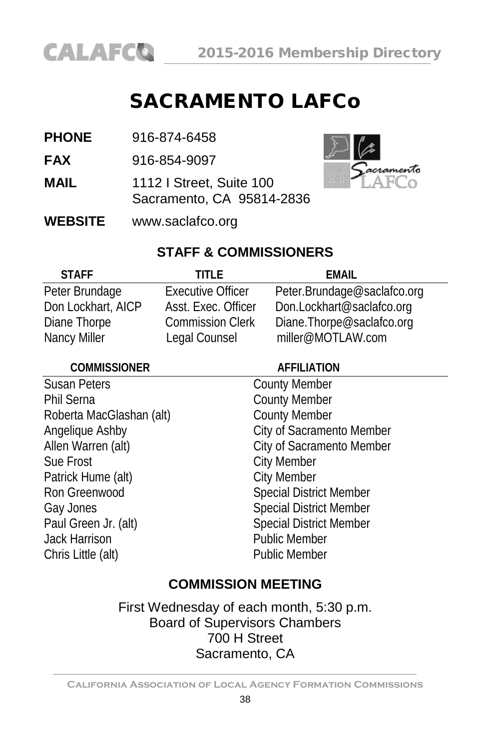# SACRAMENTO LAFCo

**PHONE** 916-874-6458

**FAX** 916-854-9097

**MAIL** 1112 I Street, Suite 100
Sacramento, CA 95814-2836

**WEBSITE** www.saclafco.org

## STAFF & COMMISSIONERS

| STAFF | TITLE | EMAIL |
|---|---|---|
| Peter Brundage | Executive Officer | Peter.Brundage@saclafco.org |
| Don Lockhart, AICP | Asst. Exec. Officer | Don.Lockhart@saclafco.org |
| Diane Thorpe | Commission Clerk | Diane.Thorpe@saclafco.org |
| Nancy Miller | Legal Counsel | miller@MOTLAW.com |

| COMMISSIONER | AFFILIATION |
|---|---|
| Susan Peters | County Member |
| Phil Serna | County Member |
| Roberta MacGlashan (alt) | County Member |
| Angelique Ashby | City of Sacramento Member |
| Allen Warren (alt) | City of Sacramento Member |
| Sue Frost | City Member |
| Patrick Hume (alt) | City Member |
| Ron Greenwood | Special District Member |
| Gay Jones | Special District Member |
| Paul Green Jr. (alt) | Special District Member |
| Jack Harrison | Public Member |
| Chris Little (alt) | Public Member |

## COMMISSION MEETING

First Wednesday of each month, 5:30 p.m.
Board of Supervisors Chambers
700 H Street
Sacramento, CA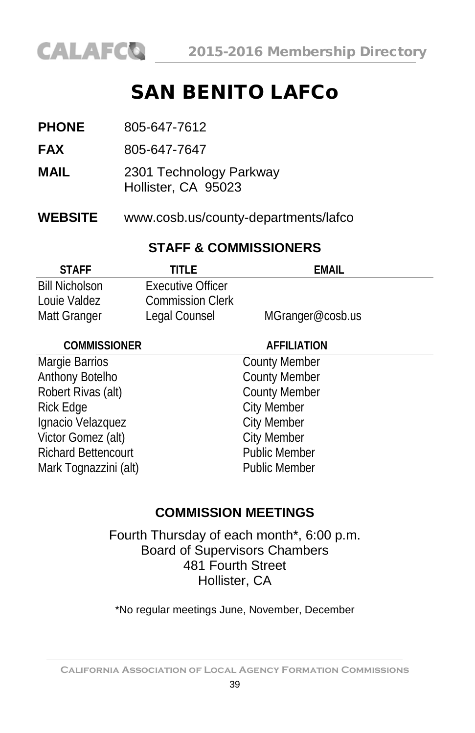# SAN BENITO LAFCo

**PHONE** 805-647-7612

**FAX** 805-647-7647

**MAIL** 2301 Technology Parkway
Hollister, CA 95023

**WEBSITE** www.cosb.us/county-departments/lafco

## STAFF & COMMISSIONERS

| STAFF | TITLE | EMAIL |
|---|---|---|
| Bill Nicholson | Executive Officer | |
| Louie Valdez | Commission Clerk | |
| Matt Granger | Legal Counsel | MGranger@cosb.us |

| COMMISSIONER | AFFILIATION |
|---|---|
| Margie Barrios | County Member |
| Anthony Botelho | County Member |
| Robert Rivas (alt) | County Member |
| Rick Edge | City Member |
| Ignacio Velazquez | City Member |
| Victor Gomez (alt) | City Member |
| Richard Bettencourt | Public Member |
| Mark Tognazzini (alt) | Public Member |

## COMMISSION MEETINGS

Fourth Thursday of each month*, 6:00 p.m.
Board of Supervisors Chambers
481 Fourth Street
Hollister, CA

*No regular meetings June, November, December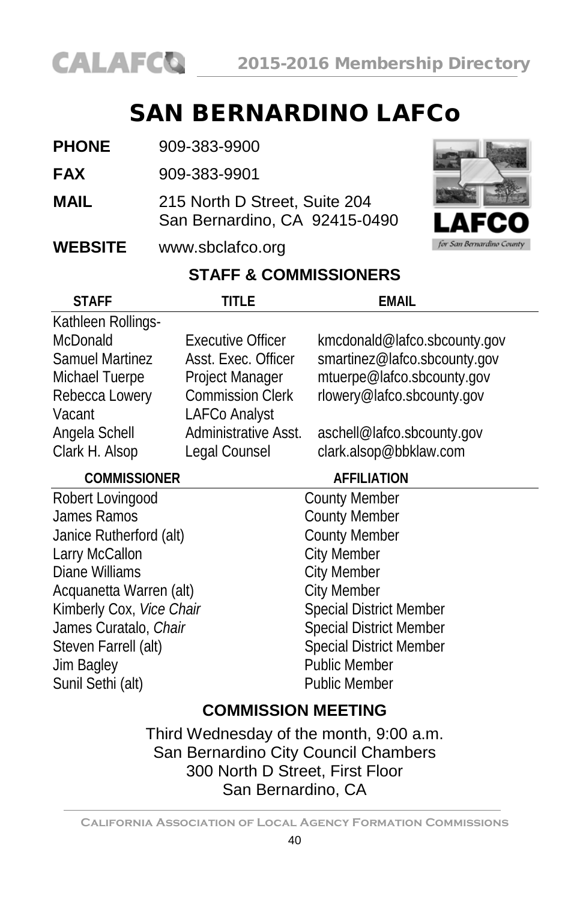# SAN BERNARDINO LAFCo

**PHONE** 909-383-9900

**FAX** 909-383-9901

**MAIL** 215 North D Street, Suite 204
San Bernardino, CA 92415-0490

**WEBSITE** www.sbclafco.org

## STAFF & COMMISSIONERS

| STAFF | TITLE | EMAIL |
|---|---|---|
| Kathleen Rollings-McDonald | Executive Officer | kmcdonald@lafco.sbcounty.gov |
| Samuel Martinez | Asst. Exec. Officer | smartinez@lafco.sbcounty.gov |
| Michael Tuerpe | Project Manager | mtuerpe@lafco.sbcounty.gov |
| Rebecca Lowery | Commission Clerk | rlowery@lafco.sbcounty.gov |
| Vacant | LAFCo Analyst | |
| Angela Schell | Administrative Asst. | aschell@lafco.sbcounty.gov |
| Clark H. Alsop | Legal Counsel | clark.alsop@bbklaw.com |

| COMMISSIONER | AFFILIATION |
|---|---|
| Robert Lovingood | County Member |
| James Ramos | County Member |
| Janice Rutherford (alt) | County Member |
| Larry McCallon | City Member |
| Diane Williams | City Member |
| Acquanetta Warren (alt) | City Member |
| Kimberly Cox, *Vice Chair* | Special District Member |
| James Curatalo, *Chair* | Special District Member |
| Steven Farrell (alt) | Special District Member |
| Jim Bagley | Public Member |
| Sunil Sethi (alt) | Public Member |

## COMMISSION MEETING

Third Wednesday of the month, 9:00 a.m.
San Bernardino City Council Chambers
300 North D Street, First Floor
San Bernardino, CA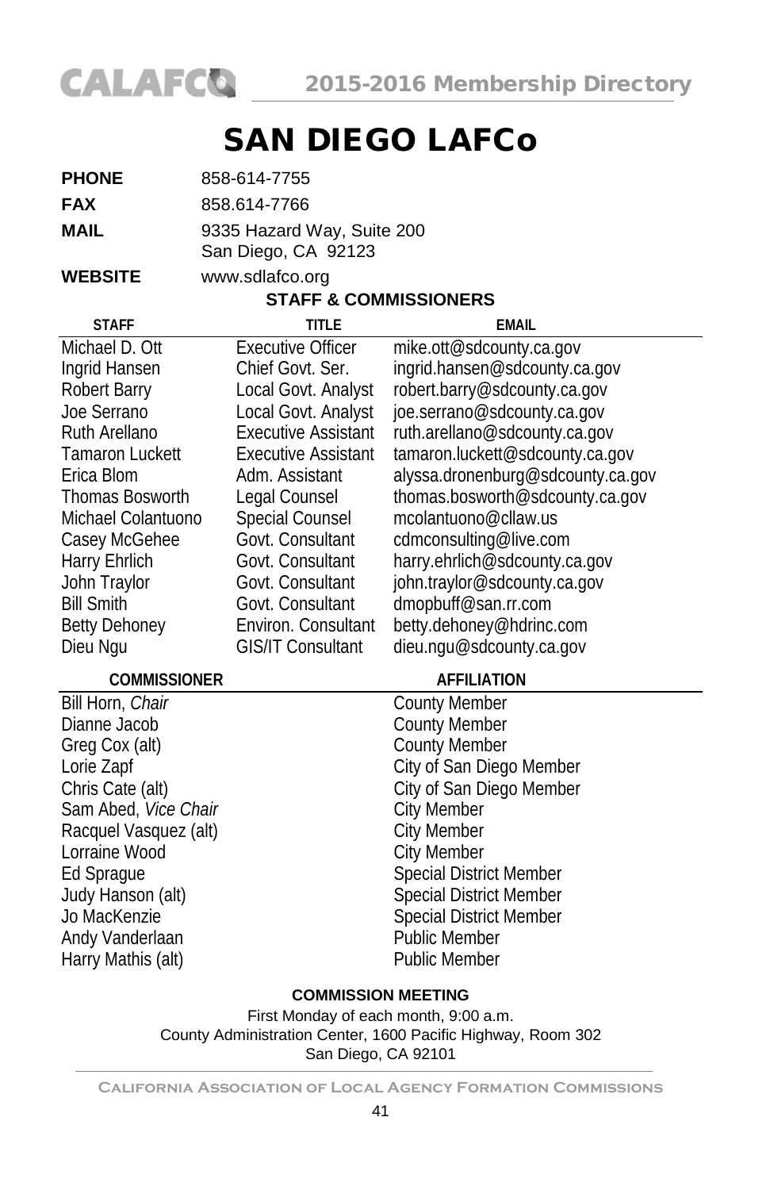# SAN DIEGO LAFCo

**PHONE** 858-614-7755

**FAX** 858.614-7766

**MAIL** 9335 Hazard Way, Suite 200
San Diego, CA 92123

**WEBSITE** www.sdlafco.org

## STAFF & COMMISSIONERS

| STAFF | TITLE | EMAIL |
|---|---|---|
| Michael D. Ott | Executive Officer | mike.ott@sdcounty.ca.gov |
| Ingrid Hansen | Chief Govt. Ser. | ingrid.hansen@sdcounty.ca.gov |
| Robert Barry | Local Govt. Analyst | robert.barry@sdcounty.ca.gov |
| Joe Serrano | Local Govt. Analyst | joe.serrano@sdcounty.ca.gov |
| Ruth Arellano | Executive Assistant | ruth.arellano@sdcounty.ca.gov |
| Tamaron Luckett | Executive Assistant | tamaron.luckett@sdcounty.ca.gov |
| Erica Blom | Adm. Assistant | alyssa.dronenburg@sdcounty.ca.gov |
| Thomas Bosworth | Legal Counsel | thomas.bosworth@sdcounty.ca.gov |
| Michael Colantuono | Special Counsel | mcolantuono@cllaw.us |
| Casey McGehee | Govt. Consultant | cdmconsulting@live.com |
| Harry Ehrlich | Govt. Consultant | harry.ehrlich@sdcounty.ca.gov |
| John Traylor | Govt. Consultant | john.traylor@sdcounty.ca.gov |
| Bill Smith | Govt. Consultant | dmopbuff@san.rr.com |
| Betty Dehoney | Environ. Consultant | betty.dehoney@hdrinc.com |
| Dieu Ngu | GIS/IT Consultant | dieu.ngu@sdcounty.ca.gov |

| COMMISSIONER | AFFILIATION |
|---|---|
| Bill Horn, *Chair* | County Member |
| Dianne Jacob | County Member |
| Greg Cox (alt) | County Member |
| Lorie Zapf | City of San Diego Member |
| Chris Cate (alt) | City of San Diego Member |
| Sam Abed, *Vice Chair* | City Member |
| Racquel Vasquez (alt) | City Member |
| Lorraine Wood | City Member |
| Ed Sprague | Special District Member |
| Judy Hanson (alt) | Special District Member |
| Jo MacKenzie | Special District Member |
| Andy Vanderlaan | Public Member |
| Harry Mathis (alt) | Public Member |

**COMMISSION MEETING**

First Monday of each month, 9:00 a.m.
County Administration Center, 1600 Pacific Highway, Room 302
San Diego, CA 92101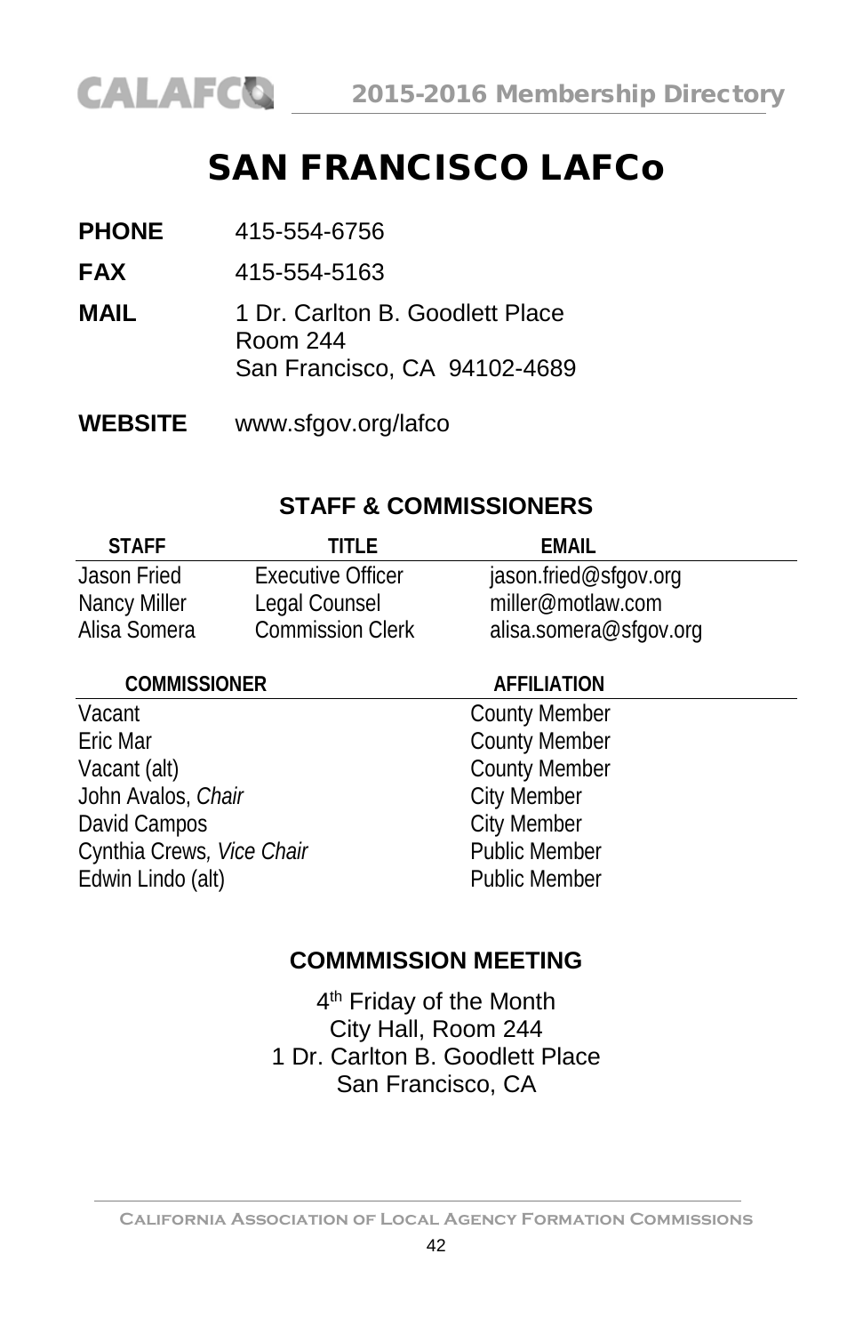# SAN FRANCISCO LAFCo

**PHONE** 415-554-6756

**FAX** 415-554-5163

**MAIL** 1 Dr. Carlton B. Goodlett Place
Room 244
San Francisco, CA 94102-4689

**WEBSITE** www.sfgov.org/lafco

## STAFF & COMMISSIONERS

| STAFF | TITLE | EMAIL |
|---|---|---|
| Jason Fried | Executive Officer | jason.fried@sfgov.org |
| Nancy Miller | Legal Counsel | miller@motlaw.com |
| Alisa Somera | Commission Clerk | alisa.somera@sfgov.org |

| COMMISSIONER | AFFILIATION |
|---|---|
| Vacant | County Member |
| Eric Mar | County Member |
| Vacant (alt) | County Member |
| John Avalos, *Chair* | City Member |
| David Campos | City Member |
| Cynthia Crews, *Vice Chair* | Public Member |
| Edwin Lindo (alt) | Public Member |

## COMMMISSION MEETING

4th Friday of the Month
City Hall, Room 244
1 Dr. Carlton B. Goodlett Place
San Francisco, CA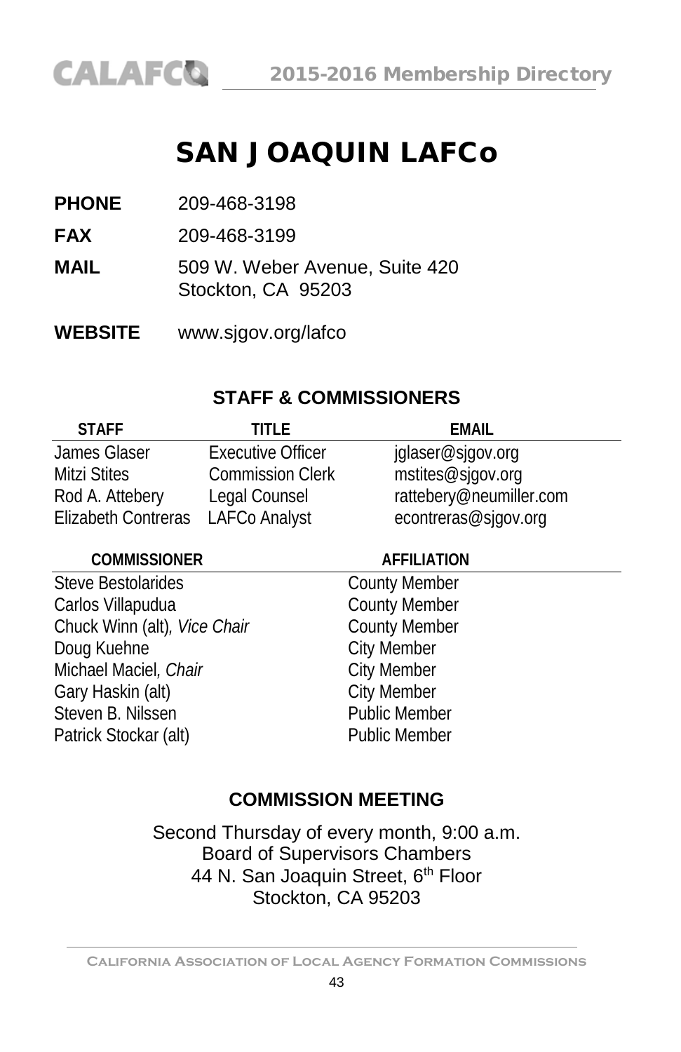# SAN JOAQUIN LAFCo

**PHONE** 209-468-3198

**FAX** 209-468-3199

**MAIL** 509 W. Weber Avenue, Suite 420
Stockton, CA 95203

**WEBSITE** www.sjgov.org/lafco

## STAFF & COMMISSIONERS

| STAFF | TITLE | EMAIL |
|---|---|---|
| James Glaser | Executive Officer | jglaser@sjgov.org |
| Mitzi Stites | Commission Clerk | mstites@sjgov.org |
| Rod A. Attebery | Legal Counsel | rattebery@neumiller.com |
| Elizabeth Contreras | LAFCo Analyst | econtreras@sjgov.org |

| COMMISSIONER | AFFILIATION |
|---|---|
| Steve Bestolarides | County Member |
| Carlos Villapudua | County Member |
| Chuck Winn (alt), *Vice Chair* | County Member |
| Doug Kuehne | City Member |
| Michael Maciel, *Chair* | City Member |
| Gary Haskin (alt) | City Member |
| Steven B. Nilssen | Public Member |
| Patrick Stockar (alt) | Public Member |

## COMMISSION MEETING

Second Thursday of every month, 9:00 a.m.
Board of Supervisors Chambers
44 N. San Joaquin Street, 6th Floor
Stockton, CA 95203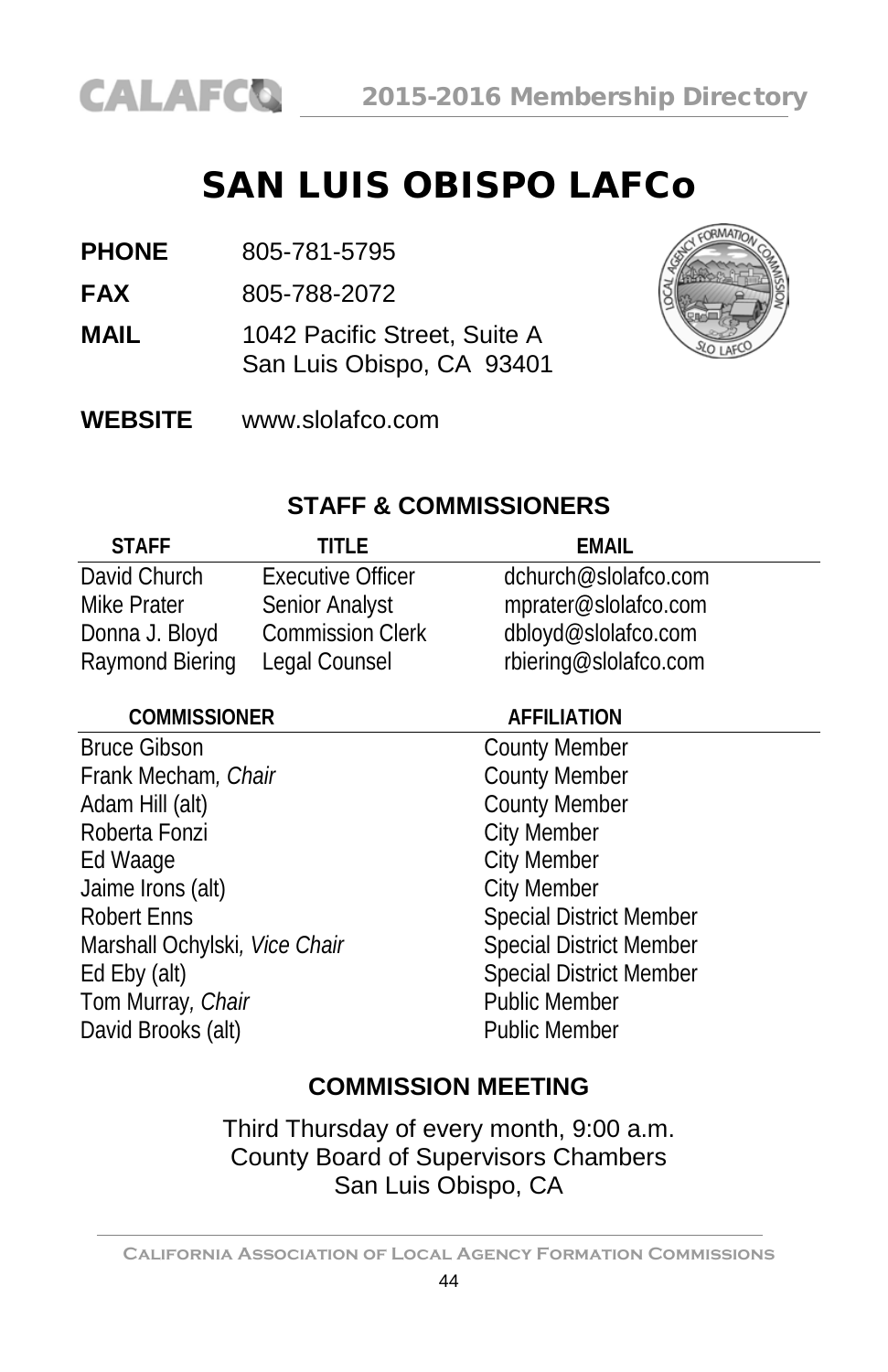# SAN LUIS OBISPO LAFCo

**PHONE** 805-781-5795

**FAX** 805-788-2072

**MAIL** 1042 Pacific Street, Suite A
San Luis Obispo, CA 93401

**WEBSITE** www.slolafco.com

## STAFF & COMMISSIONERS

| STAFF | TITLE | EMAIL |
|---|---|---|
| David Church | Executive Officer | dchurch@slolafco.com |
| Mike Prater | Senior Analyst | mprater@slolafco.com |
| Donna J. Bloyd | Commission Clerk | dbloyd@slolafco.com |
| Raymond Biering | Legal Counsel | rbiering@slolafco.com |

| COMMISSIONER | AFFILIATION |
|---|---|
| Bruce Gibson | County Member |
| Frank Mecham, *Chair* | County Member |
| Adam Hill (alt) | County Member |
| Roberta Fonzi | City Member |
| Ed Waage | City Member |
| Jaime Irons (alt) | City Member |
| Robert Enns | Special District Member |
| Marshall Ochylski, *Vice Chair* | Special District Member |
| Ed Eby (alt) | Special District Member |
| Tom Murray, *Chair* | Public Member |
| David Brooks (alt) | Public Member |

## COMMISSION MEETING

Third Thursday of every month, 9:00 a.m.
County Board of Supervisors Chambers
San Luis Obispo, CA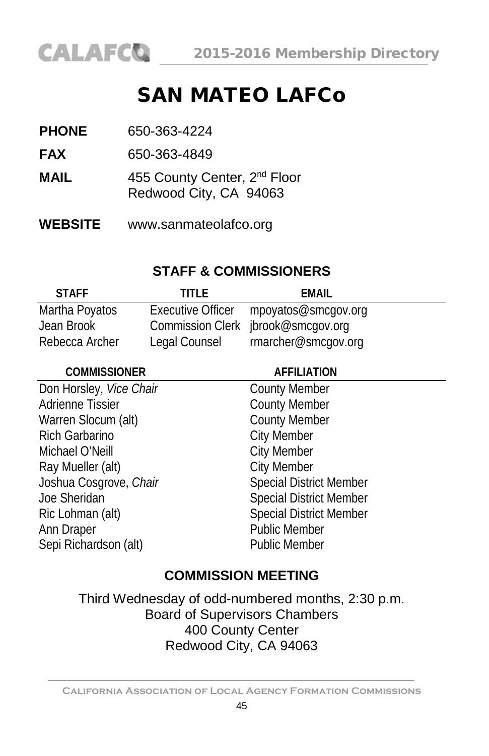# SAN MATEO LAFCo

**PHONE** 650-363-4224

**FAX** 650-363-4849

**MAIL** 455 County Center, 2nd Floor
Redwood City, CA 94063

**WEBSITE** www.sanmateolafco.org

## STAFF & COMMISSIONERS

| STAFF | TITLE | EMAIL |
|---|---|---|
| Martha Poyatos | Executive Officer | mpoyatos@smcgov.org |
| Jean Brook | Commission Clerk | jbrook@smcgov.org |
| Rebecca Archer | Legal Counsel | rmarcher@smcgov.org |

| COMMISSIONER | AFFILIATION |
|---|---|
| Don Horsley, *Vice Chair* | County Member |
| Adrienne Tissier | County Member |
| Warren Slocum (alt) | County Member |
| Rich Garbarino | City Member |
| Michael O'Neill | City Member |
| Ray Mueller (alt) | City Member |
| Joshua Cosgrove, *Chair* | Special District Member |
| Joe Sheridan | Special District Member |
| Ric Lohman (alt) | Special District Member |
| Ann Draper | Public Member |
| Sepi Richardson (alt) | Public Member |

## COMMISSION MEETING

Third Wednesday of odd-numbered months, 2:30 p.m.
Board of Supervisors Chambers
400 County Center
Redwood City, CA 94063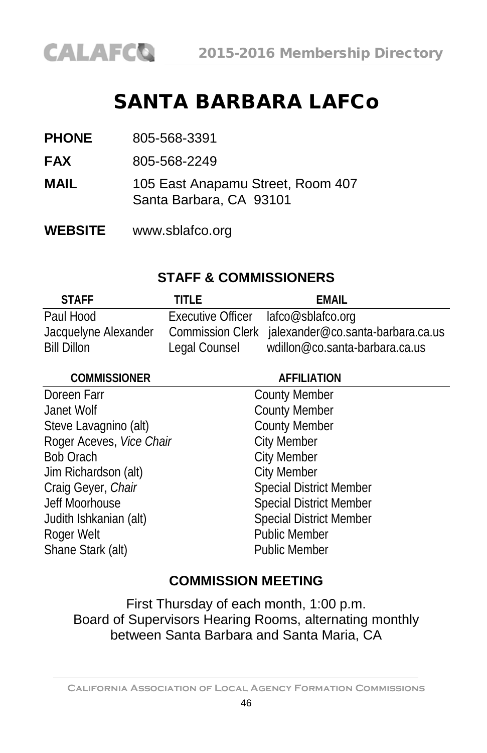# SANTA BARBARA LAFCo

**PHONE** 805-568-3391

**FAX** 805-568-2249

**MAIL** 105 East Anapamu Street, Room 407
Santa Barbara, CA 93101

**WEBSITE** www.sblafco.org

## STAFF & COMMISSIONERS

| STAFF | TITLE | EMAIL |
|---|---|---|
| Paul Hood | Executive Officer | lafco@sblafco.org |
| Jacquelyne Alexander | Commission Clerk | jalexander@co.santa-barbara.ca.us |
| Bill Dillon | Legal Counsel | wdillon@co.santa-barbara.ca.us |

| COMMISSIONER | AFFILIATION |
|---|---|
| Doreen Farr | County Member |
| Janet Wolf | County Member |
| Steve Lavagnino (alt) | County Member |
| Roger Aceves, *Vice Chair* | City Member |
| Bob Orach | City Member |
| Jim Richardson (alt) | City Member |
| Craig Geyer, *Chair* | Special District Member |
| Jeff Moorhouse | Special District Member |
| Judith Ishkanian (alt) | Special District Member |
| Roger Welt | Public Member |
| Shane Stark (alt) | Public Member |

## COMMISSION MEETING

First Thursday of each month, 1:00 p.m.
Board of Supervisors Hearing Rooms, alternating monthly between Santa Barbara and Santa Maria, CA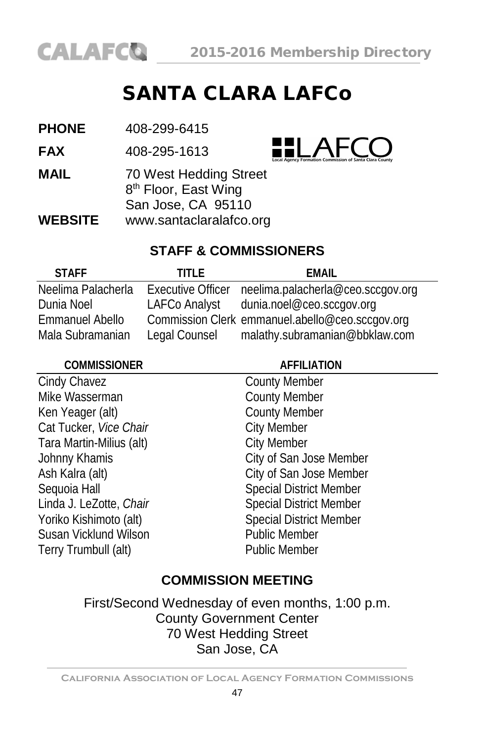# SANTA CLARA LAFCo

**PHONE** 408-299-6415

**FAX** 408-295-1613

**MAIL** 70 West Hedding Street
8th Floor, East Wing
San Jose, CA 95110

**WEBSITE** www.santaclaralafco.org

## STAFF & COMMISSIONERS

| STAFF | TITLE | EMAIL |
|---|---|---|
| Neelima Palacherla | Executive Officer | neelima.palacherla@ceo.sccgov.org |
| Dunia Noel | LAFCo Analyst | dunia.noel@ceo.sccgov.org |
| Emmanuel Abello | Commission Clerk | emmanuel.abello@ceo.sccgov.org |
| Mala Subramanian | Legal Counsel | malathy.subramanian@bbklaw.com |

| COMMISSIONER | AFFILIATION |
|---|---|
| Cindy Chavez | County Member |
| Mike Wasserman | County Member |
| Ken Yeager (alt) | County Member |
| Cat Tucker, *Vice Chair* | City Member |
| Tara Martin-Milius (alt) | City Member |
| Johnny Khamis | City of San Jose Member |
| Ash Kalra (alt) | City of San Jose Member |
| Sequoia Hall | Special District Member |
| Linda J. LeZotte, *Chair* | Special District Member |
| Yoriko Kishimoto (alt) | Special District Member |
| Susan Vicklund Wilson | Public Member |
| Terry Trumbull (alt) | Public Member |

## COMMISSION MEETING

First/Second Wednesday of even months, 1:00 p.m.
County Government Center
70 West Hedding Street
San Jose, CA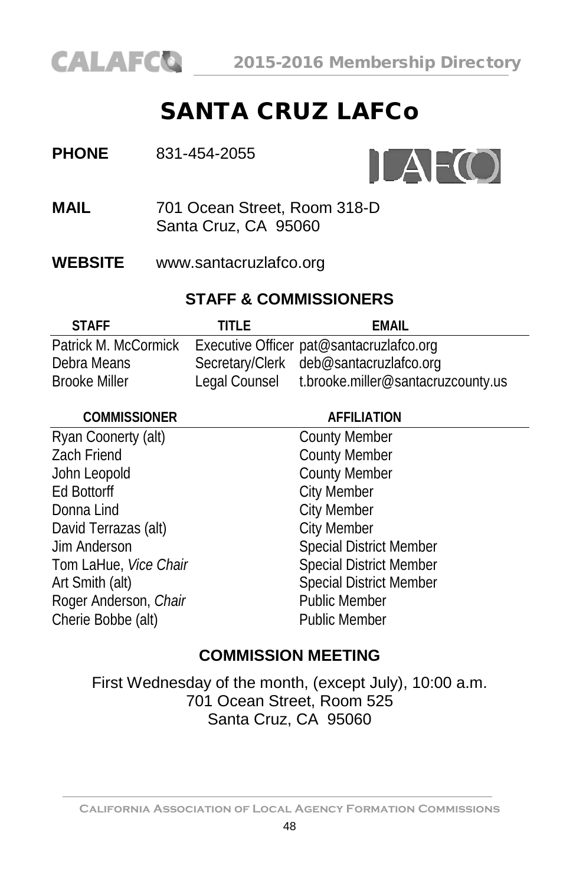# SANTA CRUZ LAFCo

**PHONE** 831-454-2055

**MAIL** 701 Ocean Street, Room 318-D
Santa Cruz, CA 95060

**WEBSITE** www.santacruzlafco.org

## STAFF & COMMISSIONERS

| STAFF | TITLE | EMAIL |
|---|---|---|
| Patrick M. McCormick | Executive Officer | pat@santacruzlafco.org |
| Debra Means | Secretary/Clerk | deb@santacruzlafco.org |
| Brooke Miller | Legal Counsel | t.brooke.miller@santacruzcounty.us |

| COMMISSIONER | AFFILIATION |
|---|---|
| Ryan Coonerty (alt) | County Member |
| Zach Friend | County Member |
| John Leopold | County Member |
| Ed Bottorff | City Member |
| Donna Lind | City Member |
| David Terrazas (alt) | City Member |
| Jim Anderson | Special District Member |
| Tom LaHue, *Vice Chair* | Special District Member |
| Art Smith (alt) | Special District Member |
| Roger Anderson, *Chair* | Public Member |
| Cherie Bobbe (alt) | Public Member |

## COMMISSION MEETING

First Wednesday of the month, (except July), 10:00 a.m.
701 Ocean Street, Room 525
Santa Cruz, CA 95060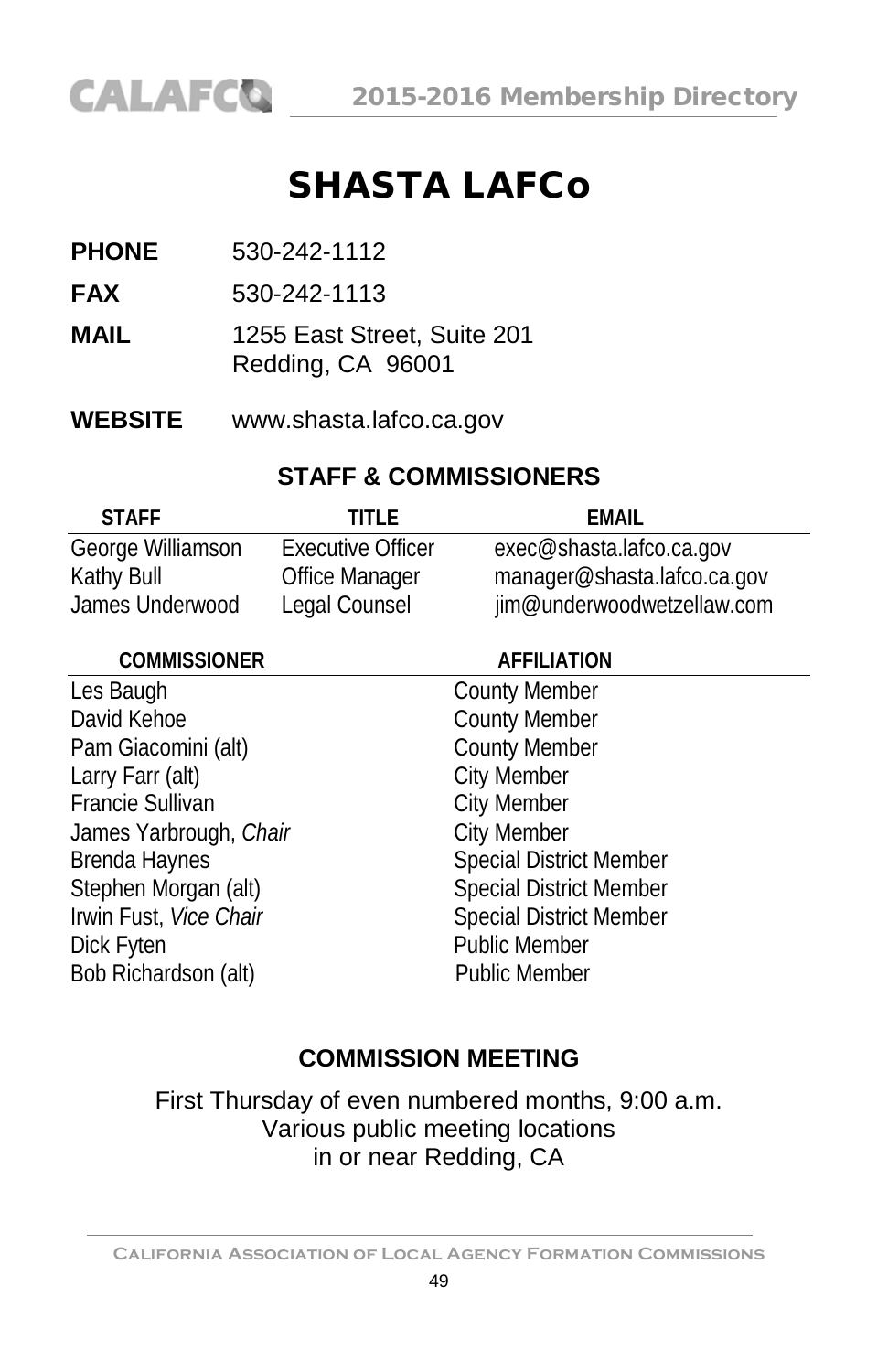# SHASTA LAFCo

**PHONE** 530-242-1112

**FAX** 530-242-1113

**MAIL** 1255 East Street, Suite 201
Redding, CA 96001

**WEBSITE** www.shasta.lafco.ca.gov

## STAFF & COMMISSIONERS

| STAFF | TITLE | EMAIL |
|---|---|---|
| George Williamson | Executive Officer | exec@shasta.lafco.ca.gov |
| Kathy Bull | Office Manager | manager@shasta.lafco.ca.gov |
| James Underwood | Legal Counsel | jim@underwoodwetzellaw.com |

| COMMISSIONER | AFFILIATION |
|---|---|
| Les Baugh | County Member |
| David Kehoe | County Member |
| Pam Giacomini (alt) | County Member |
| Larry Farr (alt) | City Member |
| Francie Sullivan | City Member |
| James Yarbrough, *Chair* | City Member |
| Brenda Haynes | Special District Member |
| Stephen Morgan (alt) | Special District Member |
| Irwin Fust, *Vice Chair* | Special District Member |
| Dick Fyten | Public Member |
| Bob Richardson (alt) | Public Member |

## COMMISSION MEETING

First Thursday of even numbered months, 9:00 a.m.
Various public meeting locations
in or near Redding, CA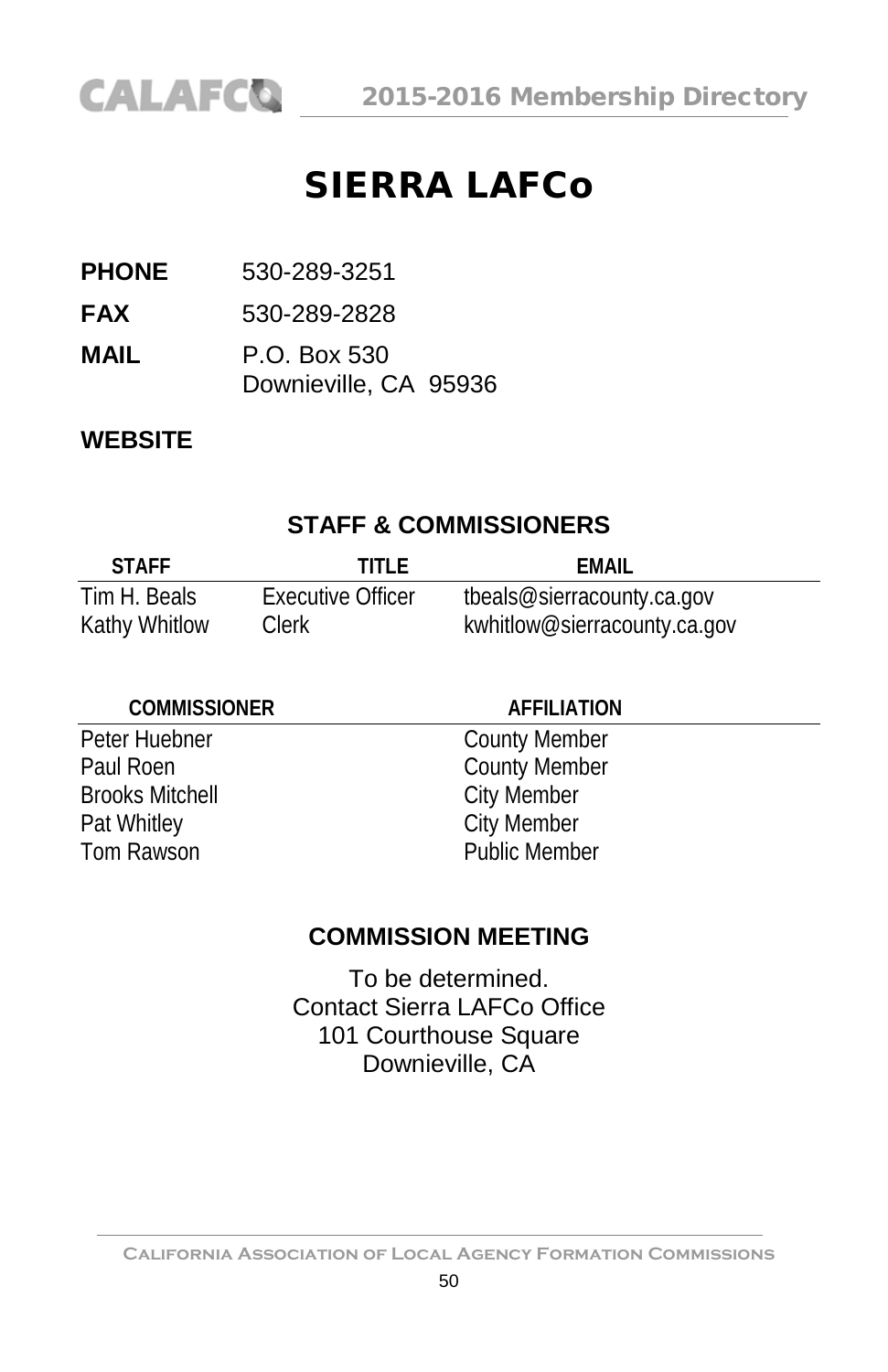# SIERRA LAFCo

**PHONE** 530-289-3251

**FAX** 530-289-2828

**MAIL** P.O. Box 530
Downieville, CA 95936

**WEBSITE**

## STAFF & COMMISSIONERS

| STAFF | TITLE | EMAIL |
|---|---|---|
| Tim H. Beals | Executive Officer | tbeals@sierracounty.ca.gov |
| Kathy Whitlow | Clerk | kwhitlow@sierracounty.ca.gov |

| COMMISSIONER | AFFILIATION |
|---|---|
| Peter Huebner | County Member |
| Paul Roen | County Member |
| Brooks Mitchell | City Member |
| Pat Whitley | City Member |
| Tom Rawson | Public Member |

## COMMISSION MEETING

To be determined.
Contact Sierra LAFCo Office
101 Courthouse Square
Downieville, CA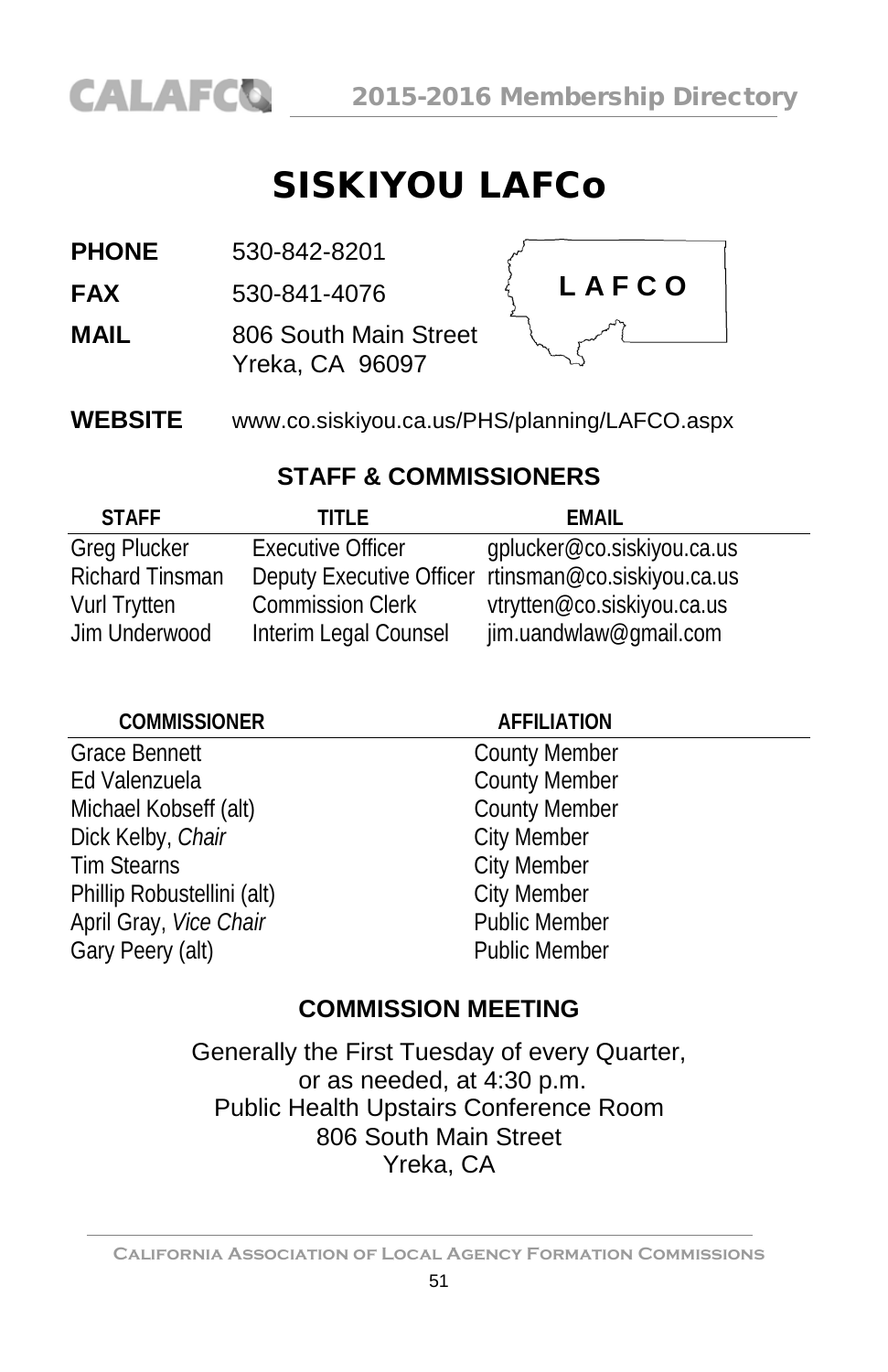# SISKIYOU LAFCo

**PHONE** 530-842-8201

**FAX** 530-841-4076

**MAIL** 806 South Main Street
Yreka, CA 96097

**WEBSITE** www.co.siskiyou.ca.us/PHS/planning/LAFCO.aspx

## STAFF & COMMISSIONERS

| STAFF | TITLE | EMAIL |
|---|---|---|
| Greg Plucker | Executive Officer | gplucker@co.siskiyou.ca.us |
| Richard Tinsman | Deputy Executive Officer | rtinsman@co.siskiyou.ca.us |
| Vurl Trytten | Commission Clerk | vtrytten@co.siskiyou.ca.us |
| Jim Underwood | Interim Legal Counsel | jim.uandwlaw@gmail.com |

| COMMISSIONER | AFFILIATION |
|---|---|
| Grace Bennett | County Member |
| Ed Valenzuela | County Member |
| Michael Kobseff (alt) | County Member |
| Dick Kelby, *Chair* | City Member |
| Tim Stearns | City Member |
| Phillip Robustellini (alt) | City Member |
| April Gray, *Vice Chair* | Public Member |
| Gary Peery (alt) | Public Member |

## COMMISSION MEETING

Generally the First Tuesday of every Quarter,
or as needed, at 4:30 p.m.
Public Health Upstairs Conference Room
806 South Main Street
Yreka, CA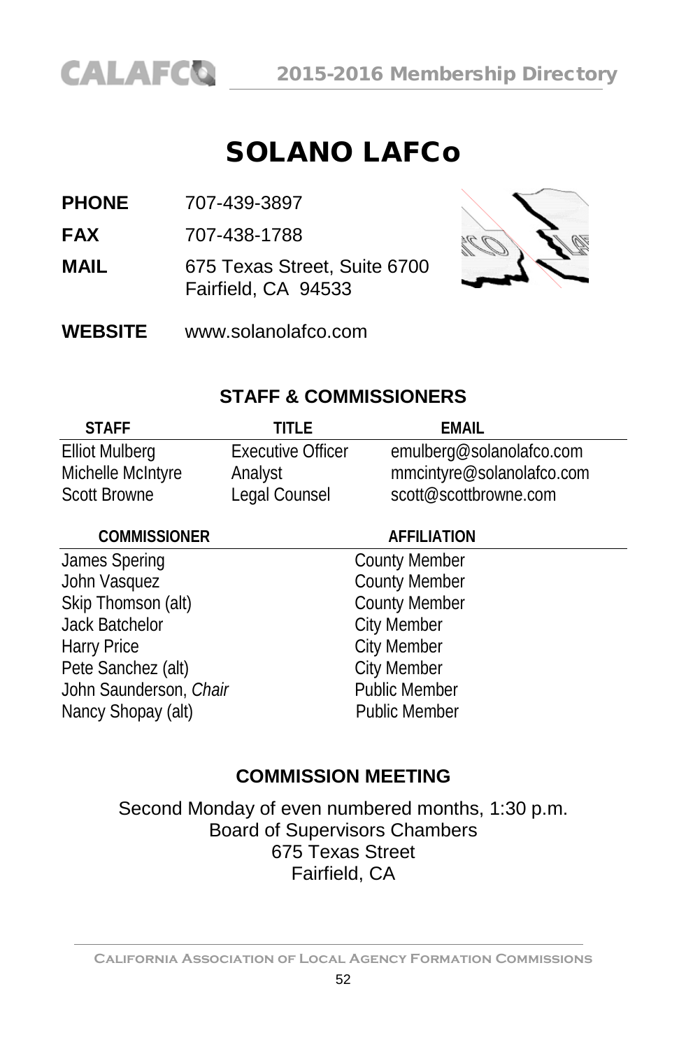# SOLANO LAFCo

**PHONE** 707-439-3897

**FAX** 707-438-1788

**MAIL** 675 Texas Street, Suite 6700
Fairfield, CA 94533

**WEBSITE** www.solanolafco.com

## STAFF & COMMISSIONERS

| STAFF | TITLE | EMAIL |
|---|---|---|
| Elliot Mulberg | Executive Officer | emulberg@solanolafco.com |
| Michelle McIntyre | Analyst | mmcintyre@solanolafco.com |
| Scott Browne | Legal Counsel | scott@scottbrowne.com |

| COMMISSIONER | AFFILIATION |
|---|---|
| James Spering | County Member |
| John Vasquez | County Member |
| Skip Thomson (alt) | County Member |
| Jack Batchelor | City Member |
| Harry Price | City Member |
| Pete Sanchez (alt) | City Member |
| John Saunderson, *Chair* | Public Member |
| Nancy Shopay (alt) | Public Member |

## COMMISSION MEETING

Second Monday of even numbered months, 1:30 p.m.
Board of Supervisors Chambers
675 Texas Street
Fairfield, CA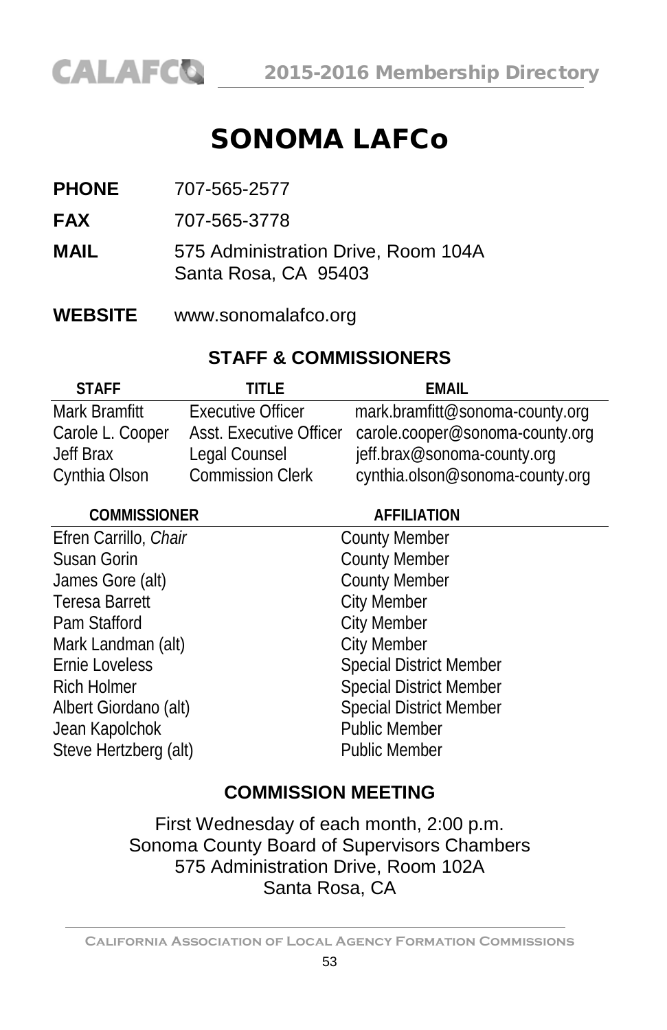# SONOMA LAFCo

**PHONE** 707-565-2577

**FAX** 707-565-3778

**MAIL** 575 Administration Drive, Room 104A
Santa Rosa, CA 95403

**WEBSITE** www.sonomalafco.org

## STAFF & COMMISSIONERS

| STAFF | TITLE | EMAIL |
|---|---|---|
| Mark Bramfitt | Executive Officer | mark.bramfitt@sonoma-county.org |
| Carole L. Cooper | Asst. Executive Officer | carole.cooper@sonoma-county.org |
| Jeff Brax | Legal Counsel | jeff.brax@sonoma-county.org |
| Cynthia Olson | Commission Clerk | cynthia.olson@sonoma-county.org |

| COMMISSIONER | AFFILIATION |
|---|---|
| Efren Carrillo, *Chair* | County Member |
| Susan Gorin | County Member |
| James Gore (alt) | County Member |
| Teresa Barrett | City Member |
| Pam Stafford | City Member |
| Mark Landman (alt) | City Member |
| Ernie Loveless | Special District Member |
| Rich Holmer | Special District Member |
| Albert Giordano (alt) | Special District Member |
| Jean Kapolchok | Public Member |
| Steve Hertzberg (alt) | Public Member |

## COMMISSION MEETING

First Wednesday of each month, 2:00 p.m.
Sonoma County Board of Supervisors Chambers
575 Administration Drive, Room 102A
Santa Rosa, CA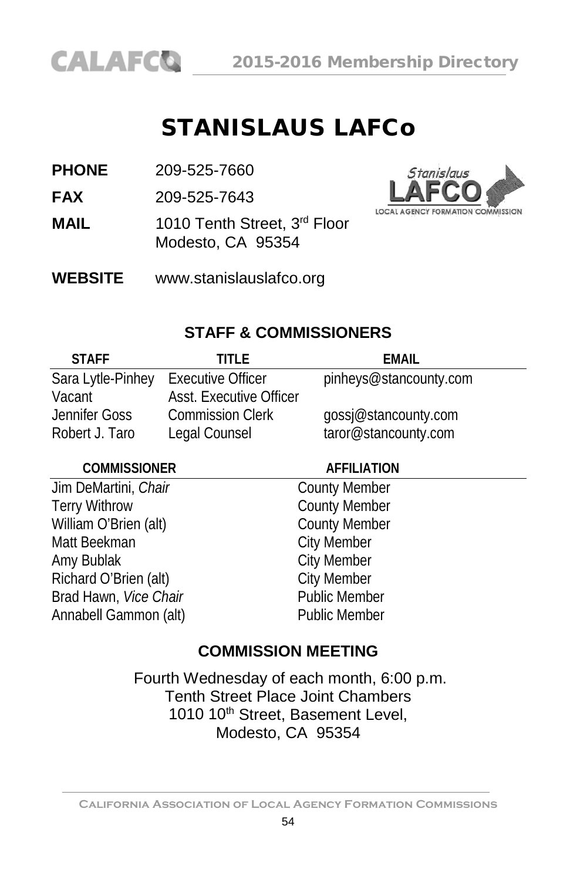# STANISLAUS LAFCo

**PHONE** 209-525-7660

**FAX** 209-525-7643

**MAIL** 1010 Tenth Street, 3rd Floor
Modesto, CA 95354

**WEBSITE** www.stanislauslafco.org

## STAFF & COMMISSIONERS

| STAFF | TITLE | EMAIL |
|---|---|---|
| Sara Lytle-Pinhey | Executive Officer | pinheys@stancounty.com |
| Vacant | Asst. Executive Officer | |
| Jennifer Goss | Commission Clerk | gossj@stancounty.com |
| Robert J. Taro | Legal Counsel | taror@stancounty.com |

| COMMISSIONER | AFFILIATION |
|---|---|
| Jim DeMartini, *Chair* | County Member |
| Terry Withrow | County Member |
| William O'Brien (alt) | County Member |
| Matt Beekman | City Member |
| Amy Bublak | City Member |
| Richard O'Brien (alt) | City Member |
| Brad Hawn, *Vice Chair* | Public Member |
| Annabell Gammon (alt) | Public Member |

## COMMISSION MEETING

Fourth Wednesday of each month, 6:00 p.m.
Tenth Street Place Joint Chambers
1010 10th Street, Basement Level,
Modesto, CA 95354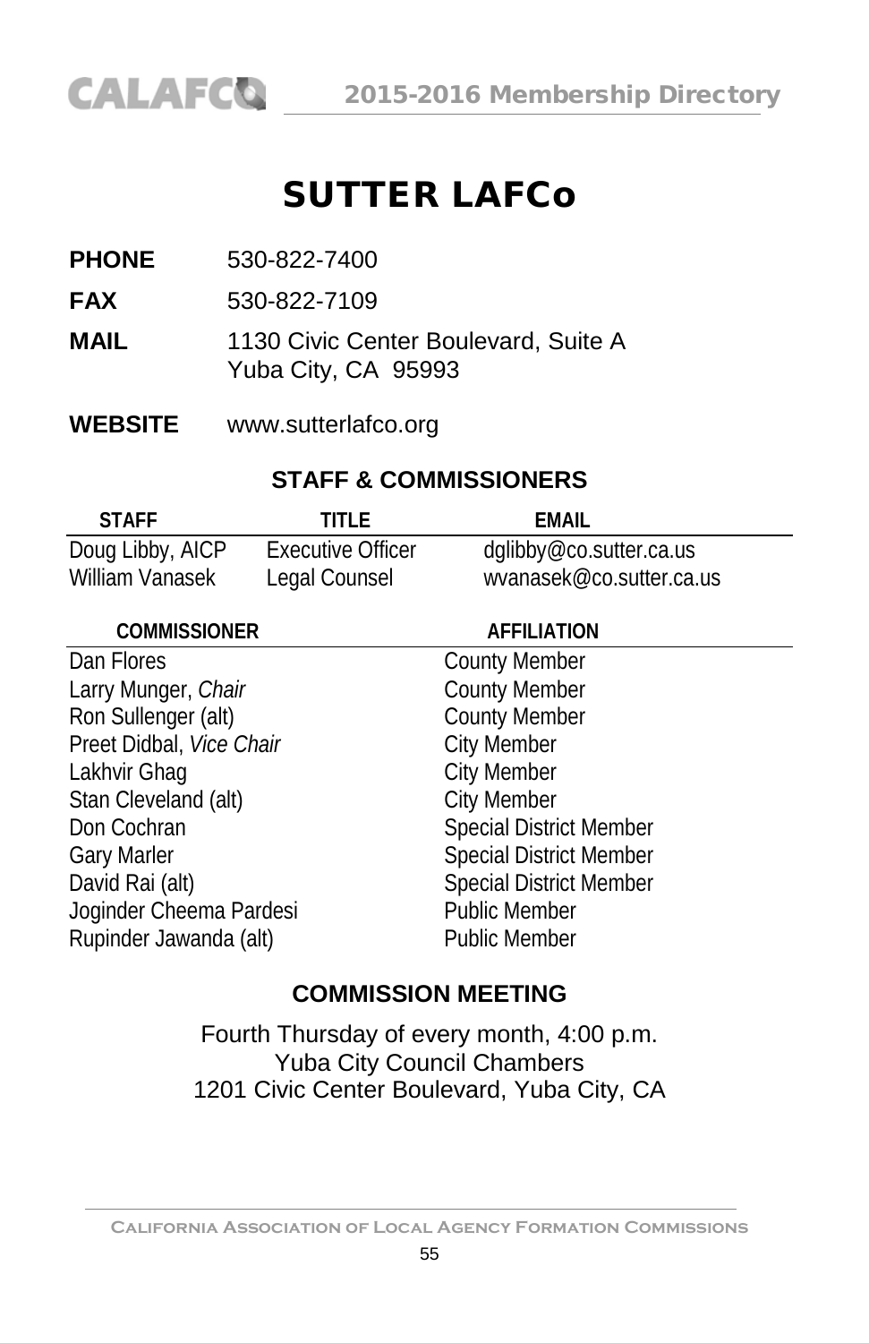# SUTTER LAFCo

**PHONE** 530-822-7400

**FAX** 530-822-7109

**MAIL** 1130 Civic Center Boulevard, Suite A
Yuba City, CA 95993

**WEBSITE** www.sutterlafco.org

## STAFF & COMMISSIONERS

| STAFF | TITLE | EMAIL |
|---|---|---|
| Doug Libby, AICP | Executive Officer | dglibby@co.sutter.ca.us |
| William Vanasek | Legal Counsel | wvanasek@co.sutter.ca.us |

| COMMISSIONER | AFFILIATION |
|---|---|
| Dan Flores | County Member |
| Larry Munger, *Chair* | County Member |
| Ron Sullenger (alt) | County Member |
| Preet Didbal, *Vice Chair* | City Member |
| Lakhvir Ghag | City Member |
| Stan Cleveland (alt) | City Member |
| Don Cochran | Special District Member |
| Gary Marler | Special District Member |
| David Rai (alt) | Special District Member |
| Joginder Cheema Pardesi | Public Member |
| Rupinder Jawanda (alt) | Public Member |

## COMMISSION MEETING

Fourth Thursday of every month, 4:00 p.m.
Yuba City Council Chambers
1201 Civic Center Boulevard, Yuba City, CA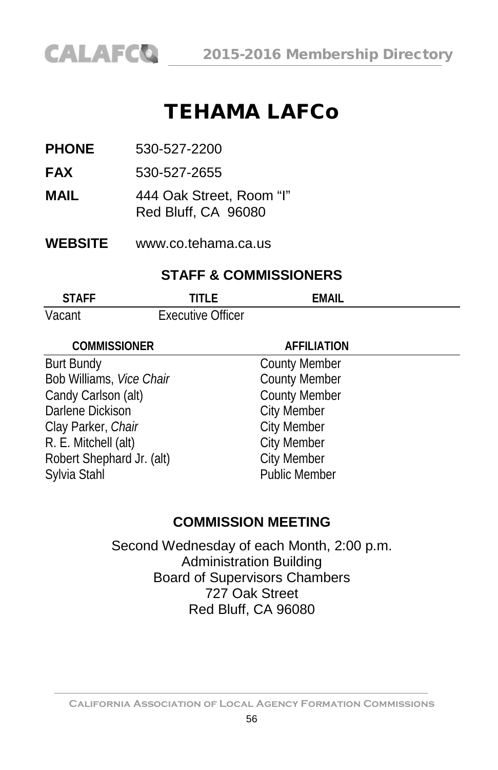# TEHAMA LAFCo

**PHONE** 530-527-2200

**FAX** 530-527-2655

**MAIL** 444 Oak Street, Room "I"
Red Bluff, CA 96080

**WEBSITE** www.co.tehama.ca.us

## STAFF & COMMISSIONERS

| STAFF | TITLE | EMAIL |
|---|---|---|
| Vacant | Executive Officer | |

| COMMISSIONER | AFFILIATION |
|---|---|
| Burt Bundy | County Member |
| Bob Williams, *Vice Chair* | County Member |
| Candy Carlson (alt) | County Member |
| Darlene Dickison | City Member |
| Clay Parker, *Chair* | City Member |
| R. E. Mitchell (alt) | City Member |
| Robert Shephard Jr. (alt) | City Member |
| Sylvia Stahl | Public Member |

## COMMISSION MEETING

Second Wednesday of each Month, 2:00 p.m.
Administration Building
Board of Supervisors Chambers
727 Oak Street
Red Bluff, CA 96080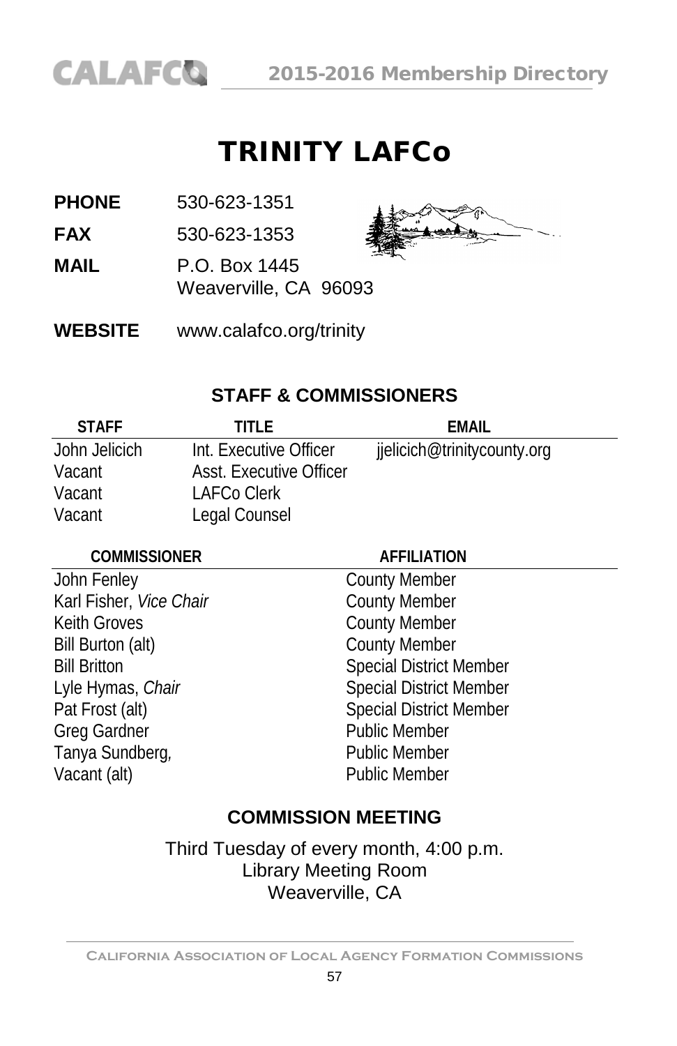# TRINITY LAFCo

**PHONE** 530-623-1351

**FAX** 530-623-1353

**MAIL** P.O. Box 1445
Weaverville, CA 96093

**WEBSITE** www.calafco.org/trinity

## STAFF & COMMISSIONERS

| STAFF | TITLE | EMAIL |
|---|---|---|
| John Jelicich | Int. Executive Officer | jjelicich@trinitycounty.org |
| Vacant | Asst. Executive Officer | |
| Vacant | LAFCo Clerk | |
| Vacant | Legal Counsel | |

| COMMISSIONER | AFFILIATION |
|---|---|
| John Fenley | County Member |
| Karl Fisher, *Vice Chair* | County Member |
| Keith Groves | County Member |
| Bill Burton (alt) | County Member |
| Bill Britton | Special District Member |
| Lyle Hymas, *Chair* | Special District Member |
| Pat Frost (alt) | Special District Member |
| Greg Gardner | Public Member |
| Tanya Sundberg, | Public Member |
| Vacant (alt) | Public Member |

## COMMISSION MEETING

Third Tuesday of every month, 4:00 p.m.
Library Meeting Room
Weaverville, CA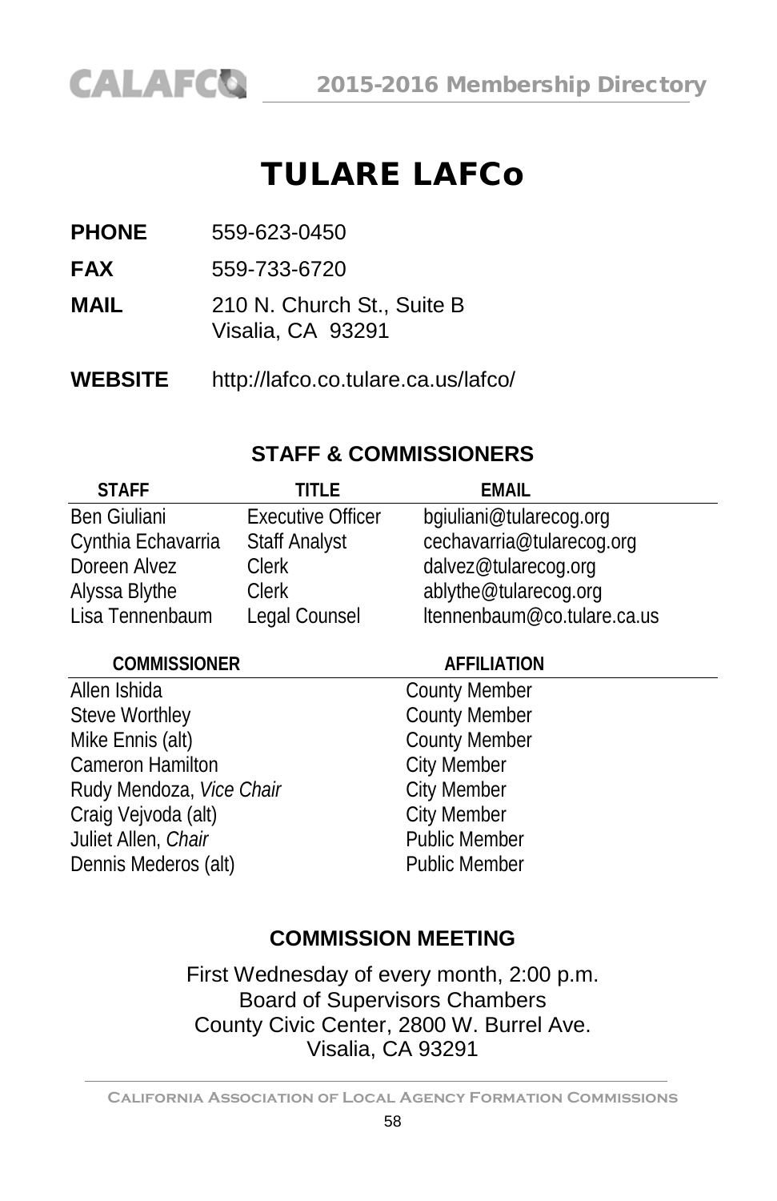# TULARE LAFCo

**PHONE** 559-623-0450

**FAX** 559-733-6720

**MAIL** 210 N. Church St., Suite B
Visalia, CA 93291

**WEBSITE** http://lafco.co.tulare.ca.us/lafco/

## STAFF & COMMISSIONERS

| STAFF | TITLE | EMAIL |
|---|---|---|
| Ben Giuliani | Executive Officer | bgiuliani@tularecog.org |
| Cynthia Echavarria | Staff Analyst | cechavarria@tularecog.org |
| Doreen Alvez | Clerk | dalvez@tularecog.org |
| Alyssa Blythe | Clerk | ablythe@tularecog.org |
| Lisa Tennenbaum | Legal Counsel | ltennenbaum@co.tulare.ca.us |

| COMMISSIONER | AFFILIATION |
|---|---|
| Allen Ishida | County Member |
| Steve Worthley | County Member |
| Mike Ennis (alt) | County Member |
| Cameron Hamilton | City Member |
| Rudy Mendoza, *Vice Chair* | City Member |
| Craig Vejvoda (alt) | City Member |
| Juliet Allen, *Chair* | Public Member |
| Dennis Mederos (alt) | Public Member |

## COMMISSION MEETING

First Wednesday of every month, 2:00 p.m.
Board of Supervisors Chambers
County Civic Center, 2800 W. Burrel Ave.
Visalia, CA 93291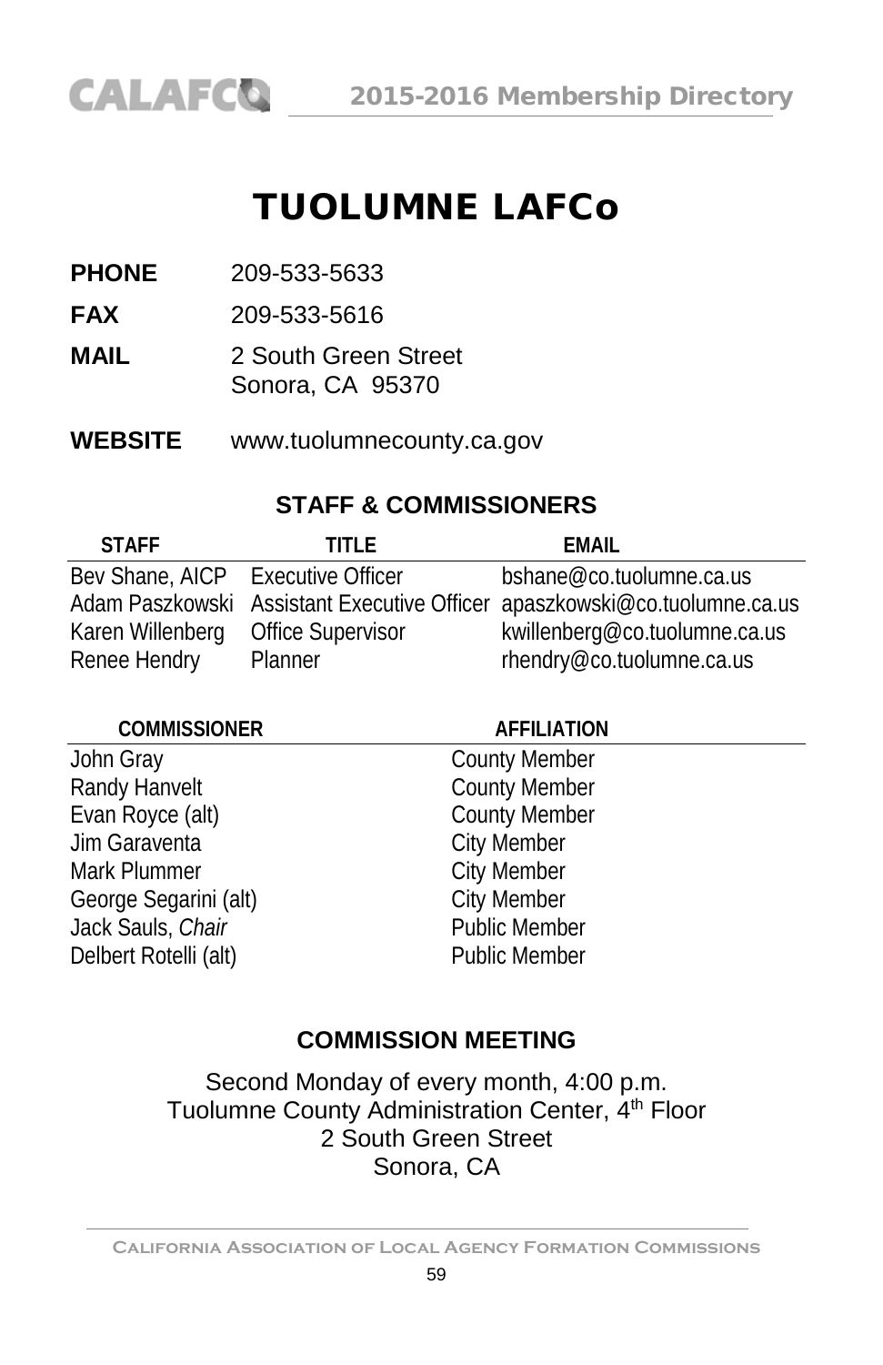# TUOLUMNE LAFCo

**PHONE** 209-533-5633

**FAX** 209-533-5616

**MAIL** 2 South Green Street
Sonora, CA 95370

**WEBSITE** www.tuolumnecounty.ca.gov

## STAFF & COMMISSIONERS

| STAFF | TITLE | EMAIL |
|---|---|---|
| Bev Shane, AICP | Executive Officer | bshane@co.tuolumne.ca.us |
| Adam Paszkowski | Assistant Executive Officer | apaszkowski@co.tuolumne.ca.us |
| Karen Willenberg | Office Supervisor | kwillenberg@co.tuolumne.ca.us |
| Renee Hendry | Planner | rhendry@co.tuolumne.ca.us |

| COMMISSIONER | AFFILIATION |
|---|---|
| John Gray | County Member |
| Randy Hanvelt | County Member |
| Evan Royce (alt) | County Member |
| Jim Garaventa | City Member |
| Mark Plummer | City Member |
| George Segarini (alt) | City Member |
| Jack Sauls, *Chair* | Public Member |
| Delbert Rotelli (alt) | Public Member |

## COMMISSION MEETING

Second Monday of every month, 4:00 p.m.
Tuolumne County Administration Center, 4th Floor
2 South Green Street
Sonora, CA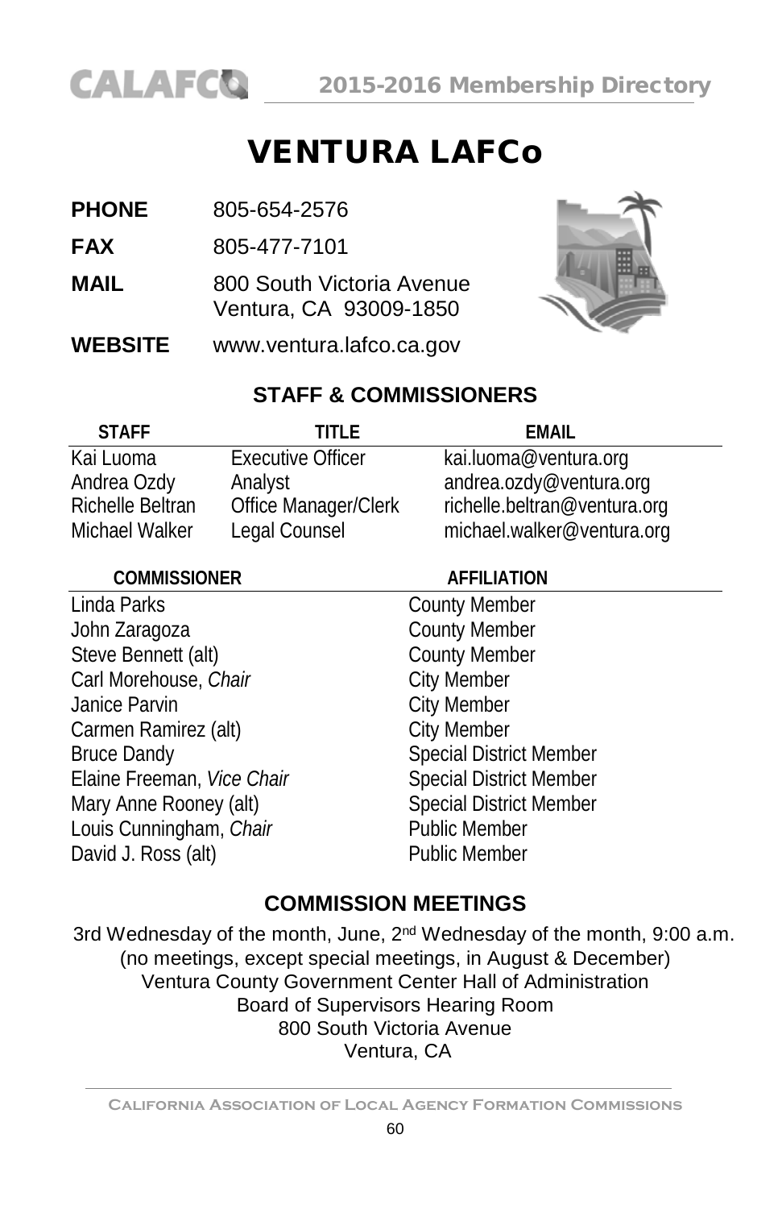# VENTURA LAFCo

**PHONE** 805-654-2576

**FAX** 805-477-7101

**MAIL** 800 South Victoria Avenue
Ventura, CA 93009-1850

**WEBSITE** www.ventura.lafco.ca.gov

## STAFF & COMMISSIONERS

| STAFF | TITLE | EMAIL |
|---|---|---|
| Kai Luoma | Executive Officer | kai.luoma@ventura.org |
| Andrea Ozdy | Analyst | andrea.ozdy@ventura.org |
| Richelle Beltran | Office Manager/Clerk | richelle.beltran@ventura.org |
| Michael Walker | Legal Counsel | michael.walker@ventura.org |

| COMMISSIONER | AFFILIATION |
|---|---|
| Linda Parks | County Member |
| John Zaragoza | County Member |
| Steve Bennett (alt) | County Member |
| Carl Morehouse, *Chair* | City Member |
| Janice Parvin | City Member |
| Carmen Ramirez (alt) | City Member |
| Bruce Dandy | Special District Member |
| Elaine Freeman, *Vice Chair* | Special District Member |
| Mary Anne Rooney (alt) | Special District Member |
| Louis Cunningham, *Chair* | Public Member |
| David J. Ross (alt) | Public Member |

## COMMISSION MEETINGS

3rd Wednesday of the month, June, 2nd Wednesday of the month, 9:00 a.m.
(no meetings, except special meetings, in August & December)
Ventura County Government Center Hall of Administration
Board of Supervisors Hearing Room
800 South Victoria Avenue
Ventura, CA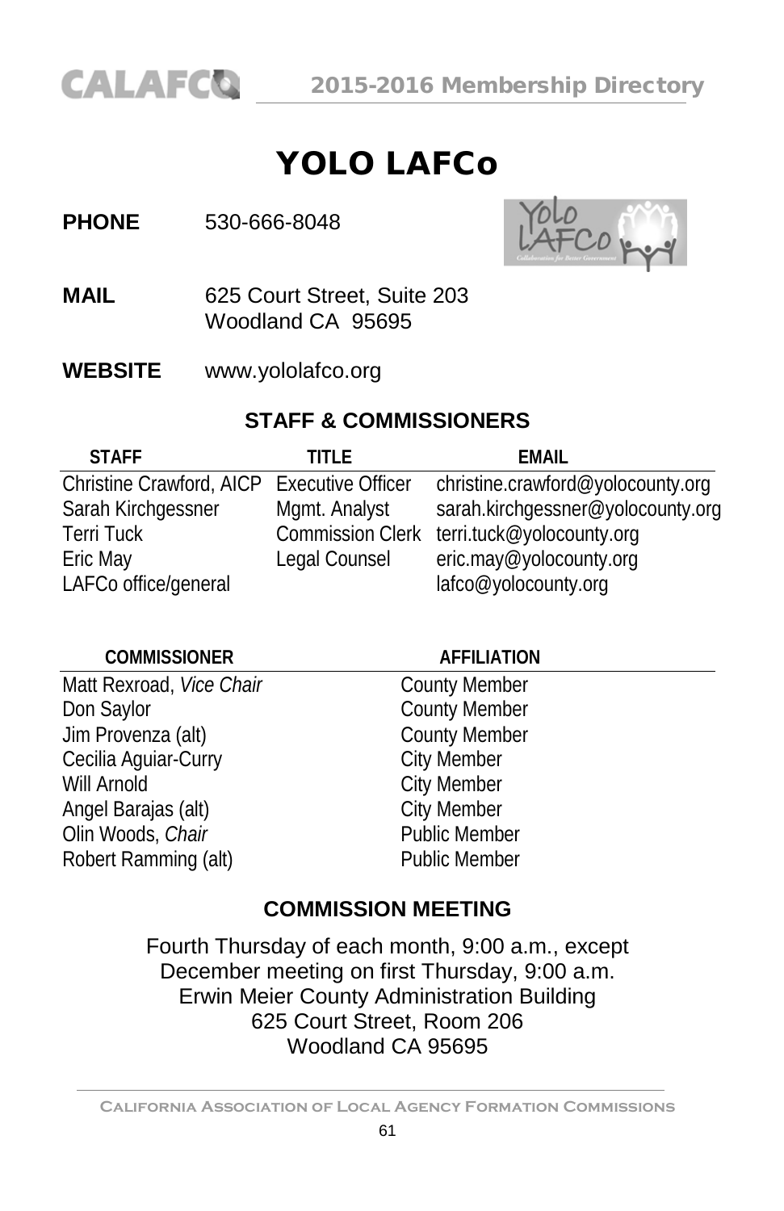# YOLO LAFCo

**PHONE** 530-666-8048

**MAIL** 625 Court Street, Suite 203
Woodland CA 95695

**WEBSITE** www.yololafco.org

## STAFF & COMMISSIONERS

| STAFF | TITLE | EMAIL |
|---|---|---|
| Christine Crawford, AICP | Executive Officer | christine.crawford@yolocounty.org |
| Sarah Kirchgessner | Mgmt. Analyst | sarah.kirchgessner@yolocounty.org |
| Terri Tuck | Commission Clerk | terri.tuck@yolocounty.org |
| Eric May | Legal Counsel | eric.may@yolocounty.org |
| LAFCo office/general | | lafco@yolocounty.org |

| COMMISSIONER | AFFILIATION |
|---|---|
| Matt Rexroad, *Vice Chair* | County Member |
| Don Saylor | County Member |
| Jim Provenza (alt) | County Member |
| Cecilia Aguiar-Curry | City Member |
| Will Arnold | City Member |
| Angel Barajas (alt) | City Member |
| Olin Woods, *Chair* | Public Member |
| Robert Ramming (alt) | Public Member |

## COMMISSION MEETING

Fourth Thursday of each month, 9:00 a.m., except
December meeting on first Thursday, 9:00 a.m.
Erwin Meier County Administration Building
625 Court Street, Room 206
Woodland CA 95695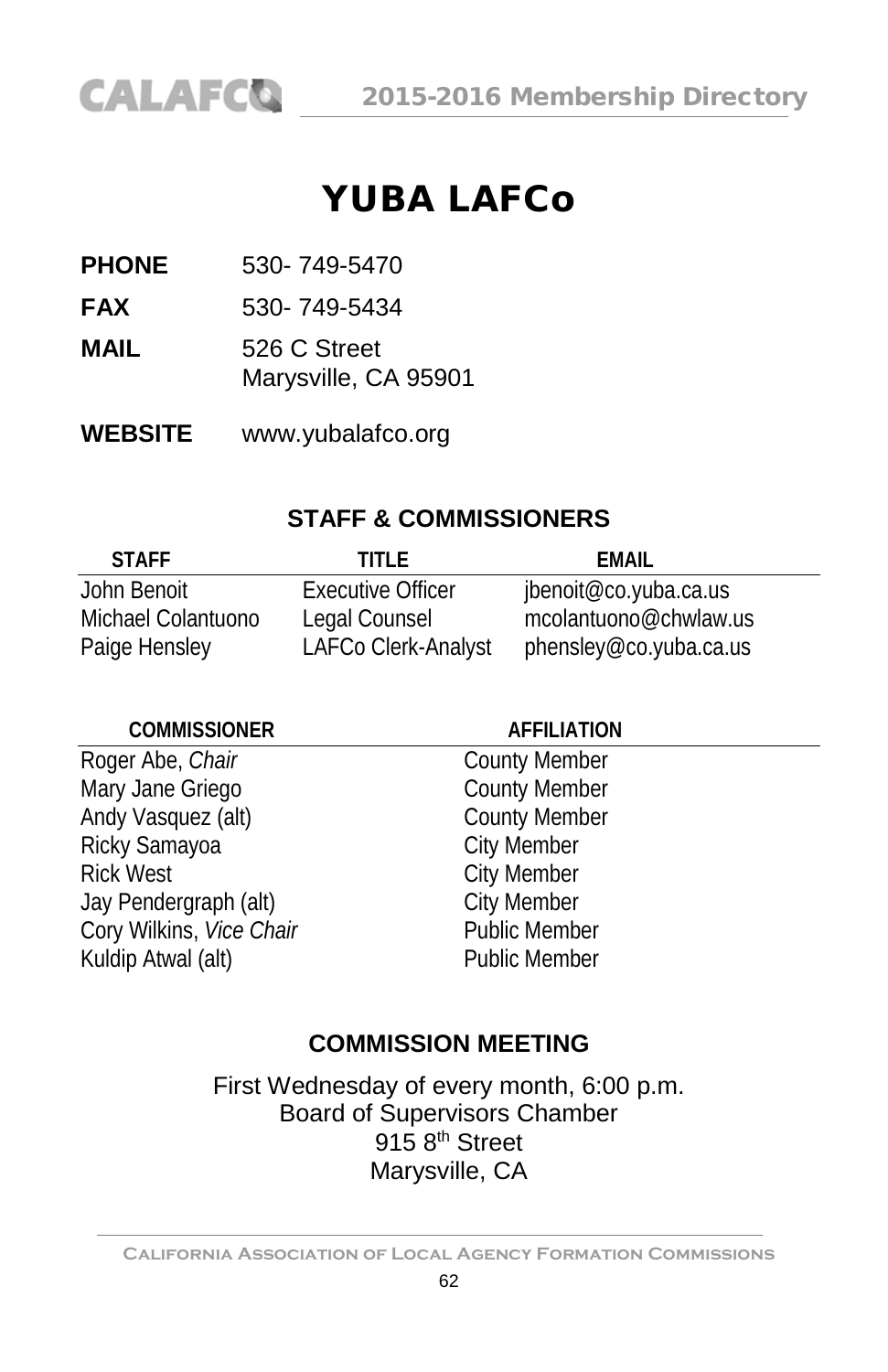# YUBA LAFCo

**PHONE** 530- 749-5470

**FAX** 530- 749-5434

**MAIL** 526 C Street
Marysville, CA 95901

**WEBSITE** www.yubalafco.org

## STAFF & COMMISSIONERS

| STAFF | TITLE | EMAIL |
|---|---|---|
| John Benoit | Executive Officer | jbenoit@co.yuba.ca.us |
| Michael Colantuono | Legal Counsel | mcolantuono@chwlaw.us |
| Paige Hensley | LAFCo Clerk-Analyst | phensley@co.yuba.ca.us |

| COMMISSIONER | AFFILIATION |
|---|---|
| Roger Abe, *Chair* | County Member |
| Mary Jane Griego | County Member |
| Andy Vasquez (alt) | County Member |
| Ricky Samayoa | City Member |
| Rick West | City Member |
| Jay Pendergraph (alt) | City Member |
| Cory Wilkins, *Vice Chair* | Public Member |
| Kuldip Atwal (alt) | Public Member |

## COMMISSION MEETING

First Wednesday of every month, 6:00 p.m.
Board of Supervisors Chamber
915 8th Street
Marysville, CA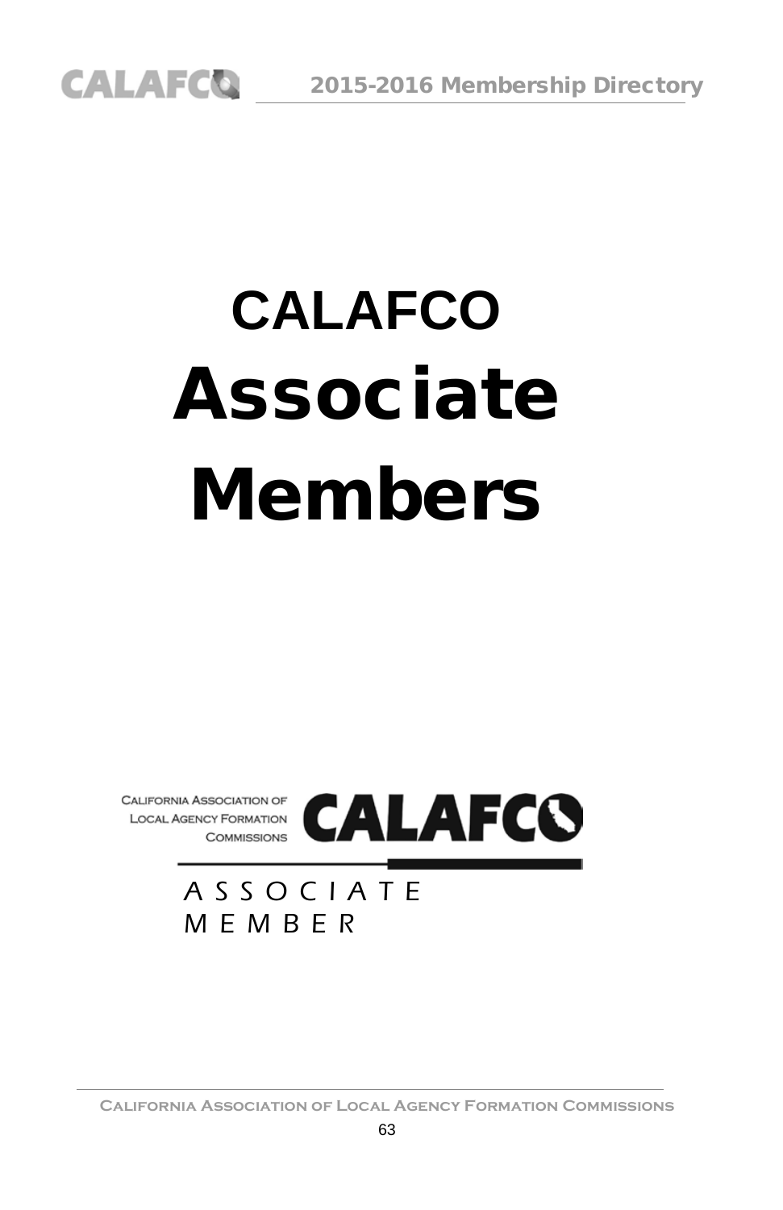# CALAFCO Associate Members

CALIFORNIA ASSOCIATION OF LOCAL AGENCY FORMATION COMMISSIONS

CALAFCO

ASSOCIATE MEMBER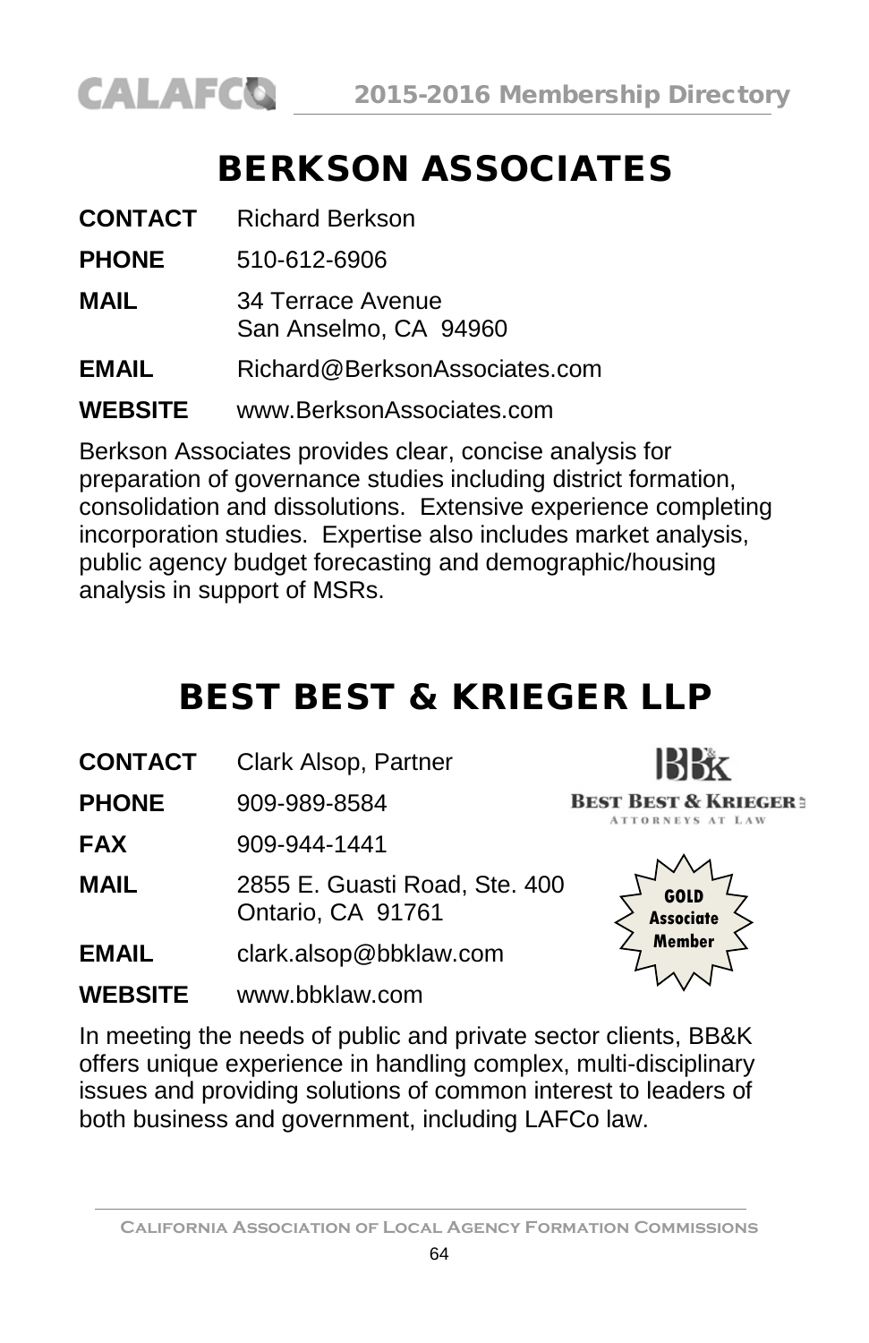# BERKSON ASSOCIATES

**CONTACT** Richard Berkson

**PHONE** 510-612-6906

**MAIL** 34 Terrace Avenue
San Anselmo, CA 94960

**EMAIL** Richard@BerksonAssociates.com

**WEBSITE** www.BerksonAssociates.com

Berkson Associates provides clear, concise analysis for preparation of governance studies including district formation, consolidation and dissolutions. Extensive experience completing incorporation studies. Expertise also includes market analysis, public agency budget forecasting and demographic/housing analysis in support of MSRs.

# BEST BEST & KRIEGER LLP

**CONTACT** Clark Alsop, Partner

**PHONE** 909-989-8584

**FAX** 909-944-1441

**MAIL** 2855 E. Guasti Road, Ste. 400
Ontario, CA 91761

**EMAIL** clark.alsop@bbklaw.com

**WEBSITE** www.bbklaw.com

GOLD Associate Member

In meeting the needs of public and private sector clients, BB&K offers unique experience in handling complex, multi-disciplinary issues and providing solutions of common interest to leaders of both business and government, including LAFCo law.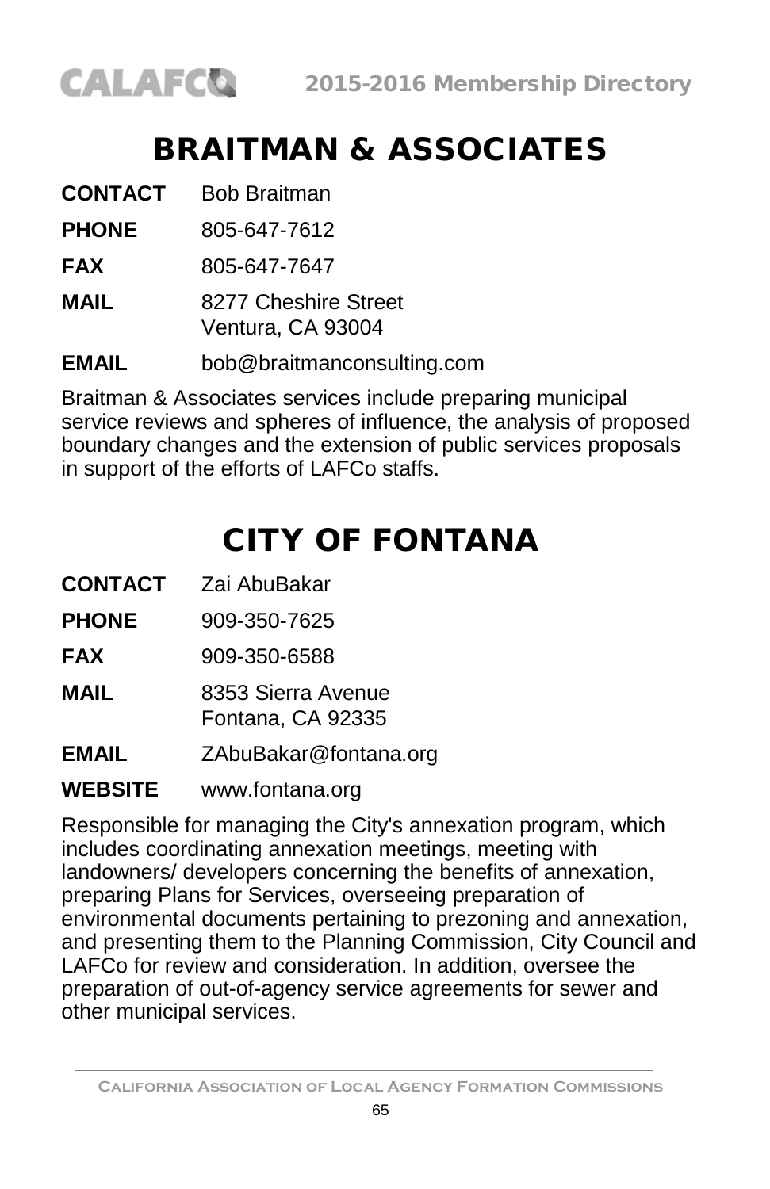# BRAITMAN & ASSOCIATES

**CONTACT** Bob Braitman

**PHONE** 805-647-7612

**FAX** 805-647-7647

**MAIL** 8277 Cheshire Street
Ventura, CA 93004

**EMAIL** bob@braitmanconsulting.com

Braitman & Associates services include preparing municipal service reviews and spheres of influence, the analysis of proposed boundary changes and the extension of public services proposals in support of the efforts of LAFCo staffs.

# CITY OF FONTANA

**CONTACT** Zai AbuBakar

**PHONE** 909-350-7625

**FAX** 909-350-6588

**MAIL** 8353 Sierra Avenue
Fontana, CA 92335

**EMAIL** ZAbuBakar@fontana.org

**WEBSITE** www.fontana.org

Responsible for managing the City's annexation program, which includes coordinating annexation meetings, meeting with landowners/ developers concerning the benefits of annexation, preparing Plans for Services, overseeing preparation of environmental documents pertaining to prezoning and annexation, and presenting them to the Planning Commission, City Council and LAFCo for review and consideration. In addition, oversee the preparation of out-of-agency service agreements for sewer and other municipal services.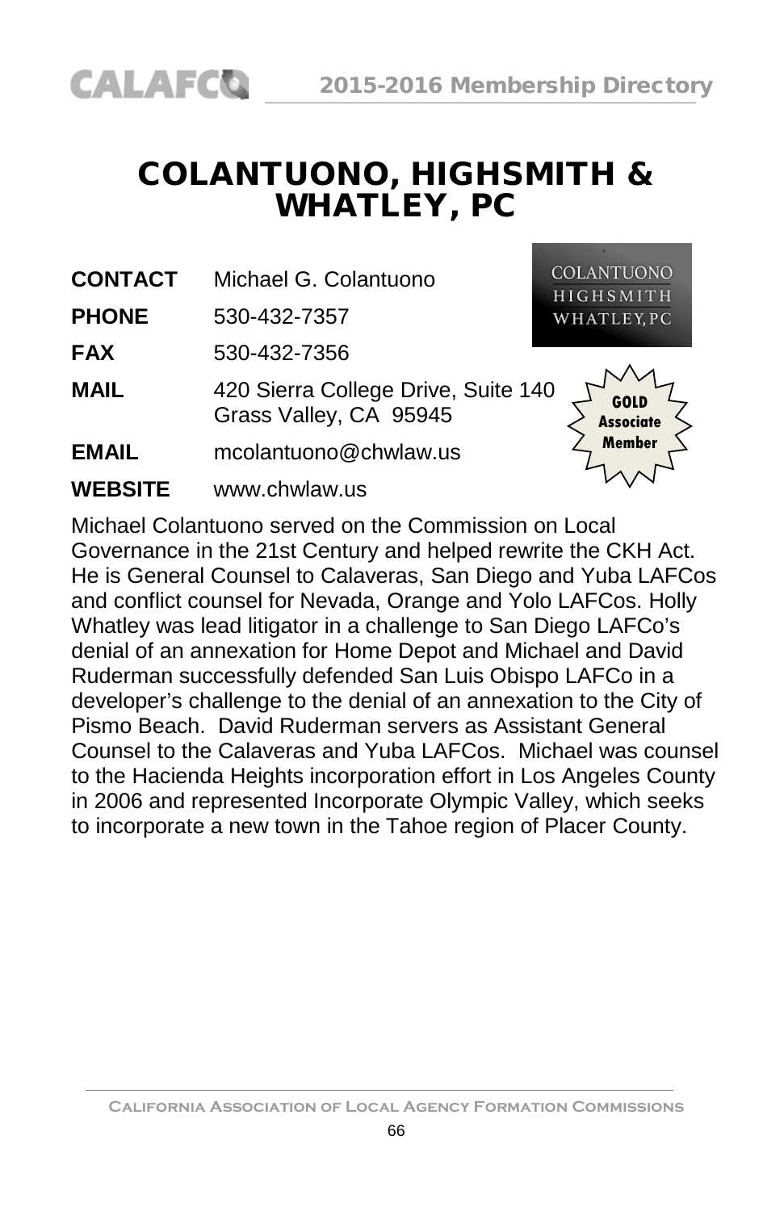# COLANTUONO, HIGHSMITH & WHATLEY, PC

COLANTUONO HIGHSMITH WHATLEY, PC

GOLD Associate Member

| | |
|---|---|
| **CONTACT** | Michael G. Colantuono |
| **PHONE** | 530-432-7357 |
| **FAX** | 530-432-7356 |
| **MAIL** | 420 Sierra College Drive, Suite 140<br>Grass Valley, CA 95945 |
| **EMAIL** | mcolantuono@chwlaw.us |
| **WEBSITE** | www.chwlaw.us |

Michael Colantuono served on the Commission on Local Governance in the 21st Century and helped rewrite the CKH Act. He is General Counsel to Calaveras, San Diego and Yuba LAFCos and conflict counsel for Nevada, Orange and Yolo LAFCos. Holly Whatley was lead litigator in a challenge to San Diego LAFCo's denial of an annexation for Home Depot and Michael and David Ruderman successfully defended San Luis Obispo LAFCo in a developer's challenge to the denial of an annexation to the City of Pismo Beach. David Ruderman servers as Assistant General Counsel to the Calaveras and Yuba LAFCos. Michael was counsel to the Hacienda Heights incorporation effort in Los Angeles County in 2006 and represented Incorporate Olympic Valley, which seeks to incorporate a new town in the Tahoe region of Placer County.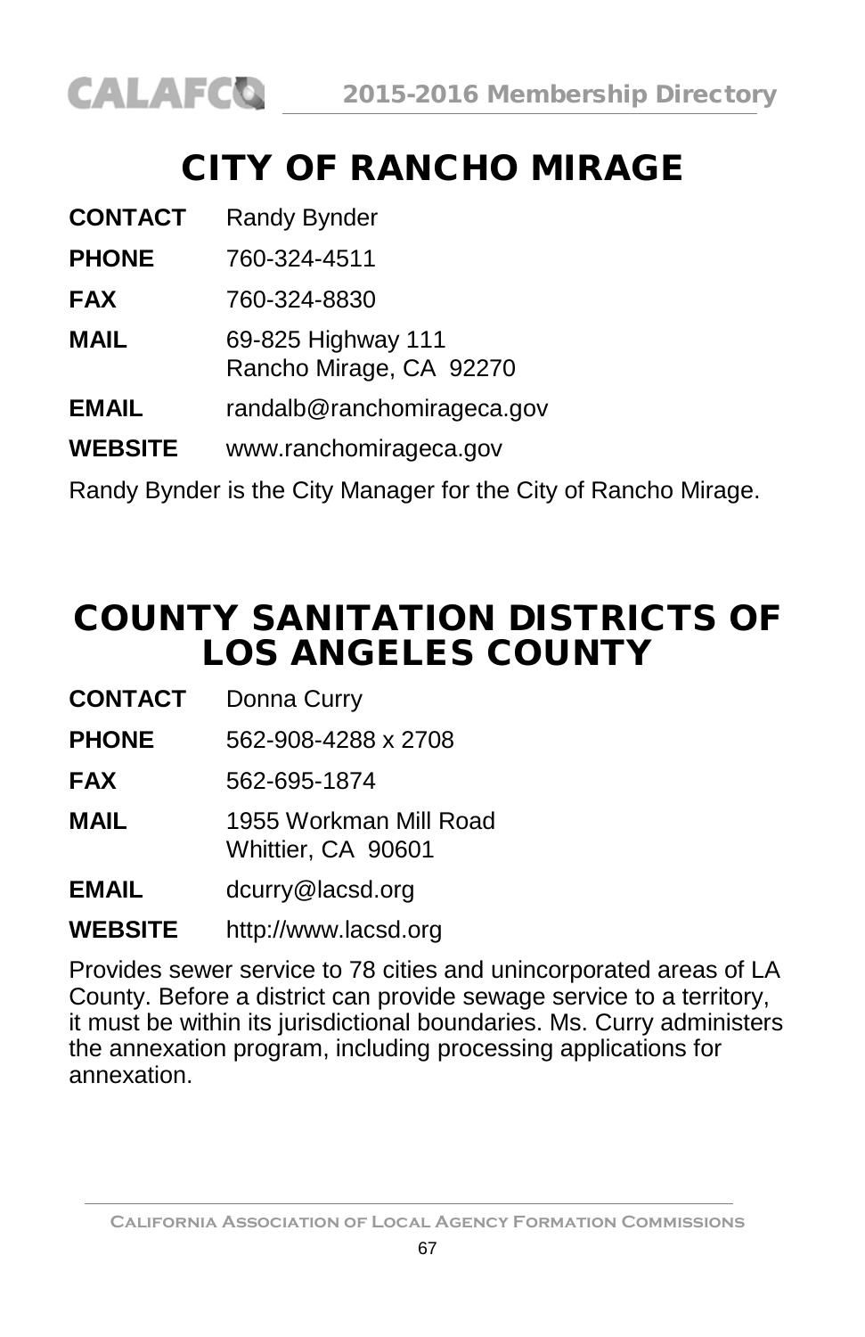# CITY OF RANCHO MIRAGE

**CONTACT** Randy Bynder

**PHONE** 760-324-4511

**FAX** 760-324-8830

**MAIL** 69-825 Highway 111
Rancho Mirage, CA 92270

**EMAIL** randalb@ranchomirageca.gov

**WEBSITE** www.ranchomirageca.gov

Randy Bynder is the City Manager for the City of Rancho Mirage.

# COUNTY SANITATION DISTRICTS OF LOS ANGELES COUNTY

**CONTACT** Donna Curry

**PHONE** 562-908-4288 x 2708

**FAX** 562-695-1874

**MAIL** 1955 Workman Mill Road
Whittier, CA 90601

**EMAIL** dcurry@lacsd.org

**WEBSITE** http://www.lacsd.org

Provides sewer service to 78 cities and unincorporated areas of LA County. Before a district can provide sewage service to a territory, it must be within its jurisdictional boundaries. Ms. Curry administers the annexation program, including processing applications for annexation.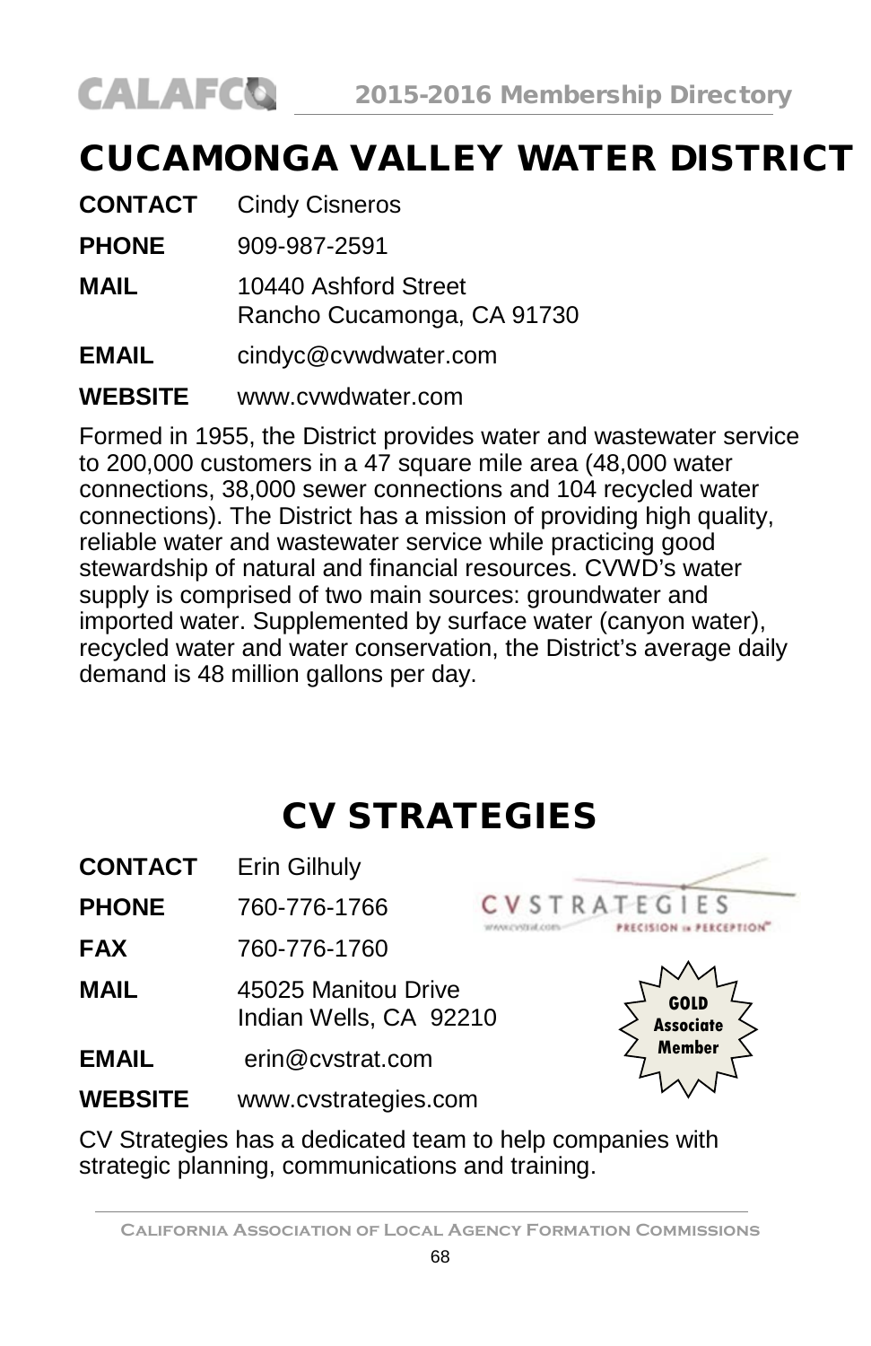# CUCAMONGA VALLEY WATER DISTRICT

**CONTACT** Cindy Cisneros

**PHONE** 909-987-2591

**MAIL** 10440 Ashford Street
Rancho Cucamonga, CA 91730

**EMAIL** cindyc@cvwdwater.com

**WEBSITE** www.cvwdwater.com

Formed in 1955, the District provides water and wastewater service to 200,000 customers in a 47 square mile area (48,000 water connections, 38,000 sewer connections and 104 recycled water connections). The District has a mission of providing high quality, reliable water and wastewater service while practicing good stewardship of natural and financial resources. CVWD's water supply is comprised of two main sources: groundwater and imported water. Supplemented by surface water (canyon water), recycled water and water conservation, the District's average daily demand is 48 million gallons per day.

# CV STRATEGIES

**CONTACT** Erin Gilhuly

**PHONE** 760-776-1766

**FAX** 760-776-1760

**MAIL** 45025 Manitou Drive
Indian Wells, CA 92210

**EMAIL** erin@cvstrat.com

**WEBSITE** www.cvstrategies.com

GOLD Associate Member

CV Strategies has a dedicated team to help companies with strategic planning, communications and training.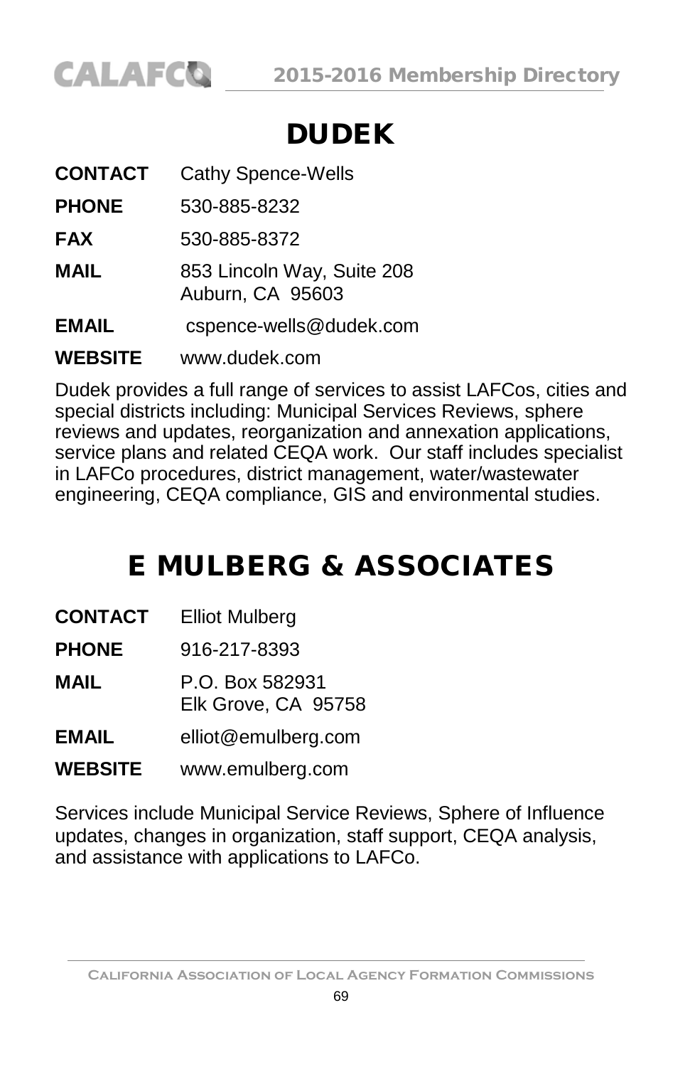# DUDEK

**CONTACT** Cathy Spence-Wells

**PHONE** 530-885-8232

**FAX** 530-885-8372

**MAIL** 853 Lincoln Way, Suite 208
Auburn, CA 95603

**EMAIL** cspence-wells@dudek.com

**WEBSITE** www.dudek.com

Dudek provides a full range of services to assist LAFCos, cities and special districts including: Municipal Services Reviews, sphere reviews and updates, reorganization and annexation applications, service plans and related CEQA work. Our staff includes specialist in LAFCo procedures, district management, water/wastewater engineering, CEQA compliance, GIS and environmental studies.

# E MULBERG & ASSOCIATES

**CONTACT** Elliot Mulberg

**PHONE** 916-217-8393

**MAIL** P.O. Box 582931
Elk Grove, CA 95758

**EMAIL** elliot@emulberg.com

**WEBSITE** www.emulberg.com

Services include Municipal Service Reviews, Sphere of Influence updates, changes in organization, staff support, CEQA analysis, and assistance with applications to LAFCo.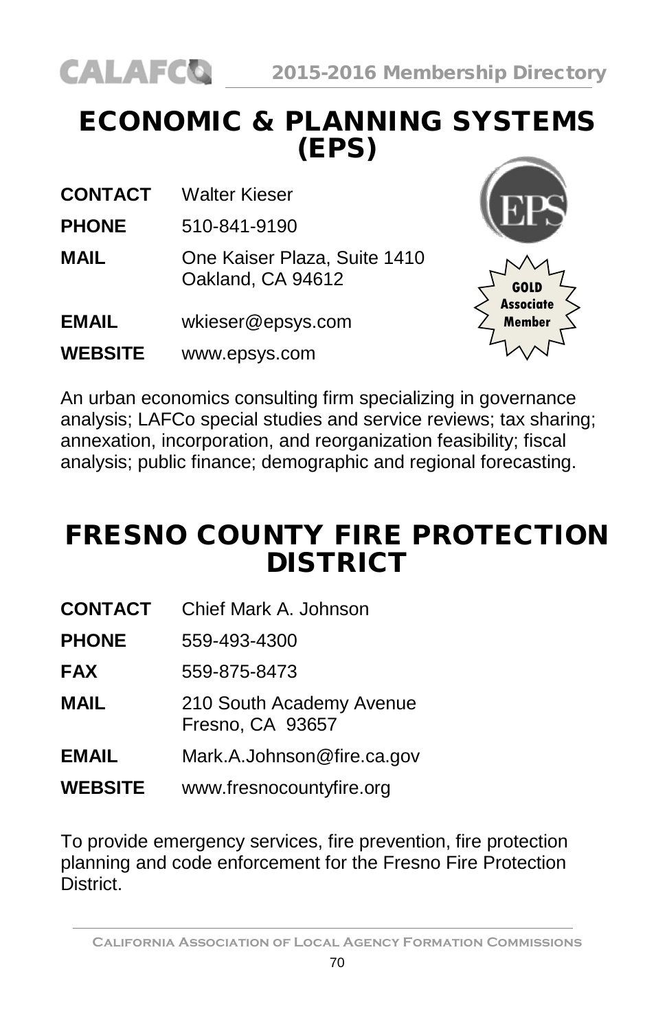# ECONOMIC & PLANNING SYSTEMS (EPS)

**CONTACT** Walter Kieser

**PHONE** 510-841-9190

**MAIL** One Kaiser Plaza, Suite 1410
Oakland, CA 94612

**EMAIL** wkieser@epsys.com

**WEBSITE** www.epsys.com

GOLD Associate Member

An urban economics consulting firm specializing in governance analysis; LAFCo special studies and service reviews; tax sharing; annexation, incorporation, and reorganization feasibility; fiscal analysis; public finance; demographic and regional forecasting.

# FRESNO COUNTY FIRE PROTECTION DISTRICT

**CONTACT** Chief Mark A. Johnson

**PHONE** 559-493-4300

**FAX** 559-875-8473

**MAIL** 210 South Academy Avenue
Fresno, CA 93657

**EMAIL** Mark.A.Johnson@fire.ca.gov

**WEBSITE** www.fresnocountyfire.org

To provide emergency services, fire prevention, fire protection planning and code enforcement for the Fresno Fire Protection District.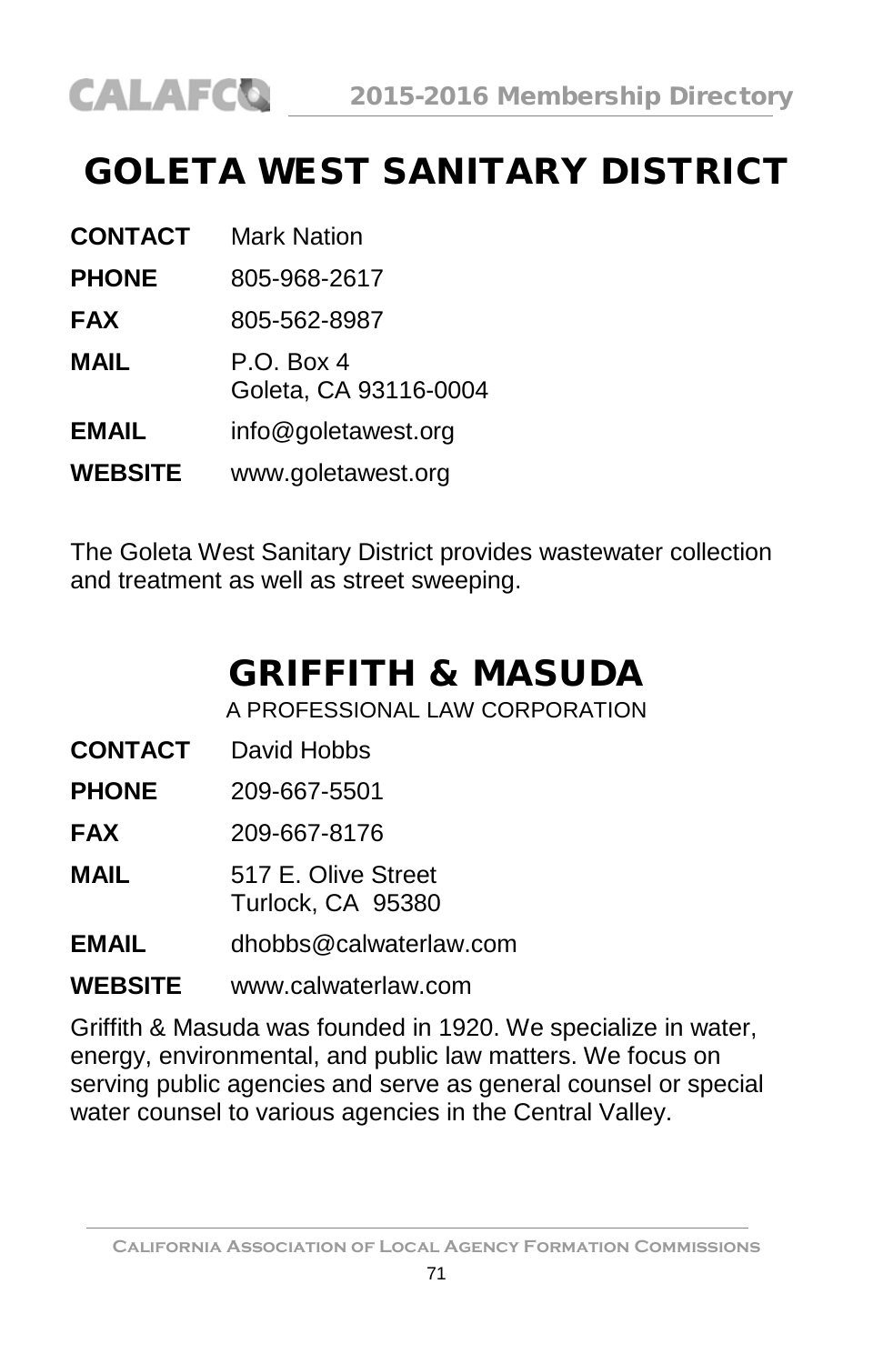# GOLETA WEST SANITARY DISTRICT

**CONTACT** Mark Nation

**PHONE** 805-968-2617

**FAX** 805-562-8987

**MAIL** P.O. Box 4
Goleta, CA 93116-0004

**EMAIL** info@goletawest.org

**WEBSITE** www.goletawest.org

The Goleta West Sanitary District provides wastewater collection and treatment as well as street sweeping.

# GRIFFITH & MASUDA

A PROFESSIONAL LAW CORPORATION

**CONTACT** David Hobbs

**PHONE** 209-667-5501

**FAX** 209-667-8176

**MAIL** 517 E. Olive Street
Turlock, CA 95380

**EMAIL** dhobbs@calwaterlaw.com

**WEBSITE** www.calwaterlaw.com

Griffith & Masuda was founded in 1920. We specialize in water, energy, environmental, and public law matters. We focus on serving public agencies and serve as general counsel or special water counsel to various agencies in the Central Valley.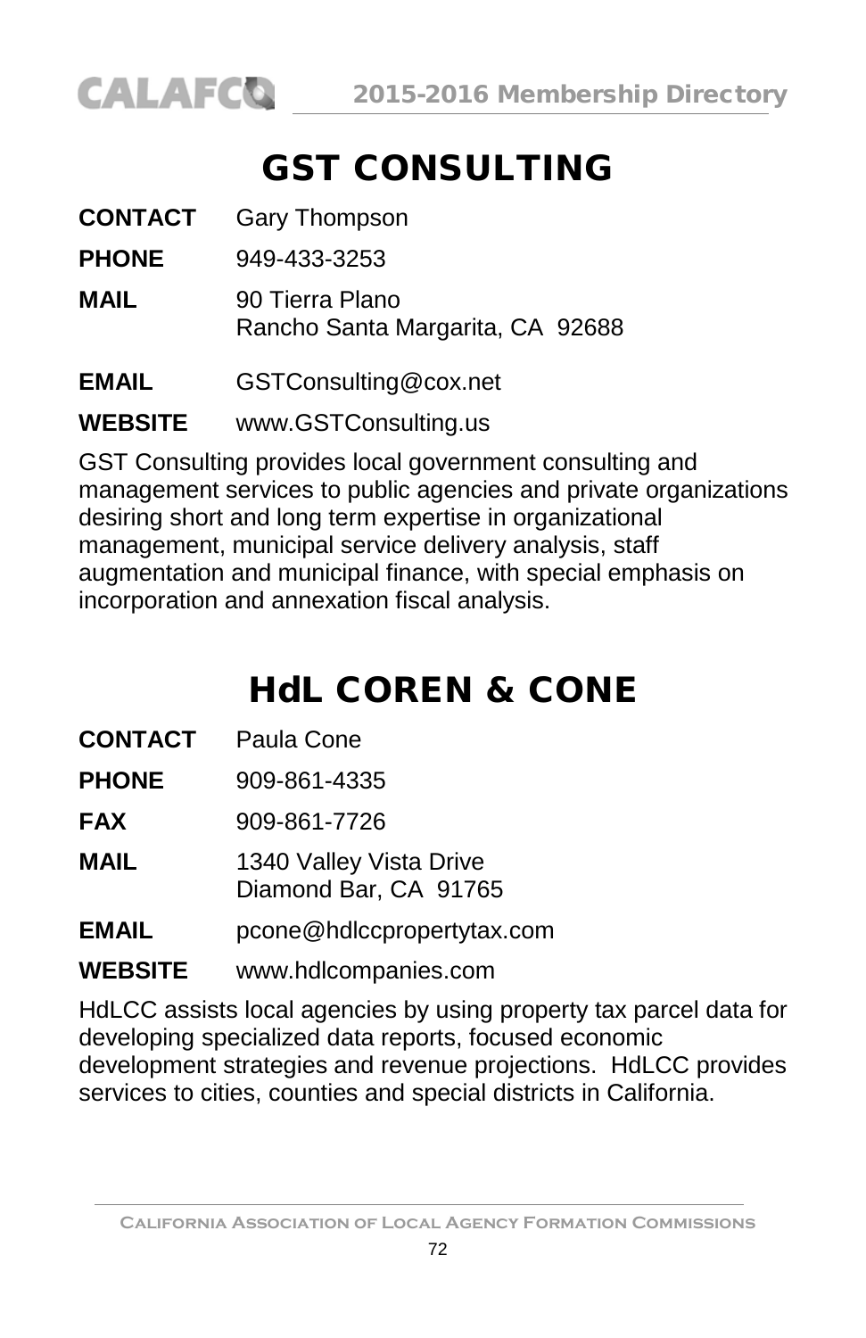# GST CONSULTING

**CONTACT** Gary Thompson

**PHONE** 949-433-3253

**MAIL** 90 Tierra Plano
Rancho Santa Margarita, CA 92688

**EMAIL** GSTConsulting@cox.net

**WEBSITE** www.GSTConsulting.us

GST Consulting provides local government consulting and management services to public agencies and private organizations desiring short and long term expertise in organizational management, municipal service delivery analysis, staff augmentation and municipal finance, with special emphasis on incorporation and annexation fiscal analysis.

# HdL COREN & CONE

**CONTACT** Paula Cone

**PHONE** 909-861-4335

**FAX** 909-861-7726

**MAIL** 1340 Valley Vista Drive
Diamond Bar, CA 91765

**EMAIL** pcone@hdlccpropertytax.com

**WEBSITE** www.hdlcompanies.com

HdLCC assists local agencies by using property tax parcel data for developing specialized data reports, focused economic development strategies and revenue projections. HdLCC provides services to cities, counties and special districts in California.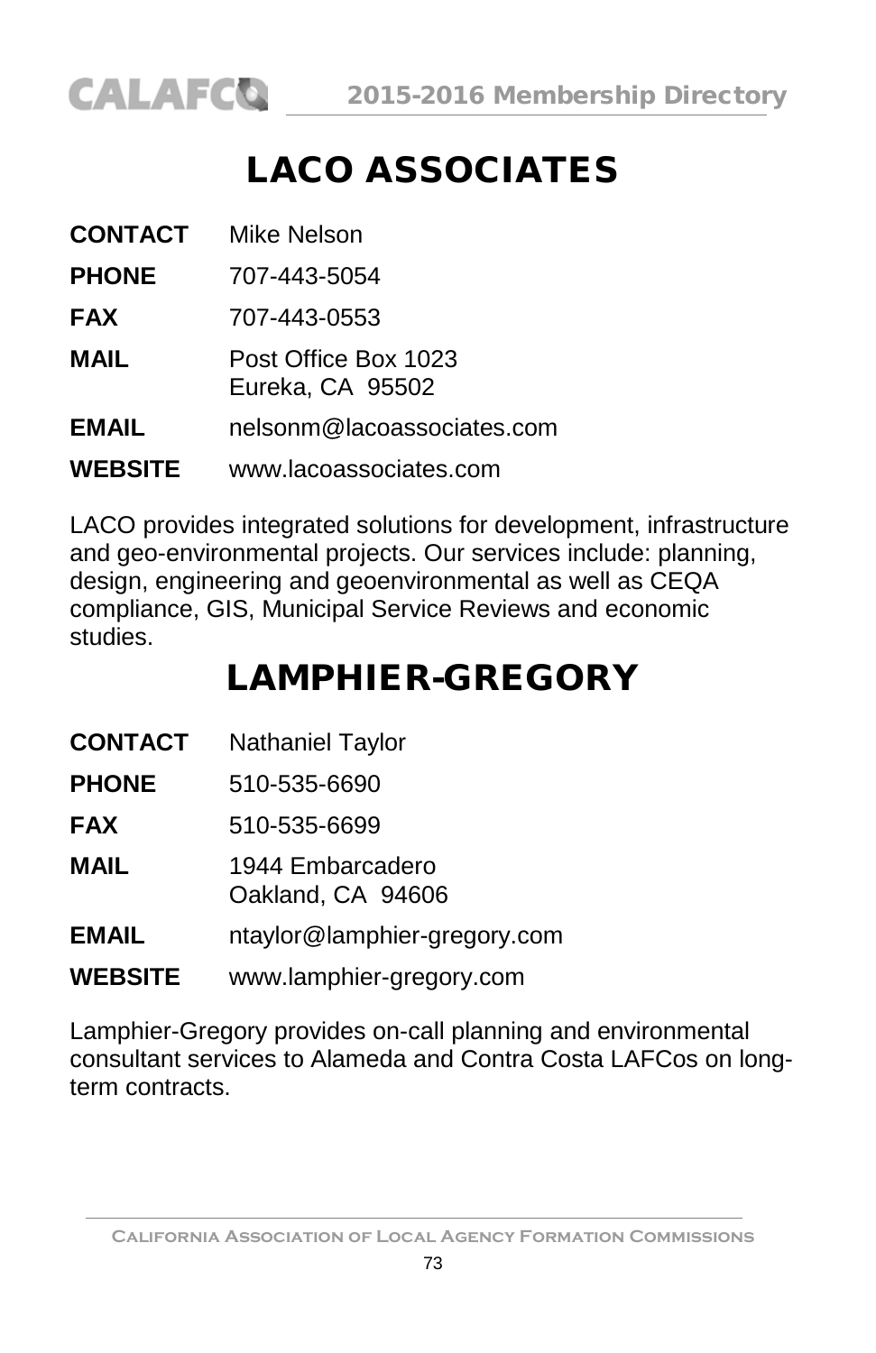# LACO ASSOCIATES

**CONTACT** Mike Nelson

**PHONE** 707-443-5054

**FAX** 707-443-0553

**MAIL** Post Office Box 1023
Eureka, CA 95502

**EMAIL** nelsonm@lacoassociates.com

**WEBSITE** www.lacoassociates.com

LACO provides integrated solutions for development, infrastructure and geo-environmental projects. Our services include: planning, design, engineering and geoenvironmental as well as CEQA compliance, GIS, Municipal Service Reviews and economic studies.

# LAMPHIER-GREGORY

**CONTACT** Nathaniel Taylor

**PHONE** 510-535-6690

**FAX** 510-535-6699

**MAIL** 1944 Embarcadero
Oakland, CA 94606

**EMAIL** ntaylor@lamphier-gregory.com

**WEBSITE** www.lamphier-gregory.com

Lamphier-Gregory provides on-call planning and environmental consultant services to Alameda and Contra Costa LAFCos on long-term contracts.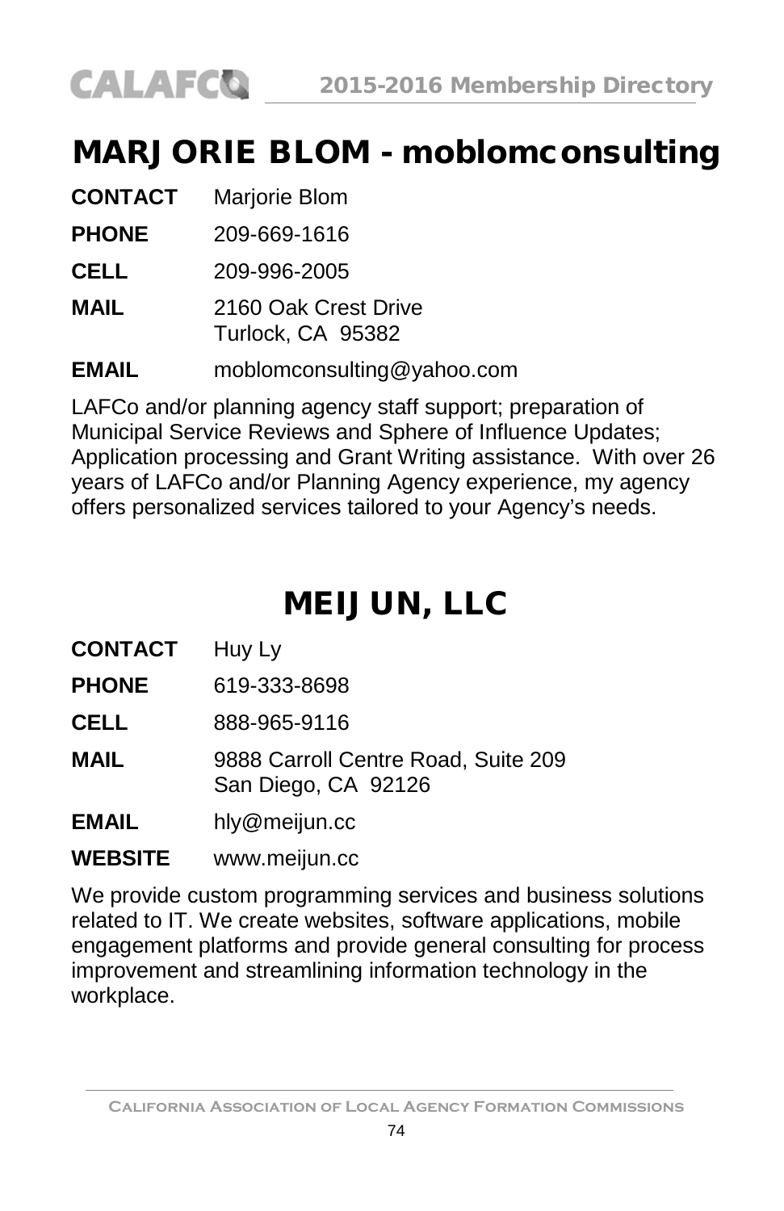## MARJORIE BLOM - moblomconsulting

**CONTACT** Marjorie Blom

**PHONE** 209-669-1616

**CELL** 209-996-2005

**MAIL** 2160 Oak Crest Drive
Turlock, CA 95382

**EMAIL** moblomconsulting@yahoo.com

LAFCo and/or planning agency staff support; preparation of Municipal Service Reviews and Sphere of Influence Updates; Application processing and Grant Writing assistance. With over 26 years of LAFCo and/or Planning Agency experience, my agency offers personalized services tailored to your Agency's needs.

## MEIJUN, LLC

**CONTACT** Huy Ly

**PHONE** 619-333-8698

**CELL** 888-965-9116

**MAIL** 9888 Carroll Centre Road, Suite 209
San Diego, CA 92126

**EMAIL** hly@meijun.cc

**WEBSITE** www.meijun.cc

We provide custom programming services and business solutions related to IT. We create websites, software applications, mobile engagement platforms and provide general consulting for process improvement and streamlining information technology in the workplace.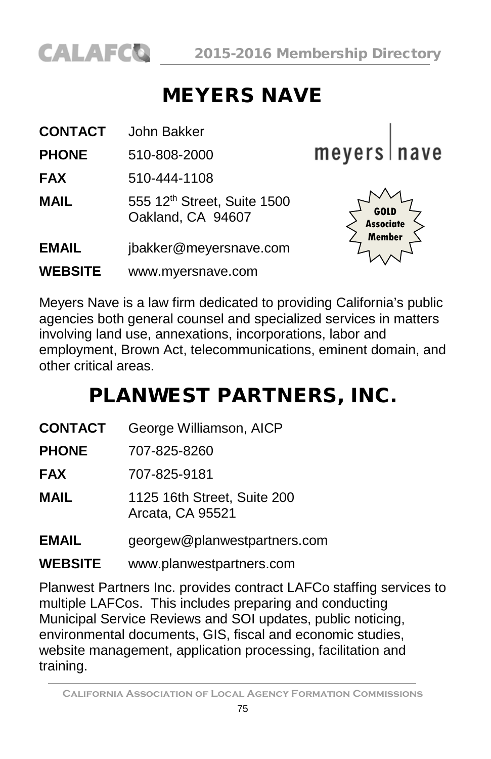# MEYERS NAVE

**CONTACT** John Bakker

**PHONE** 510-808-2000

**FAX** 510-444-1108

**MAIL** 555 12th Street, Suite 1500
Oakland, CA 94607

**EMAIL** jbakker@meyersnave.com

**WEBSITE** www.myersnave.com

meyers | nave

GOLD Associate Member

Meyers Nave is a law firm dedicated to providing California's public agencies both general counsel and specialized services in matters involving land use, annexations, incorporations, labor and employment, Brown Act, telecommunications, eminent domain, and other critical areas.

# PLANWEST PARTNERS, INC.

**CONTACT** George Williamson, AICP

**PHONE** 707-825-8260

**FAX** 707-825-9181

**MAIL** 1125 16th Street, Suite 200
Arcata, CA 95521

**EMAIL** georgew@planwestpartners.com

**WEBSITE** www.planwestpartners.com

Planwest Partners Inc. provides contract LAFCo staffing services to multiple LAFCos. This includes preparing and conducting Municipal Service Reviews and SOI updates, public noticing, environmental documents, GIS, fiscal and economic studies, website management, application processing, facilitation and training.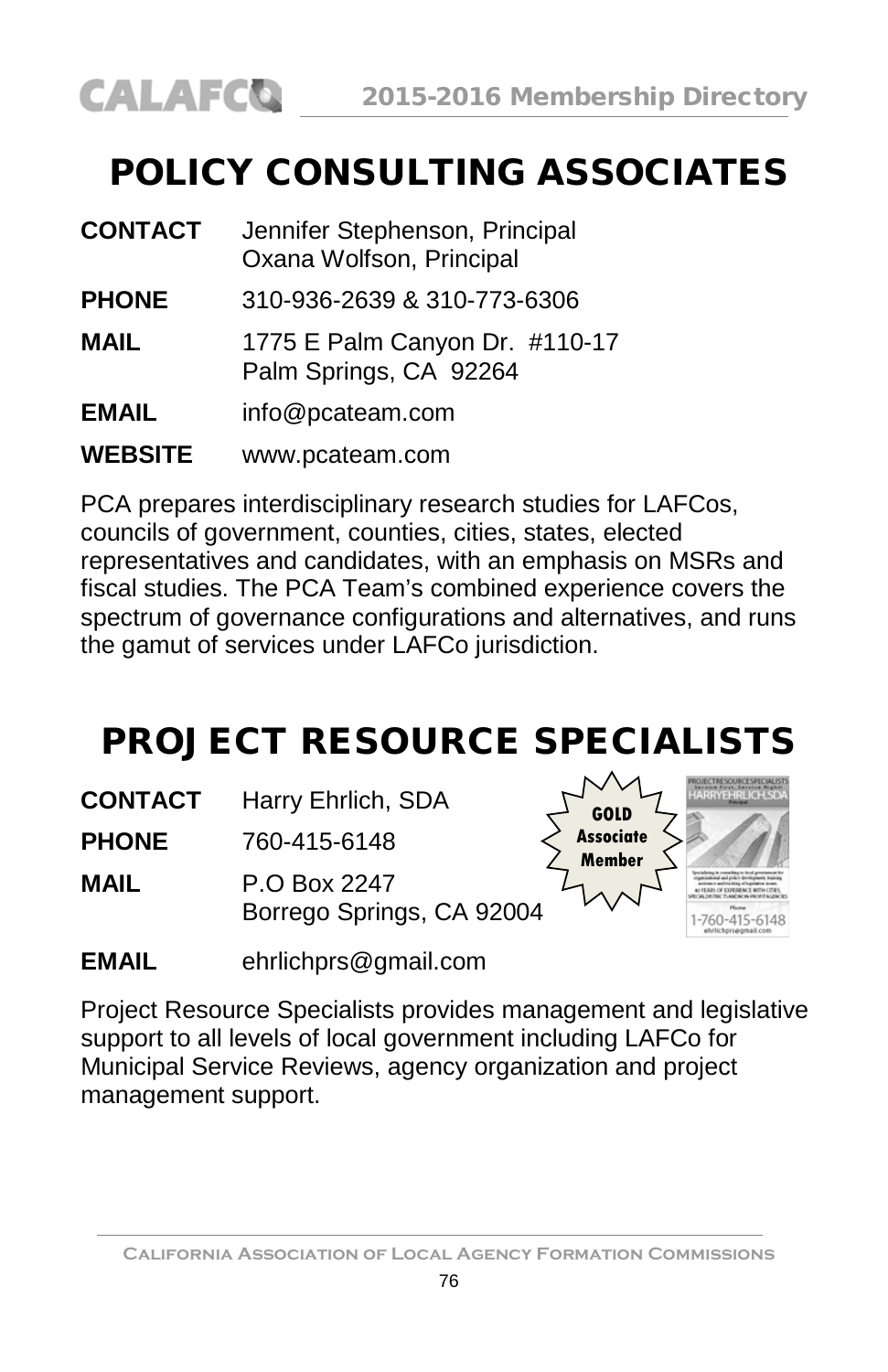# POLICY CONSULTING ASSOCIATES

**CONTACT** Jennifer Stephenson, Principal
Oxana Wolfson, Principal

**PHONE** 310-936-2639 & 310-773-6306

**MAIL** 1775 E Palm Canyon Dr. #110-17
Palm Springs, CA 92264

**EMAIL** info@pcateam.com

**WEBSITE** www.pcateam.com

PCA prepares interdisciplinary research studies for LAFCos, councils of government, counties, cities, states, elected representatives and candidates, with an emphasis on MSRs and fiscal studies. The PCA Team's combined experience covers the spectrum of governance configurations and alternatives, and runs the gamut of services under LAFCo jurisdiction.

# PROJECT RESOURCE SPECIALISTS

**CONTACT** Harry Ehrlich, SDA

**PHONE** 760-415-6148

**MAIL** P.O Box 2247
Borrego Springs, CA 92004

GOLD Associate Member

**EMAIL** ehrlichprs@gmail.com

Project Resource Specialists provides management and legislative support to all levels of local government including LAFCo for Municipal Service Reviews, agency organization and project management support.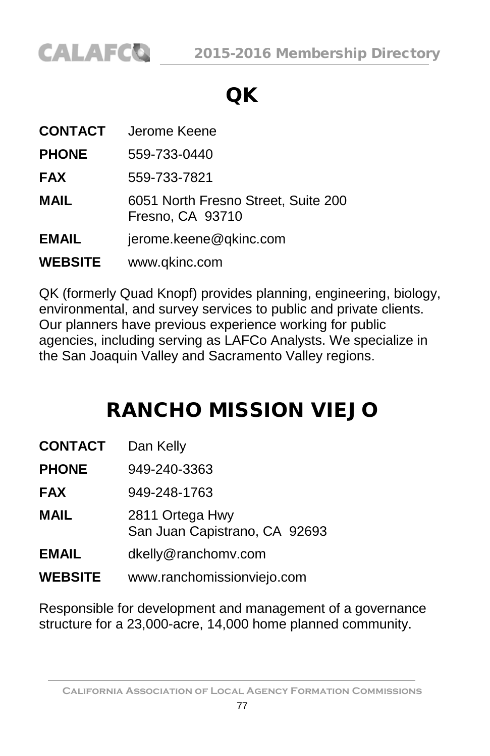# QK

**CONTACT** Jerome Keene

**PHONE** 559-733-0440

**FAX** 559-733-7821

**MAIL** 6051 North Fresno Street, Suite 200
Fresno, CA 93710

**EMAIL** jerome.keene@qkinc.com

**WEBSITE** www.qkinc.com

QK (formerly Quad Knopf) provides planning, engineering, biology, environmental, and survey services to public and private clients. Our planners have previous experience working for public agencies, including serving as LAFCo Analysts. We specialize in the San Joaquin Valley and Sacramento Valley regions.

# RANCHO MISSION VIEJO

**CONTACT** Dan Kelly

**PHONE** 949-240-3363

**FAX** 949-248-1763

**MAIL** 2811 Ortega Hwy
San Juan Capistrano, CA 92693

**EMAIL** dkelly@ranchomv.com

**WEBSITE** www.ranchomissionviejo.com

Responsible for development and management of a governance structure for a 23,000-acre, 14,000 home planned community.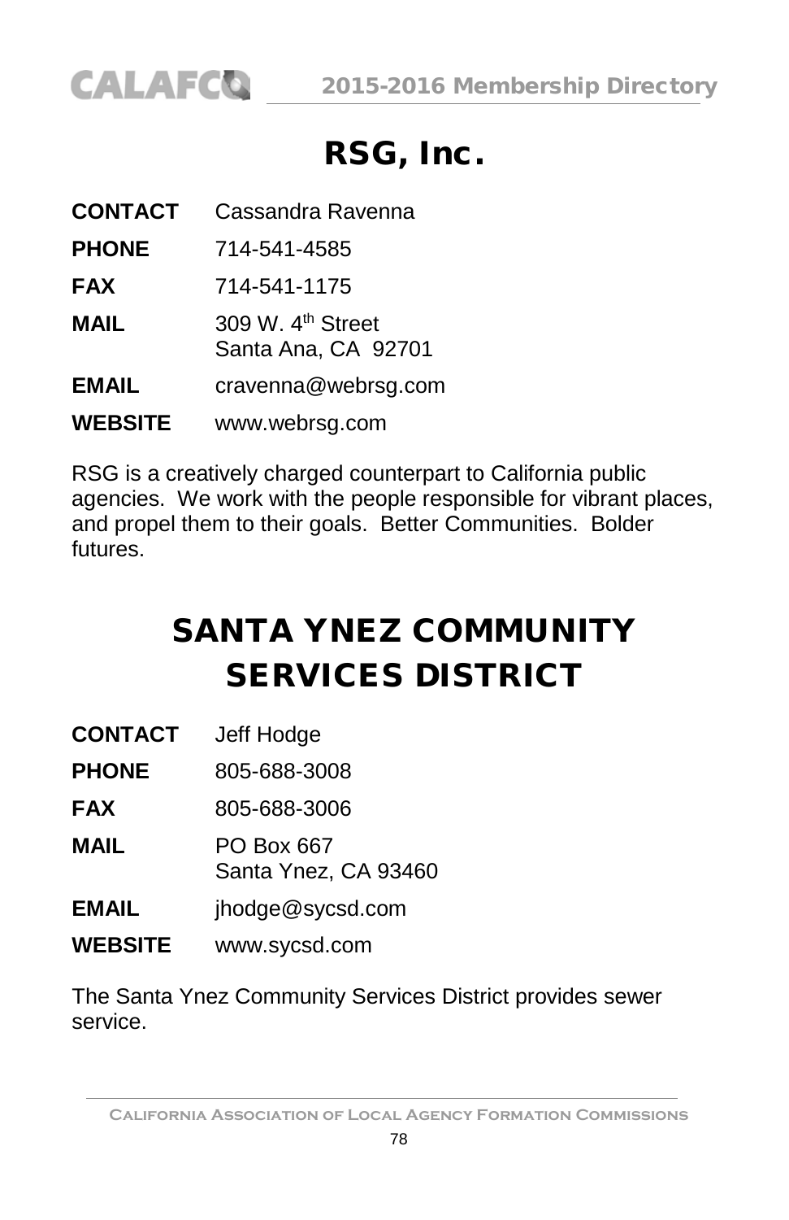# RSG, Inc.

**CONTACT** Cassandra Ravenna

**PHONE** 714-541-4585

**FAX** 714-541-1175

**MAIL** 309 W. 4th Street
Santa Ana, CA 92701

**EMAIL** cravenna@webrsg.com

**WEBSITE** www.webrsg.com

RSG is a creatively charged counterpart to California public agencies. We work with the people responsible for vibrant places, and propel them to their goals. Better Communities. Bolder futures.

# SANTA YNEZ COMMUNITY SERVICES DISTRICT

**CONTACT** Jeff Hodge

**PHONE** 805-688-3008

**FAX** 805-688-3006

**MAIL** PO Box 667
Santa Ynez, CA 93460

**EMAIL** jhodge@sycsd.com

**WEBSITE** www.sycsd.com

The Santa Ynez Community Services District provides sewer service.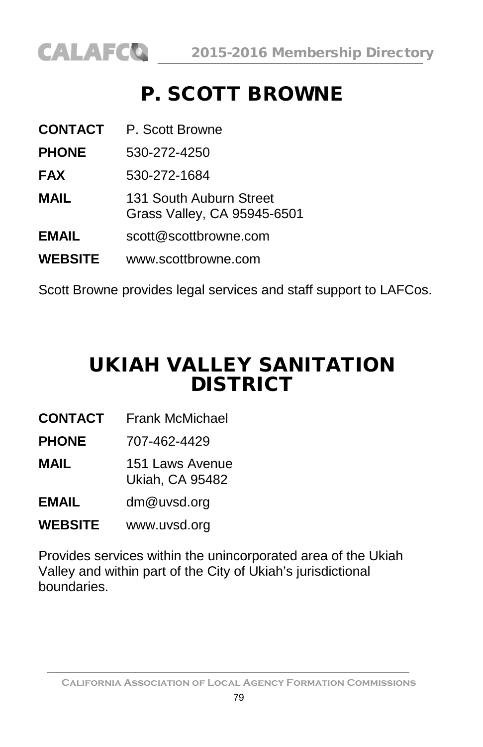# P. SCOTT BROWNE

**CONTACT** P. Scott Browne

**PHONE** 530-272-4250

**FAX** 530-272-1684

**MAIL** 131 South Auburn Street
Grass Valley, CA 95945-6501

**EMAIL** scott@scottbrowne.com

**WEBSITE** www.scottbrowne.com

Scott Browne provides legal services and staff support to LAFCos.

# UKIAH VALLEY SANITATION DISTRICT

**CONTACT** Frank McMichael

**PHONE** 707-462-4429

**MAIL** 151 Laws Avenue
Ukiah, CA 95482

**EMAIL** dm@uvsd.org

**WEBSITE** www.uvsd.org

Provides services within the unincorporated area of the Ukiah Valley and within part of the City of Ukiah's jurisdictional boundaries.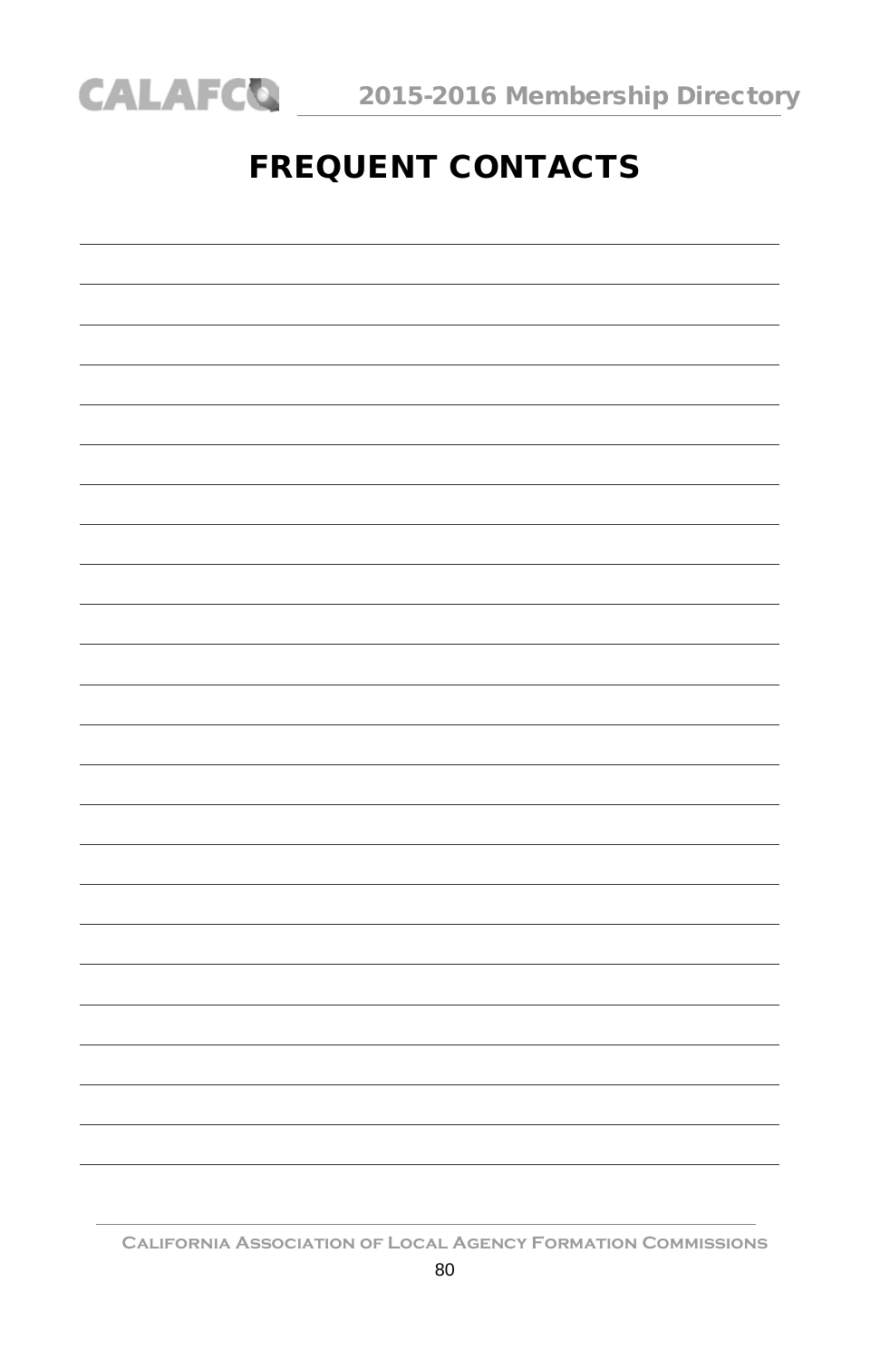# FREQUENT CONTACTS